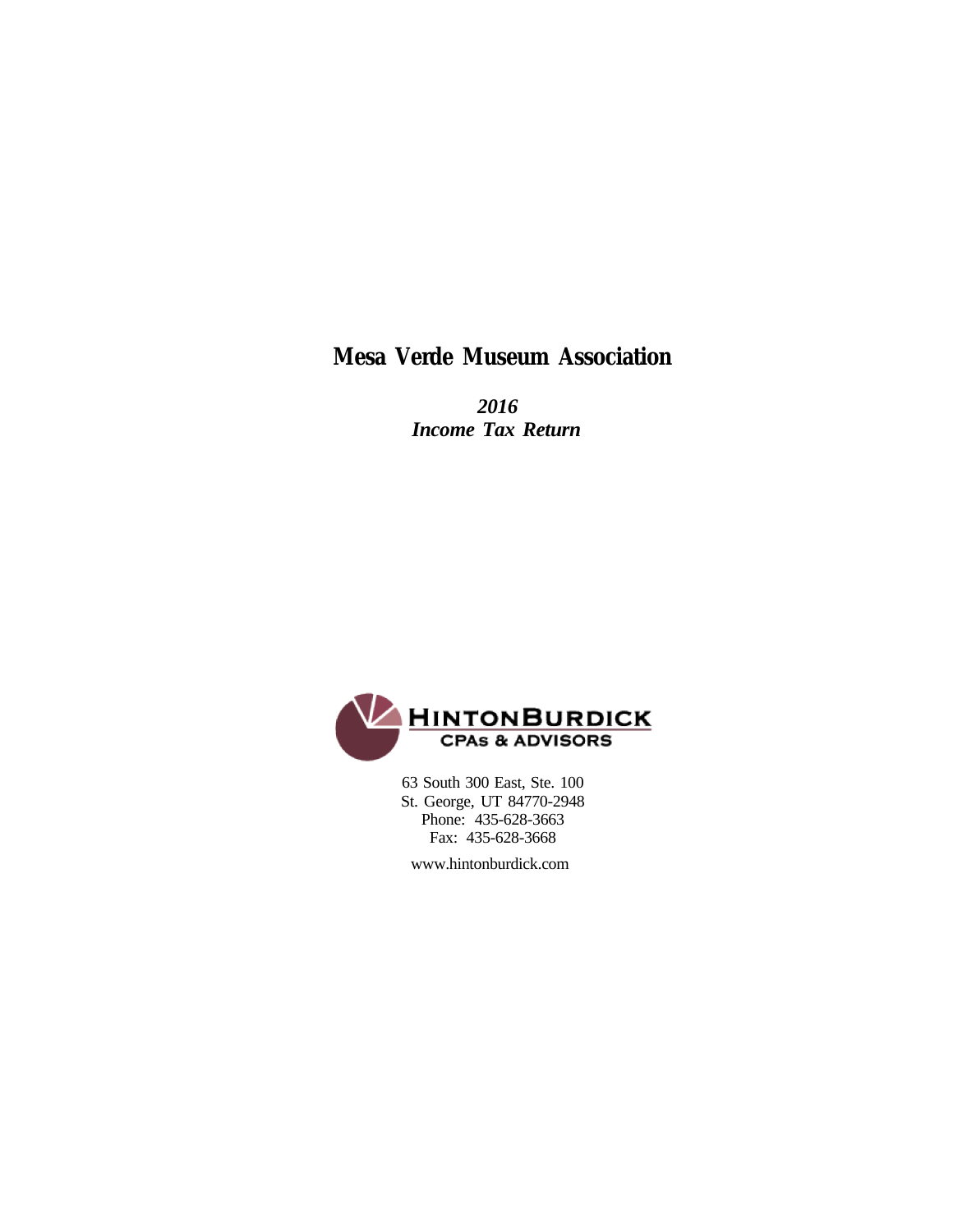# Mesa Verde Museum Association

***2016***
***Income Tax Return***

**HINTONBURDICK**
**CPAs & ADVISORS**

63 South 300 East, Ste. 100
St. George, UT 84770-2948
Phone: 435-628-3663
Fax: 435-628-3668

www.hintonburdick.com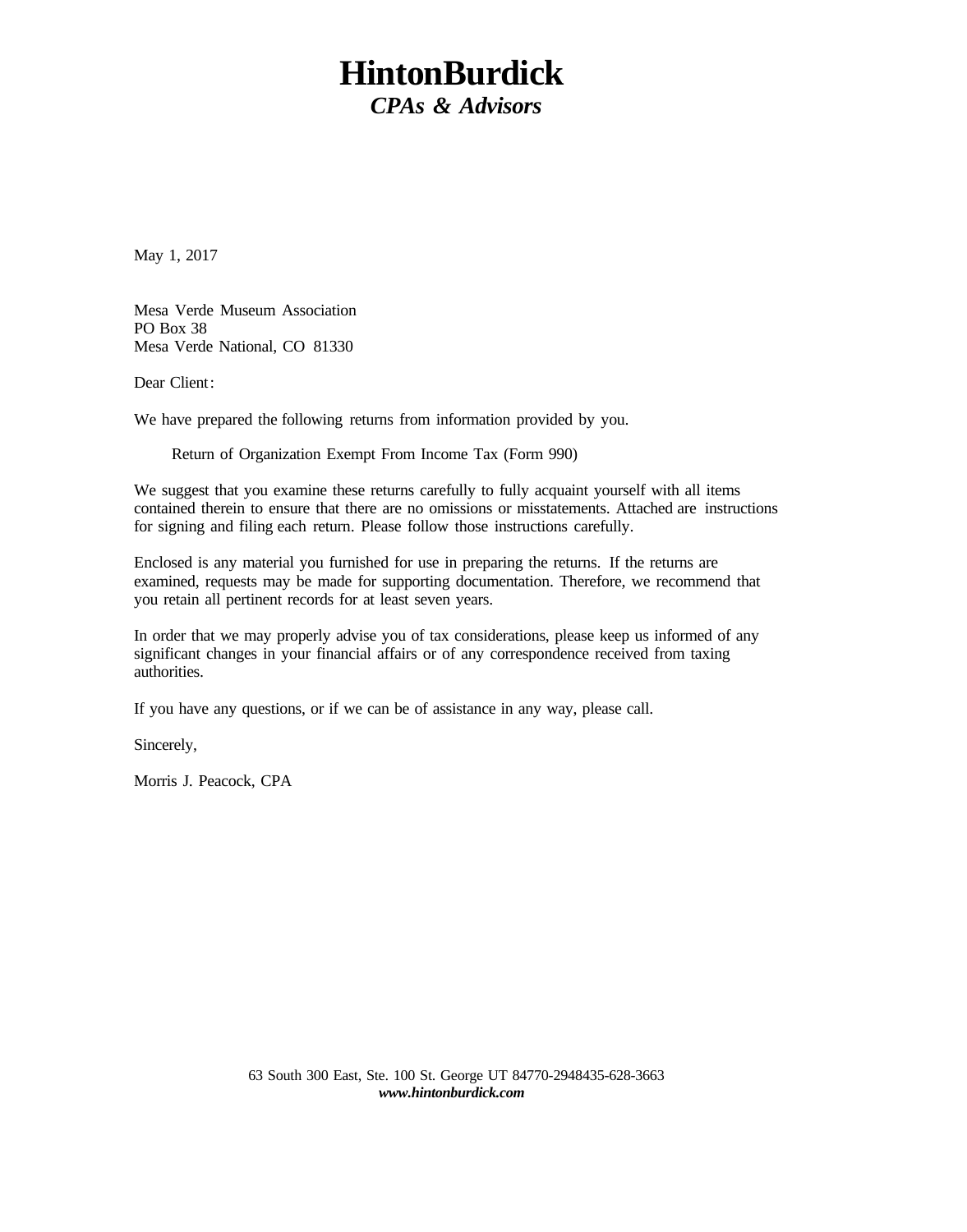# HintonBurdick

***CPAs & Advisors***

May 1, 2017

Mesa Verde Museum Association
PO Box 38
Mesa Verde National, CO 81330

Dear Client:

We have prepared the following returns from information provided by you.

Return of Organization Exempt From Income Tax (Form 990)

We suggest that you examine these returns carefully to fully acquaint yourself with all items contained therein to ensure that there are no omissions or misstatements. Attached are instructions for signing and filing each return. Please follow those instructions carefully.

Enclosed is any material you furnished for use in preparing the returns. If the returns are examined, requests may be made for supporting documentation. Therefore, we recommend that you retain all pertinent records for at least seven years.

In order that we may properly advise you of tax considerations, please keep us informed of any significant changes in your financial affairs or of any correspondence received from taxing authorities.

If you have any questions, or if we can be of assistance in any way, please call.

Sincerely,

Morris J. Peacock, CPA

63 South 300 East, Ste. 100 St. George UT 84770-2948435-628-3663
***www.hintonburdick.com***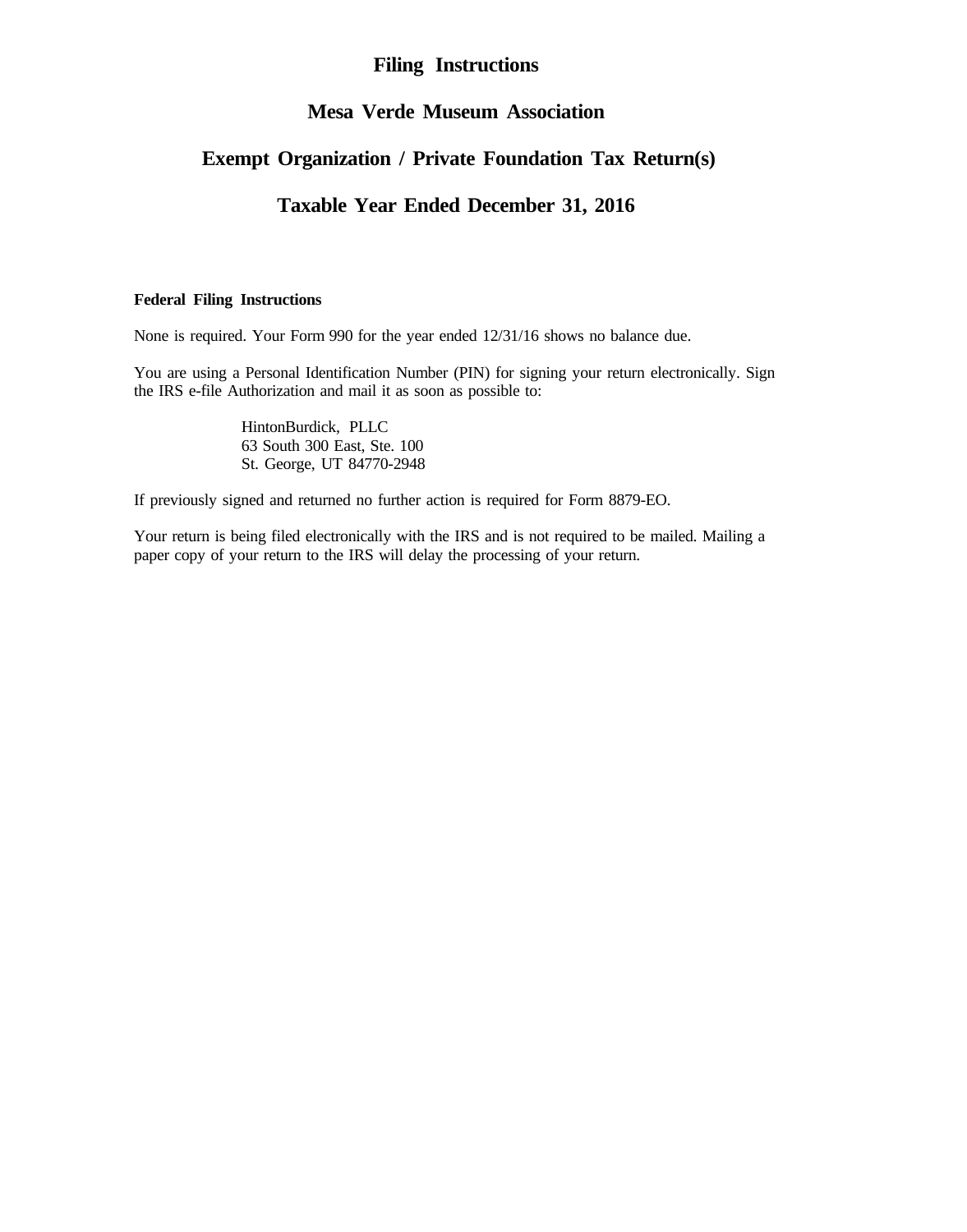# Filing Instructions

# Mesa Verde Museum Association

# Exempt Organization / Private Foundation Tax Return(s)

# Taxable Year Ended December 31, 2016

**Federal Filing Instructions**

None is required. Your Form 990 for the year ended 12/31/16 shows no balance due.

You are using a Personal Identification Number (PIN) for signing your return electronically. Sign the IRS e-file Authorization and mail it as soon as possible to:

HintonBurdick, PLLC
63 South 300 East, Ste. 100
St. George, UT 84770-2948

If previously signed and returned no further action is required for Form 8879-EO.

Your return is being filed electronically with the IRS and is not required to be mailed. Mailing a paper copy of your return to the IRS will delay the processing of your return.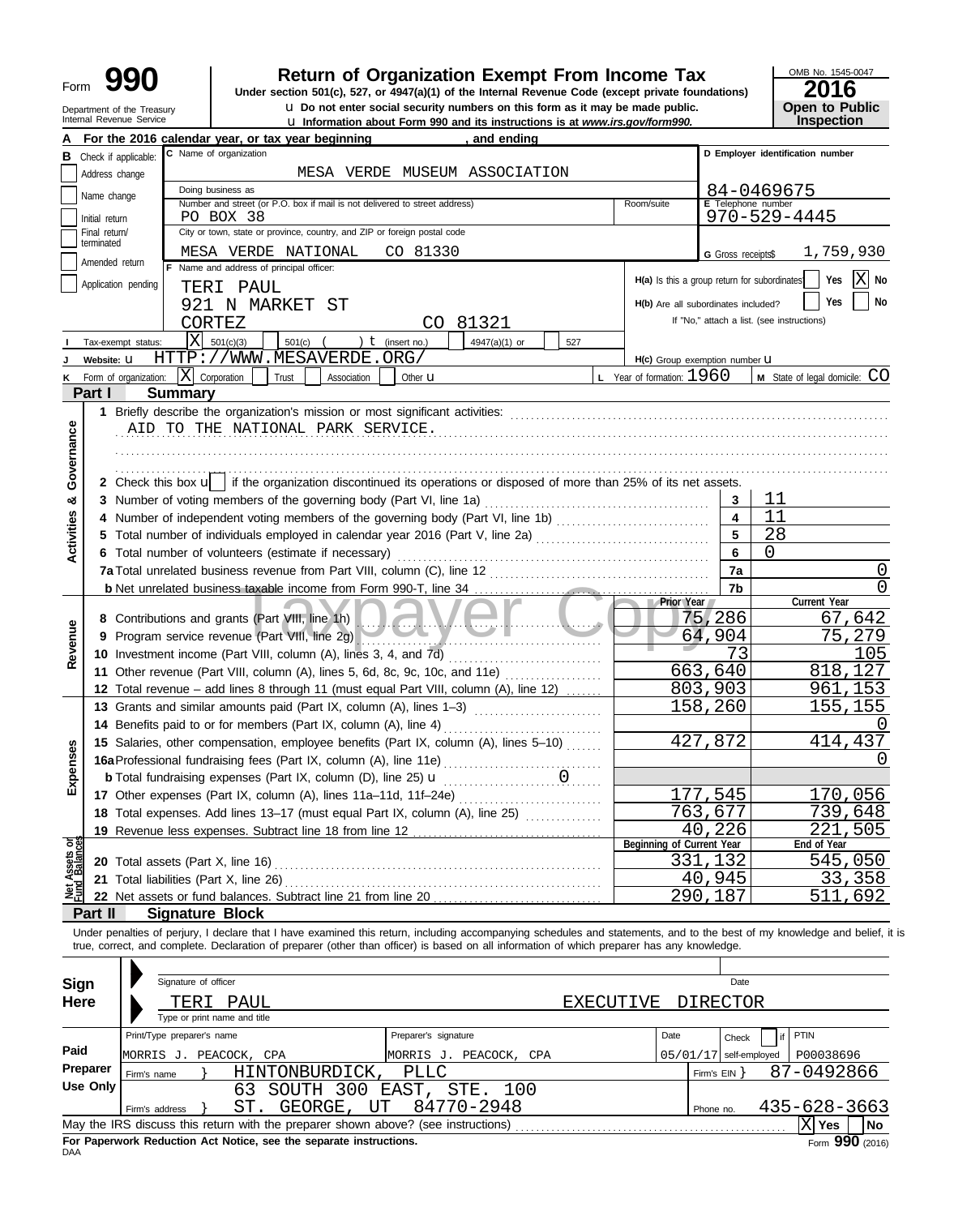Form **990** | **Return of Organization Exempt From Income Tax** | OMB No. 1545-0047

Under section 501(c), 527, or 4947(a)(1) of the Internal Revenue Code (except private foundations)

u Do not enter social security numbers on this form as it may be made public.

u Information about Form 990 and its instructions is at *www.irs.gov/form990.*

Department of the Treasury
Internal Revenue Service

**2016**
**Open to Public Inspection**

**A** For the 2016 calendar year, or tax year beginning , and ending

**B** Check if applicable:
- Address change
- Name change
- Initial return
- Final return/terminated
- Amended return
- Application pending

**C** Name of organization: MESA VERDE MUSEUM ASSOCIATION

Doing business as

Number and street (or P.O. box if mail is not delivered to street address): PO BOX 38 | Room/suite

City or town, state or province, country, and ZIP or foreign postal code: MESA VERDE NATIONAL CO 81330

**D** Employer identification number: 84-0469675

**E** Telephone number: 970-529-4445

**G** Gross receipts$ 1,759,930

**F** Name and address of principal officer:
TERI PAUL
921 N MARKET ST
CORTEZ CO 81321

**H(a)** Is this a group return for subordinates? Yes [ ] No [X]

**H(b)** Are all subordinates included? Yes [ ] No [ ]
If "No," attach a list. (see instructions)

**I** Tax-exempt status: [X] 501(c)(3) [ ] 501(c) ( ) t (insert no.) [ ] 4947(a)(1) or [ ] 527

**J** Website: u HTTP://WWW.MESAVERDE.ORG/

**H(c)** Group exemption number u

**K** Form of organization: [X] Corporation [ ] Trust [ ] Association [ ] Other u

**L** Year of formation: 1960

**M** State of legal domicile: CO

## Part I Summary

**Activities & Governance**

1 Briefly describe the organization's mission or most significant activities:
AID TO THE NATIONAL PARK SERVICE.

2 Check this box u [ ] if the organization discontinued its operations or disposed of more than 25% of its net assets.

| | | | |
|---|---|---|---|
| 3 | Number of voting members of the governing body (Part VI, line 1a) | 3 | 11 |
| 4 | Number of independent voting members of the governing body (Part VI, line 1b) | 4 | 11 |
| 5 | Total number of individuals employed in calendar year 2016 (Part V, line 2a) | 5 | 28 |
| 6 | Total number of volunteers (estimate if necessary) | 6 | 0 |
| 7a | Total unrelated business revenue from Part VIII, column (C), line 12 | 7a | 0 |
| b | Net unrelated business taxable income from Form 990-T, line 34 | 7b | 0 |

| | | Prior Year | Current Year |
|---|---|---|---|
| **Revenue** | | | |
| 8 | Contributions and grants (Part VIII, line 1h) | 75,286 | 67,642 |
| 9 | Program service revenue (Part VIII, line 2g) | 64,904 | 75,279 |
| 10 | Investment income (Part VIII, column (A), lines 3, 4, and 7d) | 73 | 105 |
| 11 | Other revenue (Part VIII, column (A), lines 5, 6d, 8c, 9c, 10c, and 11e) | 663,640 | 818,127 |
| 12 | Total revenue – add lines 8 through 11 (must equal Part VIII, column (A), line 12) | 803,903 | 961,153 |
| **Expenses** | | | |
| 13 | Grants and similar amounts paid (Part IX, column (A), lines 1–3) | 158,260 | 155,155 |
| 14 | Benefits paid to or for members (Part IX, column (A), line 4) | | 0 |
| 15 | Salaries, other compensation, employee benefits (Part IX, column (A), lines 5–10) | 427,872 | 414,437 |
| 16a | Professional fundraising fees (Part IX, column (A), line 11e) | | 0 |
| b | Total fundraising expenses (Part IX, column (D), line 25) u 0 | | |
| 17 | Other expenses (Part IX, column (A), lines 11a–11d, 11f–24e) | 177,545 | 170,056 |
| 18 | Total expenses. Add lines 13–17 (must equal Part IX, column (A), line 25) | 763,677 | 739,648 |
| 19 | Revenue less expenses. Subtract line 18 from line 12 | 40,226 | 221,505 |

| **Net Assets or Fund Balances** | | Beginning of Current Year | End of Year |
|---|---|---|---|
| 20 | Total assets (Part X, line 16) | 331,132 | 545,050 |
| 21 | Total liabilities (Part X, line 26) | 40,945 | 33,358 |
| 22 | Net assets or fund balances. Subtract line 21 from line 20 | 290,187 | 511,692 |

## Part II Signature Block

Under penalties of perjury, I declare that I have examined this return, including accompanying schedules and statements, and to the best of my knowledge and belief, it is true, correct, and complete. Declaration of preparer (other than officer) is based on all information of which preparer has any knowledge.

**Sign Here**

Signature of officer | Date

TERI PAUL EXECUTIVE DIRECTOR
Type or print name and title

**Paid Preparer Use Only**

| Print/Type preparer's name | Preparer's signature | Date | Check [ ] if self-employed | PTIN |
|---|---|---|---|---|
| MORRIS J. PEACOCK, CPA | MORRIS J. PEACOCK, CPA | 05/01/17 | | P00038696 |

Firm's name } HINTONBURDICK, PLLC | Firm's EIN } 87-0492866

Firm's address } 63 SOUTH 300 EAST, STE. 100, ST. GEORGE, UT 84770-2948 | Phone no. 435-628-3663

May the IRS discuss this return with the preparer shown above? (see instructions) [X] Yes [ ] No

**For Paperwork Reduction Act Notice, see the separate instructions.**

DAA | Form **990** (2016)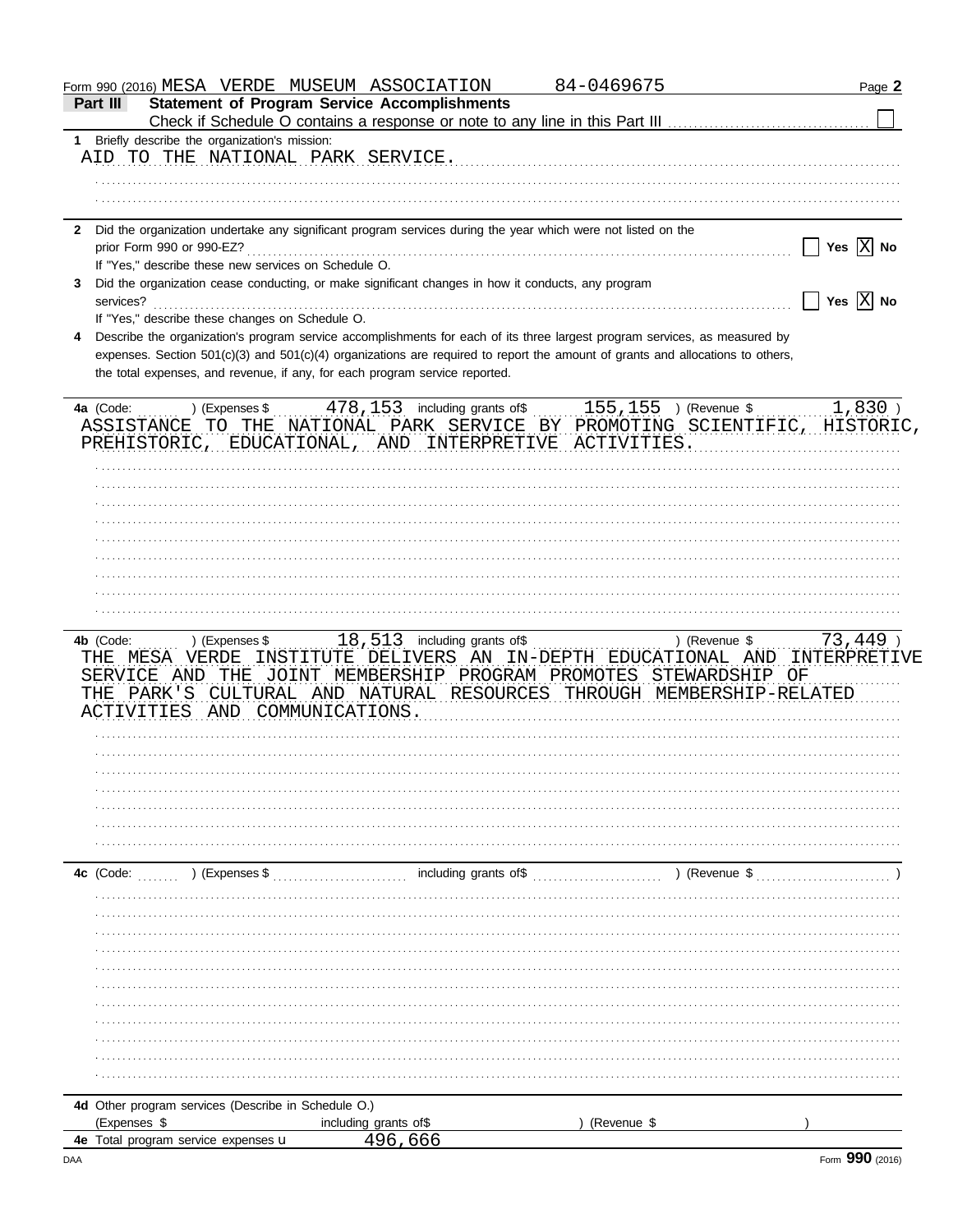Form 990 (2016) MESA VERDE MUSEUM ASSOCIATION 84-0469675 Page **2**

**Part III — Statement of Program Service Accomplishments**

Check if Schedule O contains a response or note to any line in this Part III ☐

**1** Briefly describe the organization's mission:

AID TO THE NATIONAL PARK SERVICE.

**2** Did the organization undertake any significant program services during the year which were not listed on the prior Form 990 or 990-EZ? ☐ Yes ☒ No

If "Yes," describe these new services on Schedule O.

**3** Did the organization cease conducting, or make significant changes in how it conducts, any program services? ☐ Yes ☒ No

If "Yes," describe these changes on Schedule O.

**4** Describe the organization's program service accomplishments for each of its three largest program services, as measured by expenses. Section 501(c)(3) and 501(c)(4) organizations are required to report the amount of grants and allocations to others, the total expenses, and revenue, if any, for each program service reported.

**4a** (Code: ) (Expenses $ 478,153 including grants of$ 155,155 ) (Revenue $ 1,830 )

ASSISTANCE TO THE NATIONAL PARK SERVICE BY PROMOTING SCIENTIFIC, HISTORIC, PREHISTORIC, EDUCATIONAL, AND INTERPRETIVE ACTIVITIES.

**4b** (Code: ) (Expenses $ 18,513 including grants of$ ) (Revenue $ 73,449 )

THE MESA VERDE INSTITUTE DELIVERS AN IN-DEPTH EDUCATIONAL AND INTERPRETIVE SERVICE AND THE JOINT MEMBERSHIP PROGRAM PROMOTES STEWARDSHIP OF THE PARK'S CULTURAL AND NATURAL RESOURCES THROUGH MEMBERSHIP-RELATED ACTIVITIES AND COMMUNICATIONS.

**4c** (Code: ) (Expenses $ including grants of$ ) (Revenue $ )

**4d** Other program services (Describe in Schedule O.)

(Expenses $ including grants of$ ) (Revenue $ )

**4e** Total program service expenses 496,666

Form **990** (2016)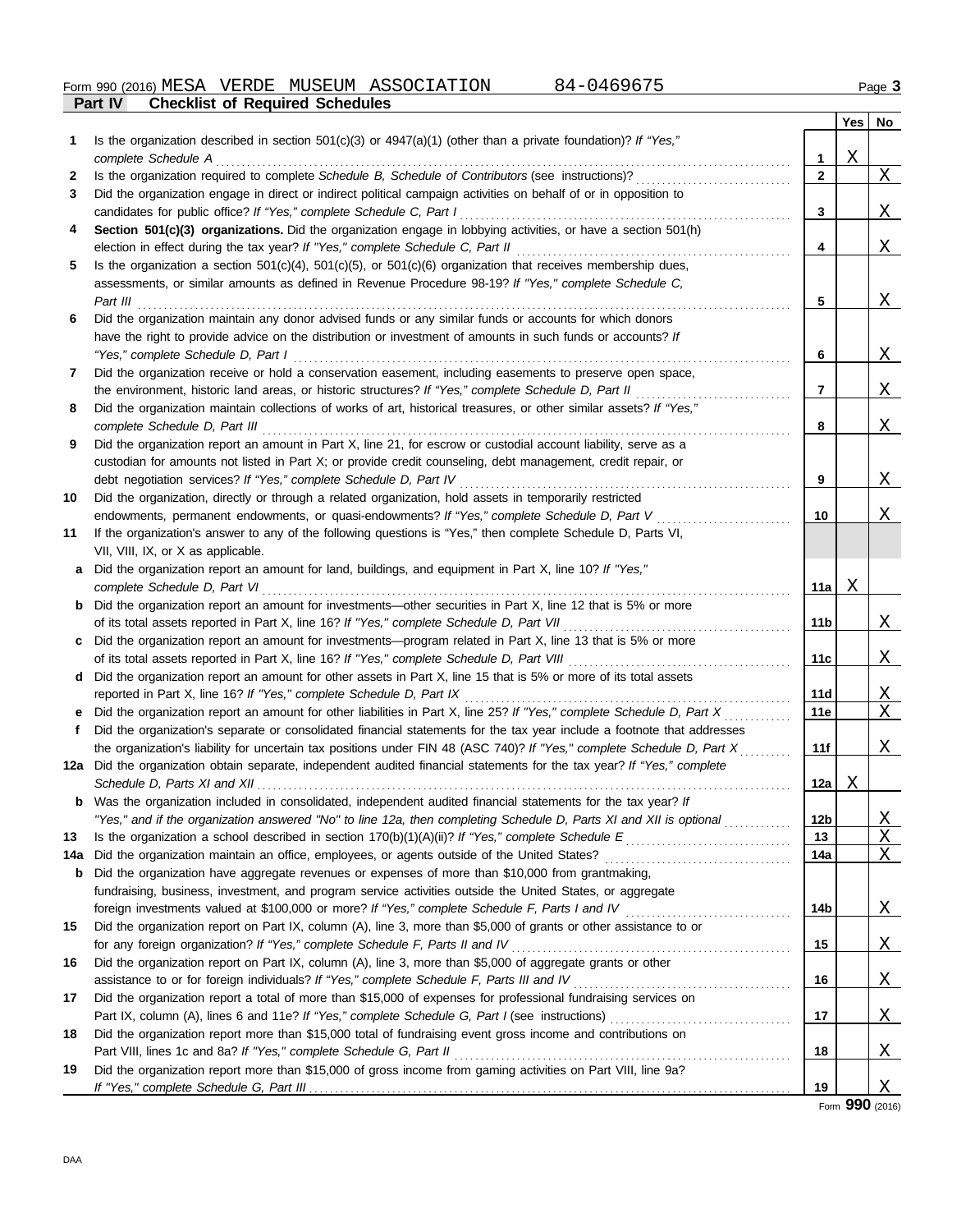Form 990 (2016) MESA VERDE MUSEUM ASSOCIATION 84-0469675 Page 3

**Part IV Checklist of Required Schedules**

| | | | Yes | No |
|---|---|---|---|---|
| 1 | Is the organization described in section 501(c)(3) or 4947(a)(1) (other than a private foundation)? *If "Yes," complete Schedule A* | 1 | X | |
| 2 | Is the organization required to complete *Schedule B, Schedule of Contributors* (see instructions)? | 2 | | X |
| 3 | Did the organization engage in direct or indirect political campaign activities on behalf of or in opposition to candidates for public office? *If "Yes," complete Schedule C, Part I* | 3 | | X |
| 4 | **Section 501(c)(3) organizations.** Did the organization engage in lobbying activities, or have a section 501(h) election in effect during the tax year? *If "Yes," complete Schedule C, Part II* | 4 | | X |
| 5 | Is the organization a section 501(c)(4), 501(c)(5), or 501(c)(6) organization that receives membership dues, assessments, or similar amounts as defined in Revenue Procedure 98-19? *If "Yes," complete Schedule C, Part III* | 5 | | X |
| 6 | Did the organization maintain any donor advised funds or any similar funds or accounts for which donors have the right to provide advice on the distribution or investment of amounts in such funds or accounts? *If "Yes," complete Schedule D, Part I* | 6 | | X |
| 7 | Did the organization receive or hold a conservation easement, including easements to preserve open space, the environment, historic land areas, or historic structures? *If "Yes," complete Schedule D, Part II* | 7 | | X |
| 8 | Did the organization maintain collections of works of art, historical treasures, or other similar assets? *If "Yes," complete Schedule D, Part III* | 8 | | X |
| 9 | Did the organization report an amount in Part X, line 21, for escrow or custodial account liability, serve as a custodian for amounts not listed in Part X; or provide credit counseling, debt management, credit repair, or debt negotiation services? *If "Yes," complete Schedule D, Part IV* | 9 | | X |
| 10 | Did the organization, directly or through a related organization, hold assets in temporarily restricted endowments, permanent endowments, or quasi-endowments? *If "Yes," complete Schedule D, Part V* | 10 | | X |
| 11 | If the organization's answer to any of the following questions is "Yes," then complete Schedule D, Parts VI, VII, VIII, IX, or X as applicable. | | | |
| a | Did the organization report an amount for land, buildings, and equipment in Part X, line 10? *If "Yes," complete Schedule D, Part VI* | 11a | X | |
| b | Did the organization report an amount for investments—other securities in Part X, line 12 that is 5% or more of its total assets reported in Part X, line 16? *If "Yes," complete Schedule D, Part VII* | 11b | | X |
| c | Did the organization report an amount for investments—program related in Part X, line 13 that is 5% or more of its total assets reported in Part X, line 16? *If "Yes," complete Schedule D, Part VIII* | 11c | | X |
| d | Did the organization report an amount for other assets in Part X, line 15 that is 5% or more of its total assets reported in Part X, line 16? *If "Yes," complete Schedule D, Part IX* | 11d | | X |
| e | Did the organization report an amount for other liabilities in Part X, line 25? *If "Yes," complete Schedule D, Part X* | 11e | | X |
| f | Did the organization's separate or consolidated financial statements for the tax year include a footnote that addresses the organization's liability for uncertain tax positions under FIN 48 (ASC 740)? *If "Yes," complete Schedule D, Part X* | 11f | | X |
| 12a | Did the organization obtain separate, independent audited financial statements for the tax year? *If "Yes," complete Schedule D, Parts XI and XII* | 12a | X | |
| b | Was the organization included in consolidated, independent audited financial statements for the tax year? *If "Yes," and if the organization answered "No" to line 12a, then completing Schedule D, Parts XI and XII is optional* | 12b | | X |
| 13 | Is the organization a school described in section 170(b)(1)(A)(ii)? *If "Yes," complete Schedule E* | 13 | | X |
| 14a | Did the organization maintain an office, employees, or agents outside of the United States? | 14a | | X |
| b | Did the organization have aggregate revenues or expenses of more than $10,000 from grantmaking, fundraising, business, investment, and program service activities outside the United States, or aggregate foreign investments valued at $100,000 or more? *If "Yes," complete Schedule F, Parts I and IV* | 14b | | X |
| 15 | Did the organization report on Part IX, column (A), line 3, more than $5,000 of grants or other assistance to or for any foreign organization? *If "Yes," complete Schedule F, Parts II and IV* | 15 | | X |
| 16 | Did the organization report on Part IX, column (A), line 3, more than $5,000 of aggregate grants or other assistance to or for foreign individuals? *If "Yes," complete Schedule F, Parts III and IV* | 16 | | X |
| 17 | Did the organization report a total of more than $15,000 of expenses for professional fundraising services on Part IX, column (A), lines 6 and 11e? *If "Yes," complete Schedule G, Part I* (see instructions) | 17 | | X |
| 18 | Did the organization report more than $15,000 total of fundraising event gross income and contributions on Part VIII, lines 1c and 8a? *If "Yes," complete Schedule G, Part II* | 18 | | X |
| 19 | Did the organization report more than $15,000 of gross income from gaming activities on Part VIII, line 9a? *If "Yes," complete Schedule G, Part III* | 19 | | X |

Form **990** (2016)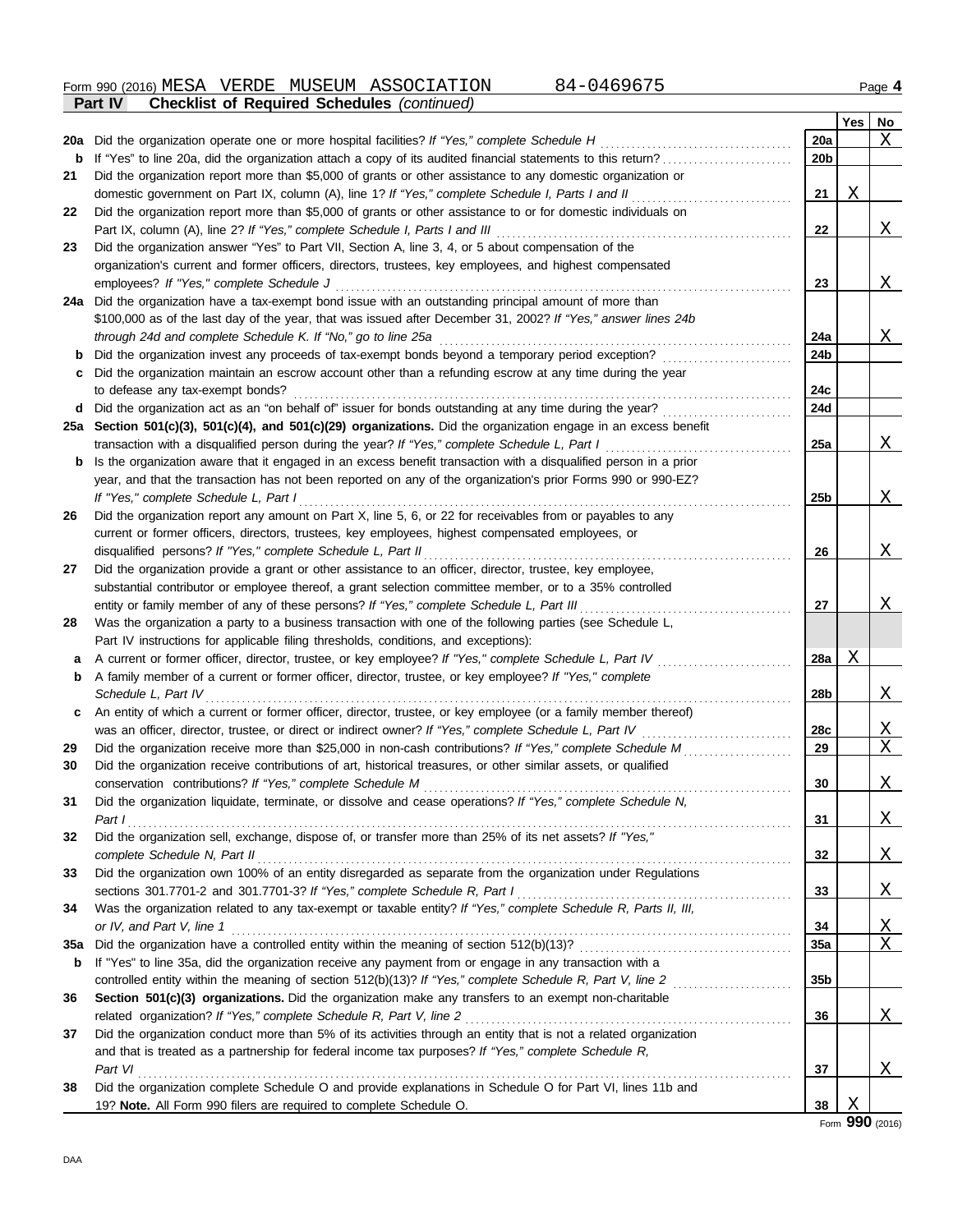Form 990 (2016) MESA VERDE MUSEUM ASSOCIATION 84-0469675 Page **4**

**Part IV Checklist of Required Schedules** *(continued)*

| | | | Yes | No |
|---|---|---|---|---|
| **20a** | Did the organization operate one or more hospital facilities? *If "Yes," complete Schedule H* | **20a** | | X |
| **b** | If "Yes" to line 20a, did the organization attach a copy of its audited financial statements to this return? | **20b** | | |
| **21** | Did the organization report more than $5,000 of grants or other assistance to any domestic organization or domestic government on Part IX, column (A), line 1? *If "Yes," complete Schedule I, Parts I and II* | **21** | X | |
| **22** | Did the organization report more than $5,000 of grants or other assistance to or for domestic individuals on Part IX, column (A), line 2? *If "Yes," complete Schedule I, Parts I and III* | **22** | | X |
| **23** | Did the organization answer "Yes" to Part VII, Section A, line 3, 4, or 5 about compensation of the organization's current and former officers, directors, trustees, key employees, and highest compensated employees? *If "Yes," complete Schedule J* | **23** | | X |
| **24a** | Did the organization have a tax-exempt bond issue with an outstanding principal amount of more than $100,000 as of the last day of the year, that was issued after December 31, 2002? *If "Yes," answer lines 24b through 24d and complete Schedule K. If "No," go to line 25a* | **24a** | | X |
| **b** | Did the organization invest any proceeds of tax-exempt bonds beyond a temporary period exception? | **24b** | | |
| **c** | Did the organization maintain an escrow account other than a refunding escrow at any time during the year to defease any tax-exempt bonds? | **24c** | | |
| **d** | Did the organization act as an "on behalf of" issuer for bonds outstanding at any time during the year? | **24d** | | |
| **25a** | **Section 501(c)(3), 501(c)(4), and 501(c)(29) organizations.** Did the organization engage in an excess benefit transaction with a disqualified person during the year? *If "Yes," complete Schedule L, Part I* | **25a** | | X |
| **b** | Is the organization aware that it engaged in an excess benefit transaction with a disqualified person in a prior year, and that the transaction has not been reported on any of the organization's prior Forms 990 or 990-EZ? *If "Yes," complete Schedule L, Part I* | **25b** | | X |
| **26** | Did the organization report any amount on Part X, line 5, 6, or 22 for receivables from or payables to any current or former officers, directors, trustees, key employees, highest compensated employees, or disqualified persons? *If "Yes," complete Schedule L, Part II* | **26** | | X |
| **27** | Did the organization provide a grant or other assistance to an officer, director, trustee, key employee, substantial contributor or employee thereof, a grant selection committee member, or to a 35% controlled entity or family member of any of these persons? *If "Yes," complete Schedule L, Part III* | **27** | | X |
| **28** | Was the organization a party to a business transaction with one of the following parties (see Schedule L, Part IV instructions for applicable filing thresholds, conditions, and exceptions): | | | |
| **a** | A current or former officer, director, trustee, or key employee? *If "Yes," complete Schedule L, Part IV* | **28a** | X | |
| **b** | A family member of a current or former officer, director, trustee, or key employee? *If "Yes," complete Schedule L, Part IV* | **28b** | | X |
| **c** | An entity of which a current or former officer, director, trustee, or key employee (or a family member thereof) was an officer, director, trustee, or direct or indirect owner? *If "Yes," complete Schedule L, Part IV* | **28c** | | X |
| **29** | Did the organization receive more than $25,000 in non-cash contributions? *If "Yes," complete Schedule M* | **29** | | X |
| **30** | Did the organization receive contributions of art, historical treasures, or other similar assets, or qualified conservation contributions? *If "Yes," complete Schedule M* | **30** | | X |
| **31** | Did the organization liquidate, terminate, or dissolve and cease operations? *If "Yes," complete Schedule N, Part I* | **31** | | X |
| **32** | Did the organization sell, exchange, dispose of, or transfer more than 25% of its net assets? *If "Yes," complete Schedule N, Part II* | **32** | | X |
| **33** | Did the organization own 100% of an entity disregarded as separate from the organization under Regulations sections 301.7701-2 and 301.7701-3? *If "Yes," complete Schedule R, Part I* | **33** | | X |
| **34** | Was the organization related to any tax-exempt or taxable entity? *If "Yes," complete Schedule R, Parts II, III, or IV, and Part V, line 1* | **34** | | X |
| **35a** | Did the organization have a controlled entity within the meaning of section 512(b)(13)? | **35a** | | X |
| **b** | If "Yes" to line 35a, did the organization receive any payment from or engage in any transaction with a controlled entity within the meaning of section 512(b)(13)? *If "Yes," complete Schedule R, Part V, line 2* | **35b** | | |
| **36** | **Section 501(c)(3) organizations.** Did the organization make any transfers to an exempt non-charitable related organization? *If "Yes," complete Schedule R, Part V, line 2* | **36** | | X |
| **37** | Did the organization conduct more than 5% of its activities through an entity that is not a related organization and that is treated as a partnership for federal income tax purposes? *If "Yes," complete Schedule R, Part VI* | **37** | | X |
| **38** | Did the organization complete Schedule O and provide explanations in Schedule O for Part VI, lines 11b and 19? **Note.** All Form 990 filers are required to complete Schedule O. | **38** | X | |

Form **990** (2016)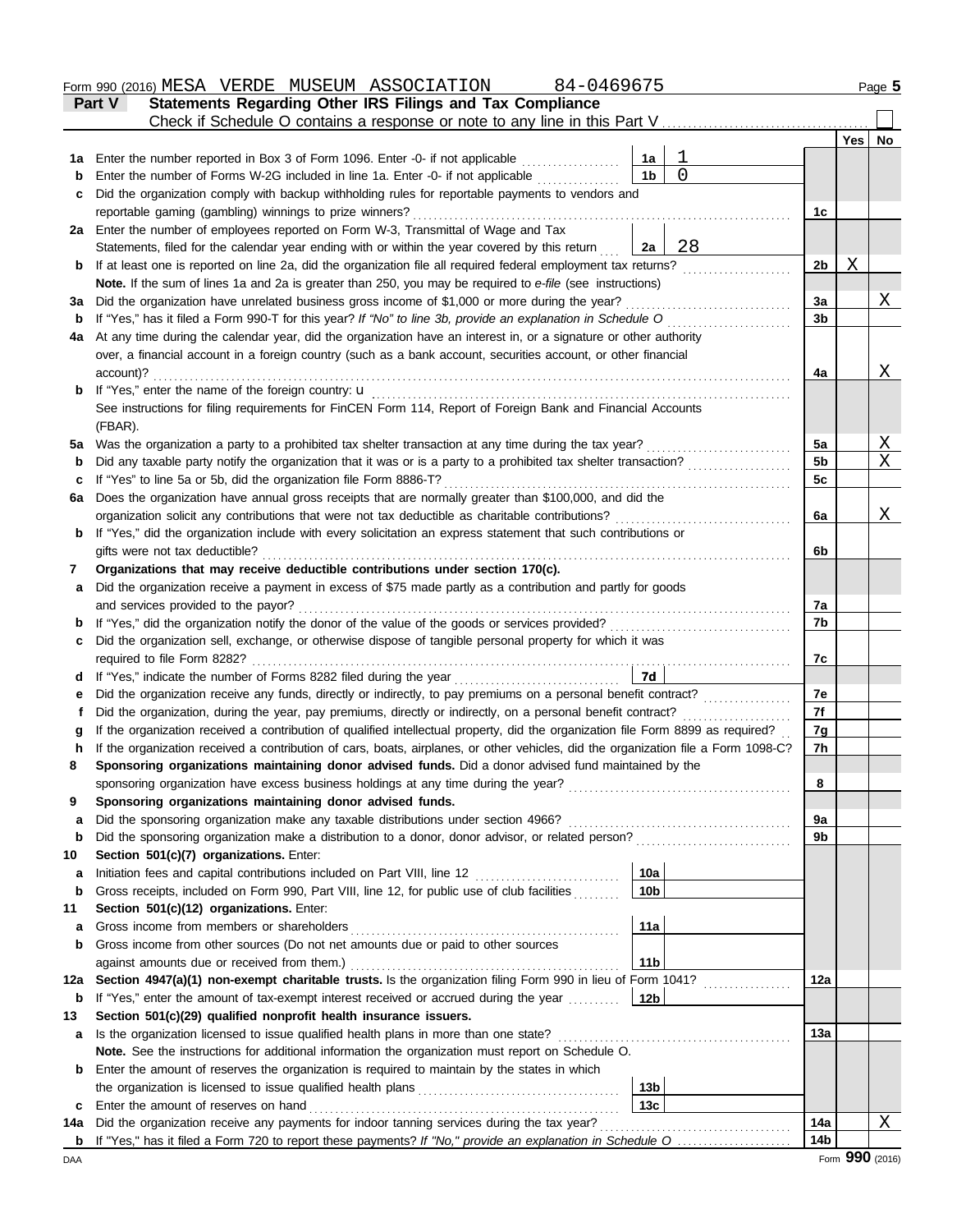Form 990 (2016) MESA VERDE MUSEUM ASSOCIATION 84-0469675 Page **5**

**Part V — Statements Regarding Other IRS Filings and Tax Compliance**

Check if Schedule O contains a response or note to any line in this Part V

| | | | | | Yes | No |
|---|---|---|---|---|---|---|
| **1a** | Enter the number reported in Box 3 of Form 1096. Enter -0- if not applicable | 1a | 1 | | | |
| **b** | Enter the number of Forms W-2G included in line 1a. Enter -0- if not applicable | 1b | 0 | | | |
| **c** | Did the organization comply with backup withholding rules for reportable payments to vendors and reportable gaming (gambling) winnings to prize winners? | | | 1c | | |
| **2a** | Enter the number of employees reported on Form W-3, Transmittal of Wage and Tax Statements, filed for the calendar year ending with or within the year covered by this return | 2a | 28 | | | |
| **b** | If at least one is reported on line 2a, did the organization file all required federal employment tax returns? | | | 2b | X | |
| | **Note.** If the sum of lines 1a and 2a is greater than 250, you may be required to *e-file* (see instructions) | | | | | |
| **3a** | Did the organization have unrelated business gross income of $1,000 or more during the year? | | | 3a | | X |
| **b** | If "Yes," has it filed a Form 990-T for this year? *If "No" to line 3b, provide an explanation in Schedule O* | | | 3b | | |
| **4a** | At any time during the calendar year, did the organization have an interest in, or a signature or other authority over, a financial account in a foreign country (such as a bank account, securities account, or other financial account)? | | | 4a | | X |
| **b** | If "Yes," enter the name of the foreign country: u | | | | | |
| | See instructions for filing requirements for FinCEN Form 114, Report of Foreign Bank and Financial Accounts (FBAR). | | | | | |
| **5a** | Was the organization a party to a prohibited tax shelter transaction at any time during the tax year? | | | 5a | | X |
| **b** | Did any taxable party notify the organization that it was or is a party to a prohibited tax shelter transaction? | | | 5b | | X |
| **c** | If "Yes" to line 5a or 5b, did the organization file Form 8886-T? | | | 5c | | |
| **6a** | Does the organization have annual gross receipts that are normally greater than $100,000, and did the organization solicit any contributions that were not tax deductible as charitable contributions? | | | 6a | | X |
| **b** | If "Yes," did the organization include with every solicitation an express statement that such contributions or gifts were not tax deductible? | | | 6b | | |
| **7** | **Organizations that may receive deductible contributions under section 170(c).** | | | | | |
| **a** | Did the organization receive a payment in excess of $75 made partly as a contribution and partly for goods and services provided to the payor? | | | 7a | | |
| **b** | If "Yes," did the organization notify the donor of the value of the goods or services provided? | | | 7b | | |
| **c** | Did the organization sell, exchange, or otherwise dispose of tangible personal property for which it was required to file Form 8282? | | | 7c | | |
| **d** | If "Yes," indicate the number of Forms 8282 filed during the year | 7d | | | | |
| **e** | Did the organization receive any funds, directly or indirectly, to pay premiums on a personal benefit contract? | | | 7e | | |
| **f** | Did the organization, during the year, pay premiums, directly or indirectly, on a personal benefit contract? | | | 7f | | |
| **g** | If the organization received a contribution of qualified intellectual property, did the organization file Form 8899 as required? | | | 7g | | |
| **h** | If the organization received a contribution of cars, boats, airplanes, or other vehicles, did the organization file a Form 1098-C? | | | 7h | | |
| **8** | **Sponsoring organizations maintaining donor advised funds.** Did a donor advised fund maintained by the sponsoring organization have excess business holdings at any time during the year? | | | 8 | | |
| **9** | **Sponsoring organizations maintaining donor advised funds.** | | | | | |
| **a** | Did the sponsoring organization make any taxable distributions under section 4966? | | | 9a | | |
| **b** | Did the sponsoring organization make a distribution to a donor, donor advisor, or related person? | | | 9b | | |
| **10** | **Section 501(c)(7) organizations.** Enter: | | | | | |
| **a** | Initiation fees and capital contributions included on Part VIII, line 12 | 10a | | | | |
| **b** | Gross receipts, included on Form 990, Part VIII, line 12, for public use of club facilities | 10b | | | | |
| **11** | **Section 501(c)(12) organizations.** Enter: | | | | | |
| **a** | Gross income from members or shareholders | 11a | | | | |
| **b** | Gross income from other sources (Do not net amounts due or paid to other sources against amounts due or received from them.) | 11b | | | | |
| **12a** | **Section 4947(a)(1) non-exempt charitable trusts.** Is the organization filing Form 990 in lieu of Form 1041? | | | 12a | | |
| **b** | If "Yes," enter the amount of tax-exempt interest received or accrued during the year | 12b | | | | |
| **13** | **Section 501(c)(29) qualified nonprofit health insurance issuers.** | | | | | |
| **a** | Is the organization licensed to issue qualified health plans in more than one state? | | | 13a | | |
| | **Note.** See the instructions for additional information the organization must report on Schedule O. | | | | | |
| **b** | Enter the amount of reserves the organization is required to maintain by the states in which the organization is licensed to issue qualified health plans | 13b | | | | |
| **c** | Enter the amount of reserves on hand | 13c | | | | |
| **14a** | Did the organization receive any payments for indoor tanning services during the tax year? | | | 14a | | X |
| **b** | If "Yes," has it filed a Form 720 to report these payments? *If "No," provide an explanation in Schedule O* | | | 14b | | |

DAA Form **990** (2016)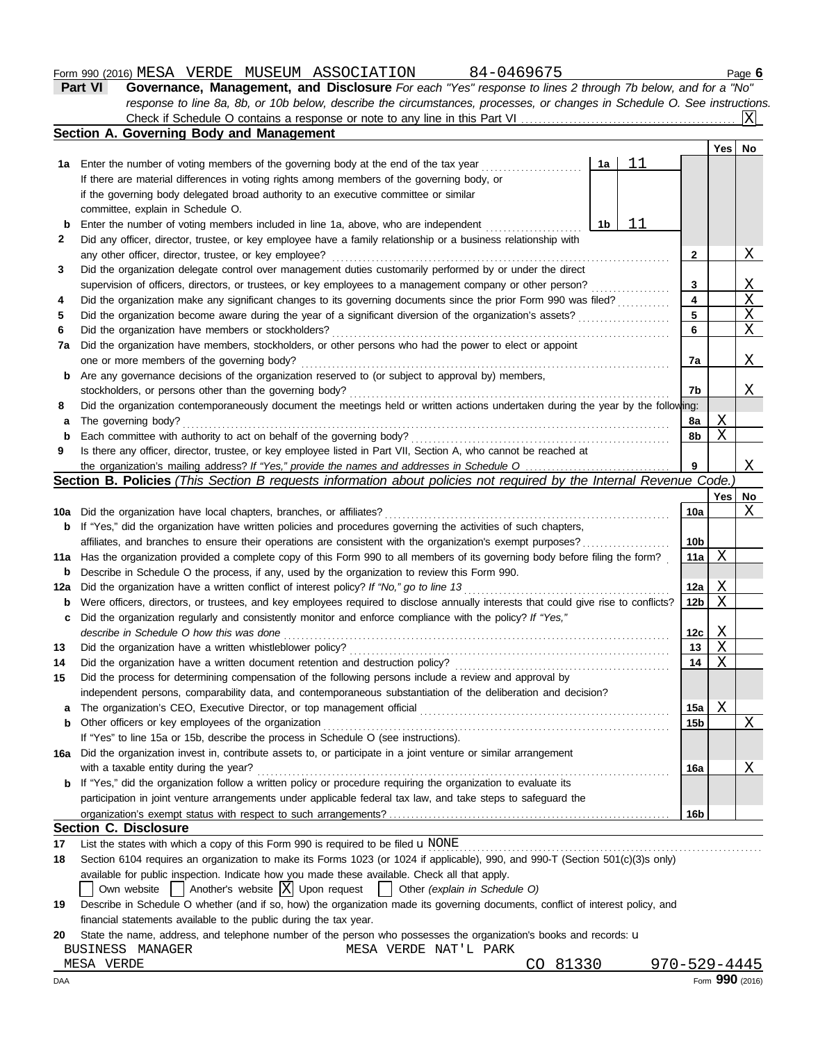Form 990 (2016) MESA VERDE MUSEUM ASSOCIATION 84-0469675 Page **6**

## Part VI Governance, Management, and Disclosure

*For each "Yes" response to lines 2 through 7b below, and for a "No" response to line 8a, 8b, or 10b below, describe the circumstances, processes, or changes in Schedule O. See instructions.*

Check if Schedule O contains a response or note to any line in this Part VI ..... [X]

### Section A. Governing Body and Management

| | | | | Line | Yes | No |
|---|---|---|---|---|---|---|
| **1a** | Enter the number of voting members of the governing body at the end of the tax year. If there are material differences in voting rights among members of the governing body, or if the governing body delegated broad authority to an executive committee or similar committee, explain in Schedule O. | 1a | 11 | | | |
| **b** | Enter the number of voting members included in line 1a, above, who are independent | 1b | 11 | | | |
| **2** | Did any officer, director, trustee, or key employee have a family relationship or a business relationship with any other officer, director, trustee, or key employee? | | | 2 | | X |
| **3** | Did the organization delegate control over management duties customarily performed by or under the direct supervision of officers, directors, or trustees, or key employees to a management company or other person? | | | 3 | | X |
| **4** | Did the organization make any significant changes to its governing documents since the prior Form 990 was filed? | | | 4 | | X |
| **5** | Did the organization become aware during the year of a significant diversion of the organization's assets? | | | 5 | | X |
| **6** | Did the organization have members or stockholders? | | | 6 | | X |
| **7a** | Did the organization have members, stockholders, or other persons who had the power to elect or appoint one or more members of the governing body? | | | 7a | | X |
| **b** | Are any governance decisions of the organization reserved to (or subject to approval by) members, stockholders, or persons other than the governing body? | | | 7b | | X |
| **8** | Did the organization contemporaneously document the meetings held or written actions undertaken during the year by the following: | | | | | |
| **a** | The governing body? | | | 8a | X | |
| **b** | Each committee with authority to act on behalf of the governing body? | | | 8b | X | |
| **9** | Is there any officer, director, trustee, or key employee listed in Part VII, Section A, who cannot be reached at the organization's mailing address? *If "Yes," provide the names and addresses in Schedule O* | | | 9 | | X |

### Section B. Policies *(This Section B requests information about policies not required by the Internal Revenue Code.)*

| | | Line | Yes | No |
|---|---|---|---|---|
| **10a** | Did the organization have local chapters, branches, or affiliates? | 10a | | X |
| **b** | If "Yes," did the organization have written policies and procedures governing the activities of such chapters, affiliates, and branches to ensure their operations are consistent with the organization's exempt purposes? | 10b | | |
| **11a** | Has the organization provided a complete copy of this Form 990 to all members of its governing body before filing the form? | 11a | X | |
| **b** | Describe in Schedule O the process, if any, used by the organization to review this Form 990. | | | |
| **12a** | Did the organization have a written conflict of interest policy? *If "No," go to line 13* | 12a | X | |
| **b** | Were officers, directors, or trustees, and key employees required to disclose annually interests that could give rise to conflicts? | 12b | X | |
| **c** | Did the organization regularly and consistently monitor and enforce compliance with the policy? *If "Yes," describe in Schedule O how this was done* | 12c | X | |
| **13** | Did the organization have a written whistleblower policy? | 13 | X | |
| **14** | Did the organization have a written document retention and destruction policy? | 14 | X | |
| **15** | Did the process for determining compensation of the following persons include a review and approval by independent persons, comparability data, and contemporaneous substantiation of the deliberation and decision? | | | |
| **a** | The organization's CEO, Executive Director, or top management official | 15a | X | |
| **b** | Other officers or key employees of the organization | 15b | | X |
| | If "Yes" to line 15a or 15b, describe the process in Schedule O (see instructions). | | | |
| **16a** | Did the organization invest in, contribute assets to, or participate in a joint venture or similar arrangement with a taxable entity during the year? | 16a | | X |
| **b** | If "Yes," did the organization follow a written policy or procedure requiring the organization to evaluate its participation in joint venture arrangements under applicable federal tax law, and take steps to safeguard the organization's exempt status with respect to such arrangements? | 16b | | |

### Section C. Disclosure

**17** List the states with which a copy of this Form 990 is required to be filed u NONE

**18** Section 6104 requires an organization to make its Forms 1023 (or 1024 if applicable), 990, and 990-T (Section 501(c)(3)s only) available for public inspection. Indicate how you made these available. Check all that apply.

[ ] Own website [ ] Another's website [X] Upon request [ ] Other *(explain in Schedule O)*

**19** Describe in Schedule O whether (and if so, how) the organization made its governing documents, conflict of interest policy, and financial statements available to the public during the tax year.

**20** State the name, address, and telephone number of the person who possesses the organization's books and records: u

BUSINESS MANAGER MESA VERDE NAT'L PARK
MESA VERDE CO 81330 970-529-4445

DAA Form **990** (2016)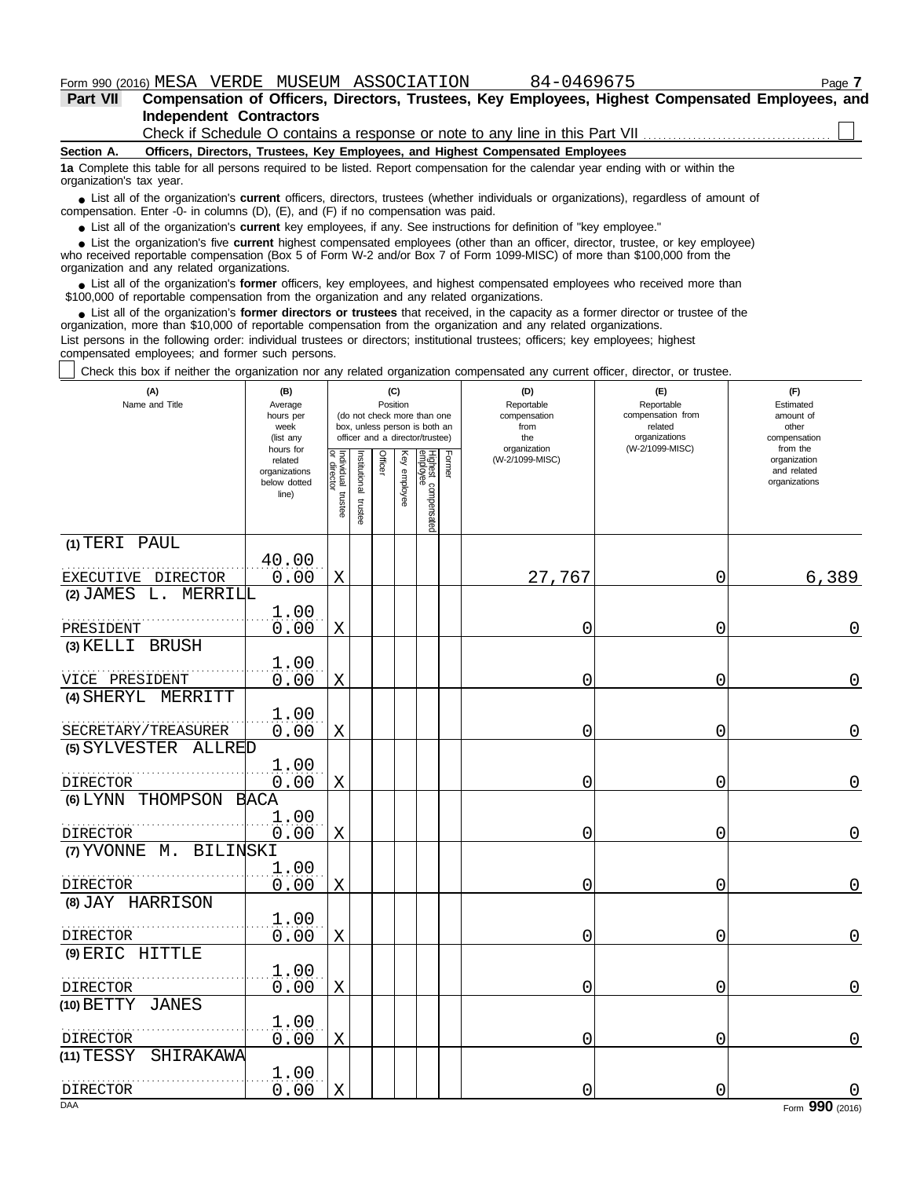Form 990 (2016) MESA VERDE MUSEUM ASSOCIATION 84-0469675 Page **7**

**Part VII Compensation of Officers, Directors, Trustees, Key Employees, Highest Compensated Employees, and Independent Contractors**

Check if Schedule O contains a response or note to any line in this Part VII ☐

**Section A. Officers, Directors, Trustees, Key Employees, and Highest Compensated Employees**

**1a** Complete this table for all persons required to be listed. Report compensation for the calendar year ending with or within the organization's tax year.

- List all of the organization's **current** officers, directors, trustees (whether individuals or organizations), regardless of amount of compensation. Enter -0- in columns (D), (E), and (F) if no compensation was paid.
- List all of the organization's **current** key employees, if any. See instructions for definition of "key employee."
- List the organization's five **current** highest compensated employees (other than an officer, director, trustee, or key employee) who received reportable compensation (Box 5 of Form W-2 and/or Box 7 of Form 1099-MISC) of more than $100,000 from the organization and any related organizations.
- List all of the organization's **former** officers, key employees, and highest compensated employees who received more than $100,000 of reportable compensation from the organization and any related organizations.
- List all of the organization's **former directors or trustees** that received, in the capacity as a former director or trustee of the organization, more than $10,000 of reportable compensation from the organization and any related organizations.

List persons in the following order: individual trustees or directors; institutional trustees; officers; key employees; highest compensated employees; and former such persons.

☐ Check this box if neither the organization nor any related organization compensated any current officer, director, or trustee.

| (A) Name and Title | (B) Average hours per week (list any hours for related organizations below dotted line) | (C) Position: Individual trustee or director | Institutional trustee | Officer | Key employee | Highest compensated employee | Former | (D) Reportable compensation from the organization (W-2/1099-MISC) | (E) Reportable compensation from related organizations (W-2/1099-MISC) | (F) Estimated amount of other compensation from the organization and related organizations |
|---|---|---|---|---|---|---|---|---|---|---|
| (1) TERI PAUL<br>EXECUTIVE DIRECTOR | 40.00<br>0.00 | X | | | | | | 27,767 | 0 | 6,389 |
| (2) JAMES L. MERRILL<br>PRESIDENT | 1.00<br>0.00 | X | | | | | | 0 | 0 | 0 |
| (3) KELLI BRUSH<br>VICE PRESIDENT | 1.00<br>0.00 | X | | | | | | 0 | 0 | 0 |
| (4) SHERYL MERRITT<br>SECRETARY/TREASURER | 1.00<br>0.00 | X | | | | | | 0 | 0 | 0 |
| (5) SYLVESTER ALLRED<br>DIRECTOR | 1.00<br>0.00 | X | | | | | | 0 | 0 | 0 |
| (6) LYNN THOMPSON BACA<br>DIRECTOR | 1.00<br>0.00 | X | | | | | | 0 | 0 | 0 |
| (7) YVONNE M. BILINSKI<br>DIRECTOR | 1.00<br>0.00 | X | | | | | | 0 | 0 | 0 |
| (8) JAY HARRISON<br>DIRECTOR | 1.00<br>0.00 | X | | | | | | 0 | 0 | 0 |
| (9) ERIC HITTLE<br>DIRECTOR | 1.00<br>0.00 | X | | | | | | 0 | 0 | 0 |
| (10) BETTY JANES<br>DIRECTOR | 1.00<br>0.00 | X | | | | | | 0 | 0 | 0 |
| (11) TESSY SHIRAKAWA<br>DIRECTOR | 1.00<br>0.00 | X | | | | | | 0 | 0 | 0 |

Form **990** (2016)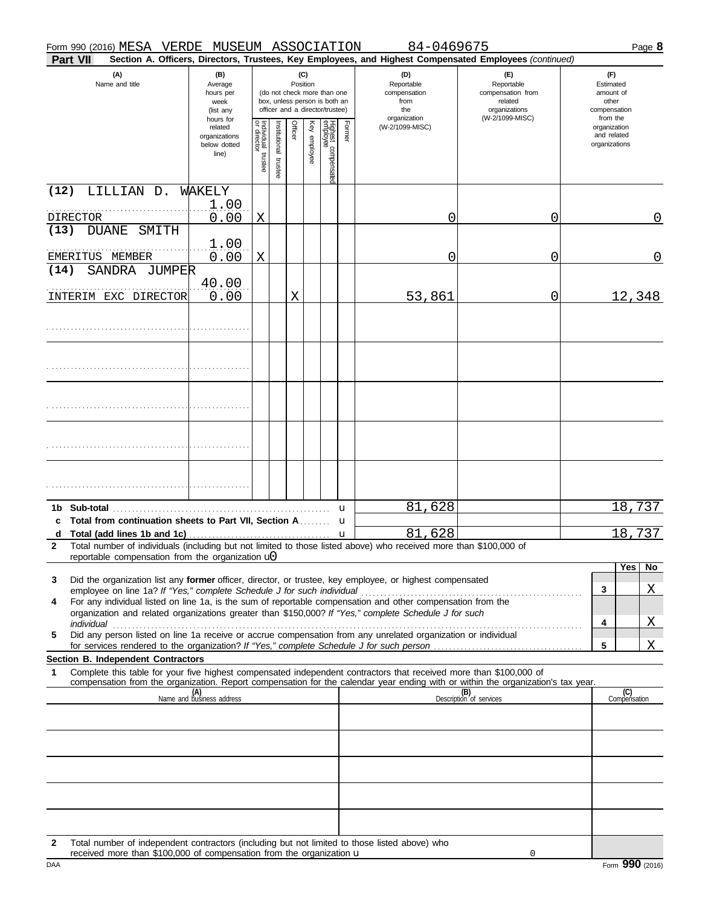Form 990 (2016) MESA VERDE MUSEUM ASSOCIATION 84-0469675 Page **8**

**Part VII** **Section A. Officers, Directors, Trustees, Key Employees, and Highest Compensated Employees** *(continued)*

| (A) Name and title | (B) Average hours per week (list any hours for related organizations below dotted line) | (C) Position: Individual trustee or director | Institutional trustee | Officer | Key employee | Highest compensated employee | Former | (D) Reportable compensation from the organization (W-2/1099-MISC) | (E) Reportable compensation from related organizations (W-2/1099-MISC) | (F) Estimated amount of other compensation from the organization and related organizations |
|---|---|---|---|---|---|---|---|---|---|---|
| (12) LILLIAN D. WAKELY<br>DIRECTOR | 1.00<br>0.00 | X | | | | | | 0 | 0 | 0 |
| (13) DUANE SMITH<br>EMERITUS MEMBER | 1.00<br>0.00 | X | | | | | | 0 | 0 | 0 |
| (14) SANDRA JUMPER<br>INTERIM EXC DIRECTOR | 40.00<br>0.00 | | | X | | | | 53,861 | 0 | 12,348 |
| | | | | | | | | | | |
| | | | | | | | | | | |
| | | | | | | | | | | |
| | | | | | | | | | | |
| | | | | | | | | | | |

| | | (D) | (E) | (F) |
|---|---|---|---|---|
| **1b** | **Sub-total** | 81,628 | | 18,737 |
| **c** | **Total from continuation sheets to Part VII, Section A** | | | |
| **d** | **Total (add lines 1b and 1c)** | 81,628 | | 18,737 |

**2** Total number of individuals (including but not limited to those listed above) who received more than $100,000 of reportable compensation from the organization u0

| | | | Yes | No |
|---|---|---|---|---|
| **3** | Did the organization list any **former** officer, director, or trustee, key employee, or highest compensated employee on line 1a? *If "Yes," complete Schedule J for such individual* | **3** | | X |
| **4** | For any individual listed on line 1a, is the sum of reportable compensation and other compensation from the organization and related organizations greater than $150,000? *If "Yes," complete Schedule J for such individual* | **4** | | X |
| **5** | Did any person listed on line 1a receive or accrue compensation from any unrelated organization or individual for services rendered to the organization? *If "Yes," complete Schedule J for such person* | **5** | | X |

**Section B. Independent Contractors**

**1** Complete this table for your five highest compensated independent contractors that received more than $100,000 of compensation from the organization. Report compensation for the calendar year ending with or within the organization's tax year.

| (A) Name and business address | (B) Description of services | (C) Compensation |
|---|---|---|
| | | |
| | | |
| | | |
| | | |
| | | |

**2** Total number of independent contractors (including but not limited to those listed above) who received more than $100,000 of compensation from the organization u 0

DAA Form **990** (2016)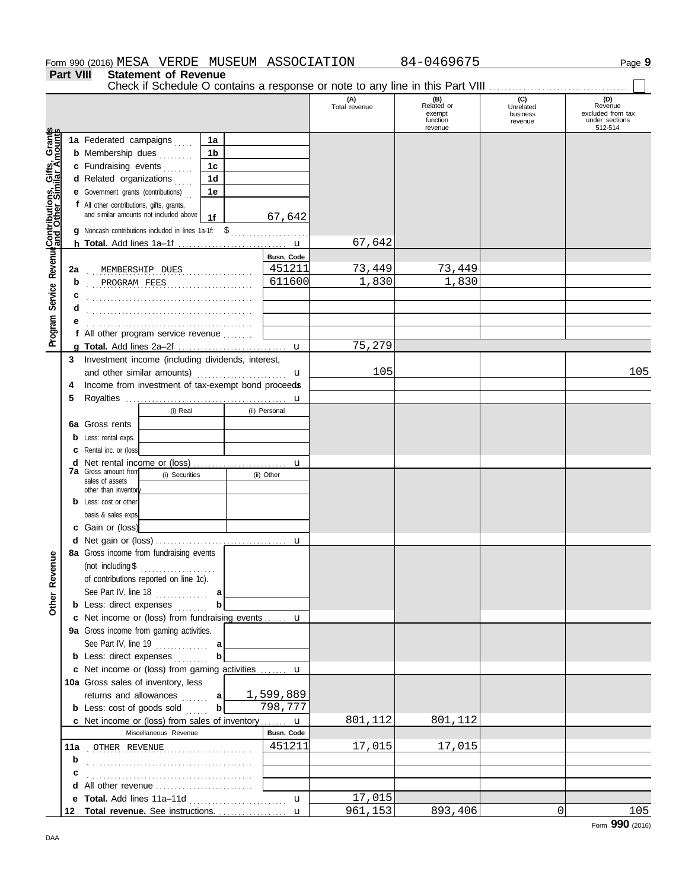Form 990 (2016) MESA VERDE MUSEUM ASSOCIATION 84-0469675 Page **9**

## Part VIII Statement of Revenue

Check if Schedule O contains a response or note to any line in this Part VIII ☐

| | | | (A) Total revenue | (B) Related or exempt function revenue | (C) Unrelated business revenue | (D) Revenue excluded from tax under sections 512-514 |
|---|---|---|---|---|---|---|
| **Contributions, Gifts, Grants and Other Similar Amounts** | 1a Federated campaigns | 1a | | | | |
| | b Membership dues | 1b | | | | |
| | c Fundraising events | 1c | | | | |
| | d Related organizations | 1d | | | | |
| | e Government grants (contributions) | 1e | | | | |
| | f All other contributions, gifts, grants, and similar amounts not included above | 1f 67,642 | | | | |
| | g Noncash contributions included in lines 1a-1f: $ | | | | | |
| | h **Total.** Add lines 1a–1f | u | 67,642 | | | |
| **Program Service Revenue** | | Busn. Code | | | | |
| | 2a MEMBERSHIP DUES | 451211 | 73,449 | 73,449 | | |
| | b PROGRAM FEES | 611600 | 1,830 | 1,830 | | |
| | c | | | | | |
| | d | | | | | |
| | e | | | | | |
| | f All other program service revenue | | | | | |
| | g **Total.** Add lines 2a–2f | u | 75,279 | | | |
| **Other Revenue** | 3 Investment income (including dividends, interest, and other similar amounts) | u | 105 | | | 105 |
| | 4 Income from investment of tax-exempt bond proceeds | u | | | | |
| | 5 Royalties | u | | | | |
| | | (i) Real / (ii) Personal | | | | |
| | 6a Gross rents | | | | | |
| | b Less: rental exps. | | | | | |
| | c Rental inc. or (loss) | | | | | |
| | d Net rental income or (loss) | u | | | | |
| | | (i) Securities / (ii) Other | | | | |
| | 7a Gross amount from sales of assets other than inventory | | | | | |
| | b Less: cost or other basis & sales exps. | | | | | |
| | c Gain or (loss) | | | | | |
| | d Net gain or (loss) | u | | | | |
| | 8a Gross income from fundraising events (not including $ of contributions reported on line 1c). See Part IV, line 18 | a | | | | |
| | b Less: direct expenses | b | | | | |
| | c Net income or (loss) from fundraising events | u | | | | |
| | 9a Gross income from gaming activities. See Part IV, line 19 | a | | | | |
| | b Less: direct expenses | b | | | | |
| | c Net income or (loss) from gaming activities | u | | | | |
| | 10a Gross sales of inventory, less returns and allowances | a 1,599,889 | | | | |
| | b Less: cost of goods sold | b 798,777 | | | | |
| | c Net income or (loss) from sales of inventory | u | 801,112 | 801,112 | | |
| | Miscellaneous Revenue | Busn. Code | | | | |
| | 11a OTHER REVENUE | 451211 | 17,015 | 17,015 | | |
| | b | | | | | |
| | c | | | | | |
| | d All other revenue | | | | | |
| | e **Total.** Add lines 11a–11d | u | 17,015 | | | |
| | 12 **Total revenue.** See instructions. | u | 961,153 | 893,406 | 0 | 105 |

Form **990** (2016)

DAA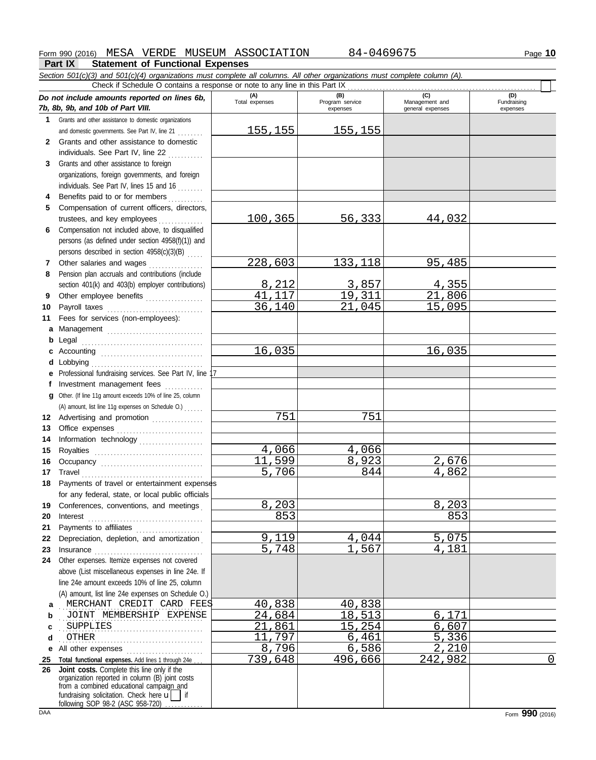Form 990 (2016) MESA VERDE MUSEUM ASSOCIATION 84-0469675 Page **10**

## Part IX Statement of Functional Expenses

*Section 501(c)(3) and 501(c)(4) organizations must complete all columns. All other organizations must complete column (A).*

Check if Schedule O contains a response or note to any line in this Part IX

| *Do not include amounts reported on lines 6b, 7b, 8b, 9b, and 10b of Part VIII.* | (A) Total expenses | (B) Program service expenses | (C) Management and general expenses | (D) Fundraising expenses |
|---|---|---|---|---|
| **1** Grants and other assistance to domestic organizations and domestic governments. See Part IV, line 21 | 155,155 | 155,155 | | |
| **2** Grants and other assistance to domestic individuals. See Part IV, line 22 | | | | |
| **3** Grants and other assistance to foreign organizations, foreign governments, and foreign individuals. See Part IV, lines 15 and 16 | | | | |
| **4** Benefits paid to or for members | | | | |
| **5** Compensation of current officers, directors, trustees, and key employees | 100,365 | 56,333 | 44,032 | |
| **6** Compensation not included above, to disqualified persons (as defined under section 4958(f)(1)) and persons described in section 4958(c)(3)(B) | | | | |
| **7** Other salaries and wages | 228,603 | 133,118 | 95,485 | |
| **8** Pension plan accruals and contributions (include section 401(k) and 403(b) employer contributions) | 8,212 | 3,857 | 4,355 | |
| **9** Other employee benefits | 41,117 | 19,311 | 21,806 | |
| **10** Payroll taxes | 36,140 | 21,045 | 15,095 | |
| **11** Fees for services (non-employees): | | | | |
| **a** Management | | | | |
| **b** Legal | | | | |
| **c** Accounting | 16,035 | | 16,035 | |
| **d** Lobbying | | | | |
| **e** Professional fundraising services. See Part IV, line 17 | | | | |
| **f** Investment management fees | | | | |
| **g** Other. (If line 11g amount exceeds 10% of line 25, column (A) amount, list line 11g expenses on Schedule O.) | | | | |
| **12** Advertising and promotion | 751 | 751 | | |
| **13** Office expenses | | | | |
| **14** Information technology | | | | |
| **15** Royalties | 4,066 | 4,066 | | |
| **16** Occupancy | 11,599 | 8,923 | 2,676 | |
| **17** Travel | 5,706 | 844 | 4,862 | |
| **18** Payments of travel or entertainment expenses for any federal, state, or local public officials | | | | |
| **19** Conferences, conventions, and meetings | 8,203 | | 8,203 | |
| **20** Interest | 853 | | 853 | |
| **21** Payments to affiliates | | | | |
| **22** Depreciation, depletion, and amortization | 9,119 | 4,044 | 5,075 | |
| **23** Insurance | 5,748 | 1,567 | 4,181 | |
| **24** Other expenses. Itemize expenses not covered above (List miscellaneous expenses in line 24e. If line 24e amount exceeds 10% of line 25, column (A) amount, list line 24e expenses on Schedule O.) | | | | |
| **a** MERCHANT CREDIT CARD FEES | 40,838 | 40,838 | | |
| **b** JOINT MEMBERSHIP EXPENSE | 24,684 | 18,513 | 6,171 | |
| **c** SUPPLIES | 21,861 | 15,254 | 6,607 | |
| **d** OTHER | 11,797 | 6,461 | 5,336 | |
| **e** All other expenses | 8,796 | 6,586 | 2,210 | |
| **25 Total functional expenses.** Add lines 1 through 24e | 739,648 | 496,666 | 242,982 | 0 |
| **26 Joint costs.** Complete this line only if the organization reported in column (B) joint costs from a combined educational campaign and fundraising solicitation. Check here ☐ if following SOP 98-2 (ASC 958-720) | | | | |

DAA Form **990** (2016)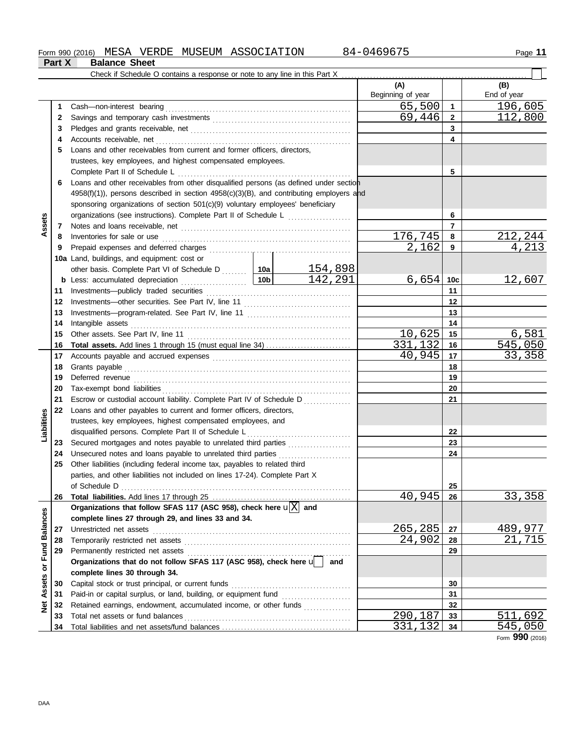Form 990 (2016) MESA VERDE MUSEUM ASSOCIATION 84-0469675

## Part X Balance Sheet

Check if Schedule O contains a response or note to any line in this Part X ☐

| Section | Line | Description | | | (A) Beginning of year | Line | (B) End of year |
|---|---|---|---|---|---|---|---|
| Assets | 1 | Cash—non-interest bearing | | | 65,500 | 1 | 196,605 |
| | 2 | Savings and temporary cash investments | | | 69,446 | 2 | 112,800 |
| | 3 | Pledges and grants receivable, net | | | | 3 | |
| | 4 | Accounts receivable, net | | | | 4 | |
| | 5 | Loans and other receivables from current and former officers, directors, trustees, key employees, and highest compensated employees. Complete Part II of Schedule L | | | | 5 | |
| | 6 | Loans and other receivables from other disqualified persons (as defined under section 4958(f)(1)), persons described in section 4958(c)(3)(B), and contributing employers and sponsoring organizations of section 501(c)(9) voluntary employees' beneficiary organizations (see instructions). Complete Part II of Schedule L | | | | 6 | |
| | 7 | Notes and loans receivable, net | | | | 7 | |
| | 8 | Inventories for sale or use | | | 176,745 | 8 | 212,244 |
| | 9 | Prepaid expenses and deferred charges | | | 2,162 | 9 | 4,213 |
| | 10a | Land, buildings, and equipment: cost or other basis. Complete Part VI of Schedule D | 10a | 154,898 | | | |
| | b | Less: accumulated depreciation | 10b | 142,291 | 6,654 | 10c | 12,607 |
| | 11 | Investments—publicly traded securities | | | | 11 | |
| | 12 | Investments—other securities. See Part IV, line 11 | | | | 12 | |
| | 13 | Investments—program-related. See Part IV, line 11 | | | | 13 | |
| | 14 | Intangible assets | | | | 14 | |
| | 15 | Other assets. See Part IV, line 11 | | | 10,625 | 15 | 6,581 |
| | 16 | **Total assets.** Add lines 1 through 15 (must equal line 34) | | | 331,132 | 16 | 545,050 |
| Liabilities | 17 | Accounts payable and accrued expenses | | | 40,945 | 17 | 33,358 |
| | 18 | Grants payable | | | | 18 | |
| | 19 | Deferred revenue | | | | 19 | |
| | 20 | Tax-exempt bond liabilities | | | | 20 | |
| | 21 | Escrow or custodial account liability. Complete Part IV of Schedule D | | | | 21 | |
| | 22 | Loans and other payables to current and former officers, directors, trustees, key employees, highest compensated employees, and disqualified persons. Complete Part II of Schedule L | | | | 22 | |
| | 23 | Secured mortgages and notes payable to unrelated third parties | | | | 23 | |
| | 24 | Unsecured notes and loans payable to unrelated third parties | | | | 24 | |
| | 25 | Other liabilities (including federal income tax, payables to related third parties, and other liabilities not included on lines 17-24). Complete Part X of Schedule D | | | | 25 | |
| | 26 | **Total liabilities.** Add lines 17 through 25 | | | 40,945 | 26 | 33,358 |
| Net Assets or Fund Balances | | **Organizations that follow SFAS 117 (ASC 958), check here** ☒ **and complete lines 27 through 29, and lines 33 and 34.** | | | | | |
| | 27 | Unrestricted net assets | | | 265,285 | 27 | 489,977 |
| | 28 | Temporarily restricted net assets | | | 24,902 | 28 | 21,715 |
| | 29 | Permanently restricted net assets | | | | 29 | |
| | | **Organizations that do not follow SFAS 117 (ASC 958), check here** ☐ **and complete lines 30 through 34.** | | | | | |
| | 30 | Capital stock or trust principal, or current funds | | | | 30 | |
| | 31 | Paid-in or capital surplus, or land, building, or equipment fund | | | | 31 | |
| | 32 | Retained earnings, endowment, accumulated income, or other funds | | | | 32 | |
| | 33 | Total net assets or fund balances | | | 290,187 | 33 | 511,692 |
| | 34 | Total liabilities and net assets/fund balances | | | 331,132 | 34 | 545,050 |

Form **990** (2016)

DAA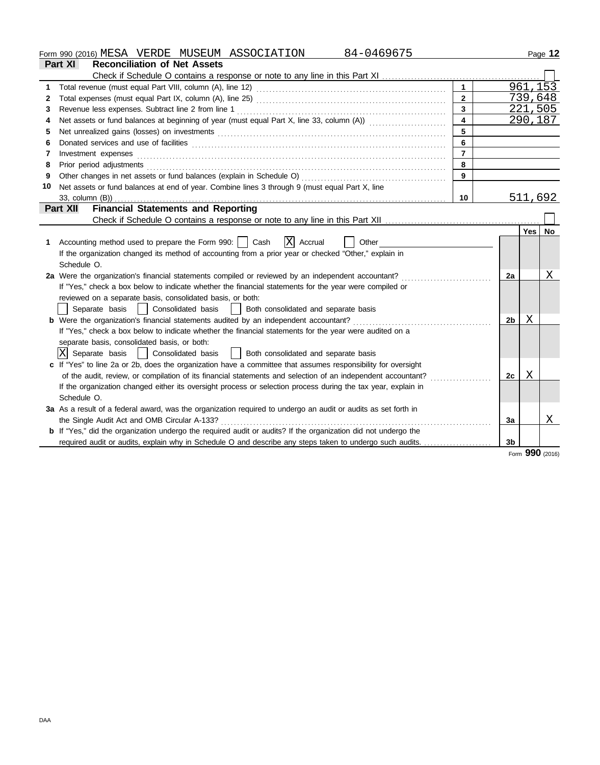Form 990 (2016) MESA VERDE MUSEUM ASSOCIATION 84-0469675 Page 12

## Part XI Reconciliation of Net Assets

Check if Schedule O contains a response or note to any line in this Part XI ☐

| | | | |
|---|---|---|---|
| 1 | Total revenue (must equal Part VIII, column (A), line 12) | 1 | 961,153 |
| 2 | Total expenses (must equal Part IX, column (A), line 25) | 2 | 739,648 |
| 3 | Revenue less expenses. Subtract line 2 from line 1 | 3 | 221,505 |
| 4 | Net assets or fund balances at beginning of year (must equal Part X, line 33, column (A)) | 4 | 290,187 |
| 5 | Net unrealized gains (losses) on investments | 5 | |
| 6 | Donated services and use of facilities | 6 | |
| 7 | Investment expenses | 7 | |
| 8 | Prior period adjustments | 8 | |
| 9 | Other changes in net assets or fund balances (explain in Schedule O) | 9 | |
| 10 | Net assets or fund balances at end of year. Combine lines 3 through 9 (must equal Part X, line 33, column (B)) | 10 | 511,692 |

## Part XII Financial Statements and Reporting

Check if Schedule O contains a response or note to any line in this Part XII ☐

| | | | Yes | No |
|---|---|---|---|---|
| 1 | Accounting method used to prepare the Form 990: ☐ Cash ☒ Accrual ☐ Other<br>If the organization changed its method of accounting from a prior year or checked "Other," explain in Schedule O. | | | |
| 2a | Were the organization's financial statements compiled or reviewed by an independent accountant? | 2a | | X |
| | If "Yes," check a box below to indicate whether the financial statements for the year were compiled or reviewed on a separate basis, consolidated basis, or both:<br>☐ Separate basis ☐ Consolidated basis ☐ Both consolidated and separate basis | | | |
| b | Were the organization's financial statements audited by an independent accountant? | 2b | X | |
| | If "Yes," check a box below to indicate whether the financial statements for the year were audited on a separate basis, consolidated basis, or both:<br>☒ Separate basis ☐ Consolidated basis ☐ Both consolidated and separate basis | | | |
| c | If "Yes" to line 2a or 2b, does the organization have a committee that assumes responsibility for oversight of the audit, review, or compilation of its financial statements and selection of an independent accountant? | 2c | X | |
| | If the organization changed either its oversight process or selection process during the tax year, explain in Schedule O. | | | |
| 3a | As a result of a federal award, was the organization required to undergo an audit or audits as set forth in the Single Audit Act and OMB Circular A-133? | 3a | | X |
| b | If "Yes," did the organization undergo the required audit or audits? If the organization did not undergo the required audit or audits, explain why in Schedule O and describe any steps taken to undergo such audits. | 3b | | |

Form **990** (2016)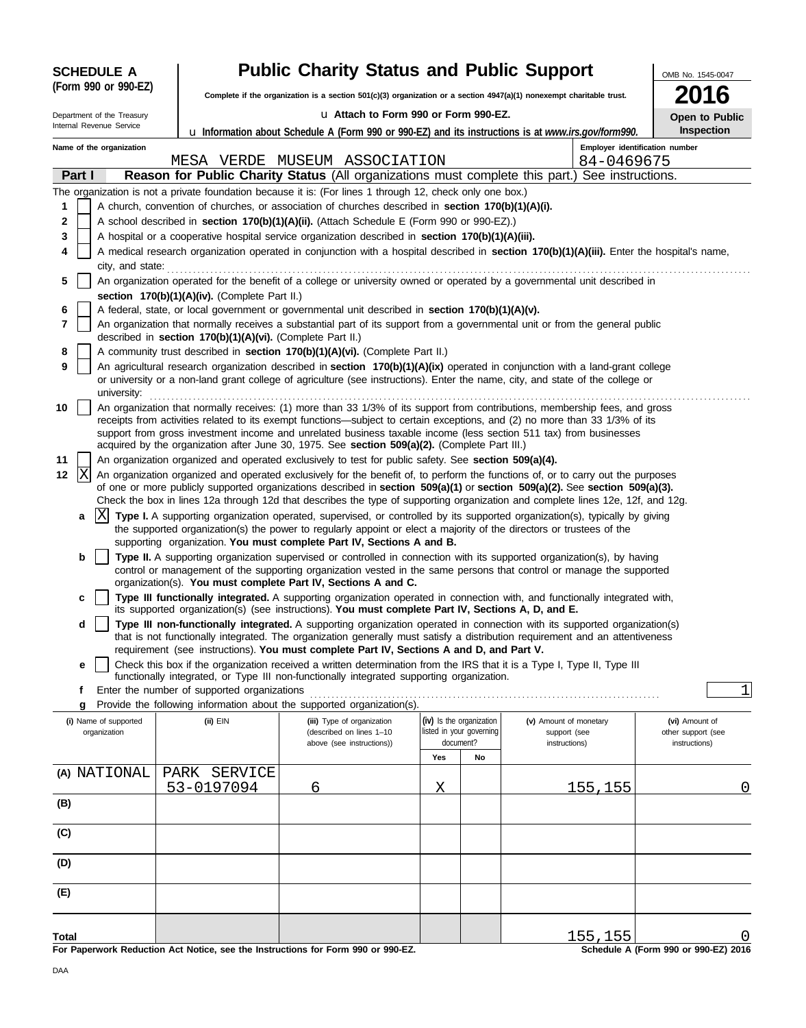**SCHEDULE A (Form 990 or 990-EZ)**

Department of the Treasury
Internal Revenue Service

# Public Charity Status and Public Support

**Complete if the organization is a section 501(c)(3) organization or a section 4947(a)(1) nonexempt charitable trust.**

u **Attach to Form 990 or Form 990-EZ.**

u **Information about Schedule A (Form 990 or 990-EZ) and its instructions is at *www.irs.gov/form990.***

OMB No. 1545-0047

**2016**

**Open to Public Inspection**

**Name of the organization:** MESA VERDE MUSEUM ASSOCIATION

**Employer identification number:** 84-0469675

## Part I Reason for Public Charity Status (All organizations must complete this part.) See instructions.

The organization is not a private foundation because it is: (For lines 1 through 12, check only one box.)

1. [ ] A church, convention of churches, or association of churches described in **section 170(b)(1)(A)(i).**
2. [ ] A school described in **section 170(b)(1)(A)(ii).** (Attach Schedule E (Form 990 or 990-EZ).)
3. [ ] A hospital or a cooperative hospital service organization described in **section 170(b)(1)(A)(iii).**
4. [ ] A medical research organization operated in conjunction with a hospital described in **section 170(b)(1)(A)(iii).** Enter the hospital's name, city, and state:
5. [ ] An organization operated for the benefit of a college or university owned or operated by a governmental unit described in **section 170(b)(1)(A)(iv).** (Complete Part II.)
6. [ ] A federal, state, or local government or governmental unit described in **section 170(b)(1)(A)(v).**
7. [ ] An organization that normally receives a substantial part of its support from a governmental unit or from the general public described in **section 170(b)(1)(A)(vi).** (Complete Part II.)
8. [ ] A community trust described in **section 170(b)(1)(A)(vi).** (Complete Part II.)
9. [ ] An agricultural research organization described in **section 170(b)(1)(A)(ix)** operated in conjunction with a land-grant college or university or a non-land grant college of agriculture (see instructions). Enter the name, city, and state of the college or university:
10. [ ] An organization that normally receives: (1) more than 33 1/3% of its support from contributions, membership fees, and gross receipts from activities related to its exempt functions—subject to certain exceptions, and (2) no more than 33 1/3% of its support from gross investment income and unrelated business taxable income (less section 511 tax) from businesses acquired by the organization after June 30, 1975. See **section 509(a)(2).** (Complete Part III.)
11. [ ] An organization organized and operated exclusively to test for public safety. See **section 509(a)(4).**
12. [X] An organization organized and operated exclusively for the benefit of, to perform the functions of, or to carry out the purposes of one or more publicly supported organizations described in **section 509(a)(1)** or **section 509(a)(2).** See **section 509(a)(3).** Check the box in lines 12a through 12d that describes the type of supporting organization and complete lines 12e, 12f, and 12g.
   - **a** [X] **Type I.** A supporting organization operated, supervised, or controlled by its supported organization(s), typically by giving the supported organization(s) the power to regularly appoint or elect a majority of the directors or trustees of the supporting organization. **You must complete Part IV, Sections A and B.**
   - **b** [ ] **Type II.** A supporting organization supervised or controlled in connection with its supported organization(s), by having control or management of the supporting organization vested in the same persons that control or manage the supported organization(s). **You must complete Part IV, Sections A and C.**
   - **c** [ ] **Type III functionally integrated.** A supporting organization operated in connection with, and functionally integrated with, its supported organization(s) (see instructions). **You must complete Part IV, Sections A, D, and E.**
   - **d** [ ] **Type III non-functionally integrated.** A supporting organization operated in connection with its supported organization(s) that is not functionally integrated. The organization generally must satisfy a distribution requirement and an attentiveness requirement (see instructions). **You must complete Part IV, Sections A and D, and Part V.**
   - **e** [ ] Check this box if the organization received a written determination from the IRS that it is a Type I, Type II, Type III functionally integrated, or Type III non-functionally integrated supporting organization.
   - **f** Enter the number of supported organizations: 1
   - **g** Provide the following information about the supported organization(s).

| (i) Name of supported organization | (ii) EIN | (iii) Type of organization (described on lines 1–10 above (see instructions)) | (iv) Is the organization listed in your governing document? Yes | No | (v) Amount of monetary support (see instructions) | (vi) Amount of other support (see instructions) |
|---|---|---|---|---|---|---|
| (A) NATIONAL PARK SERVICE | 53-0197094 | 6 | X | | 155,155 | 0 |
| (B) | | | | | | |
| (C) | | | | | | |
| (D) | | | | | | |
| (E) | | | | | | |
| **Total** | | | | | 155,155 | 0 |

**For Paperwork Reduction Act Notice, see the Instructions for Form 990 or 990-EZ.**

**Schedule A (Form 990 or 990-EZ) 2016**

DAA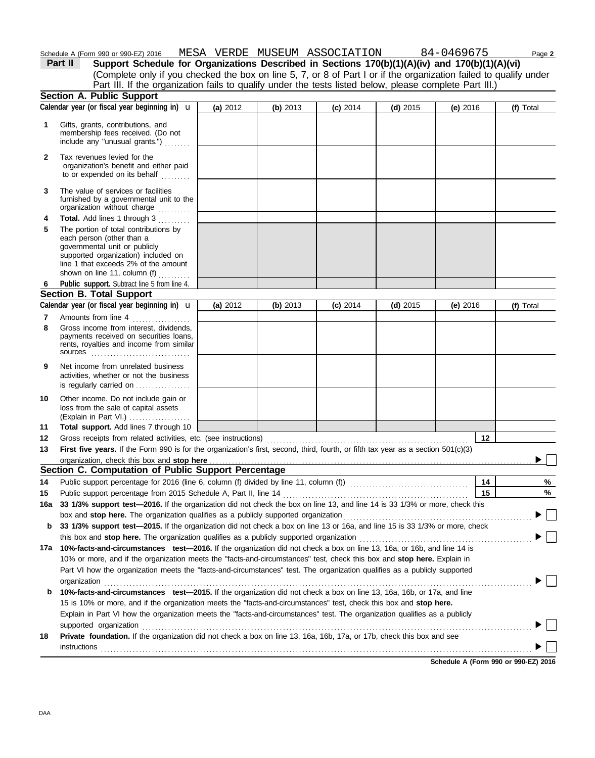Schedule A (Form 990 or 990-EZ) 2016 MESA VERDE MUSEUM ASSOCIATION 84-0469675 Page **2**

**Part II** **Support Schedule for Organizations Described in Sections 170(b)(1)(A)(iv) and 170(b)(1)(A)(vi)**
(Complete only if you checked the box on line 5, 7, or 8 of Part I or if the organization failed to qualify under Part III. If the organization fails to qualify under the tests listed below, please complete Part III.)

## Section A. Public Support

| Calendar year (or fiscal year beginning in) u | (a) 2012 | (b) 2013 | (c) 2014 | (d) 2015 | (e) 2016 | (f) Total |
|---|---|---|---|---|---|---|
| **1** Gifts, grants, contributions, and membership fees received. (Do not include any "unusual grants.") | | | | | | |
| **2** Tax revenues levied for the organization's benefit and either paid to or expended on its behalf | | | | | | |
| **3** The value of services or facilities furnished by a governmental unit to the organization without charge | | | | | | |
| **4** **Total.** Add lines 1 through 3 | | | | | | |
| **5** The portion of total contributions by each person (other than a governmental unit or publicly supported organization) included on line 1 that exceeds 2% of the amount shown on line 11, column (f) | | | | | | |
| **6** **Public support.** Subtract line 5 from line 4. | | | | | | |

## Section B. Total Support

| Calendar year (or fiscal year beginning in) u | (a) 2012 | (b) 2013 | (c) 2014 | (d) 2015 | (e) 2016 | (f) Total |
|---|---|---|---|---|---|---|
| **7** Amounts from line 4 | | | | | | |
| **8** Gross income from interest, dividends, payments received on securities loans, rents, royalties and income from similar sources | | | | | | |
| **9** Net income from unrelated business activities, whether or not the business is regularly carried on | | | | | | |
| **10** Other income. Do not include gain or loss from the sale of capital assets (Explain in Part VI.) | | | | | | |
| **11** **Total support.** Add lines 7 through 10 | | | | | | |

**12** Gross receipts from related activities, etc. (see instructions) **12**

**13** **First five years.** If the Form 990 is for the organization's first, second, third, fourth, or fifth tax year as a section 501(c)(3) organization, check this box and **stop here** ▶ ☐

## Section C. Computation of Public Support Percentage

**14** Public support percentage for 2016 (line 6, column (f) divided by line 11, column (f)) **14** %

**15** Public support percentage from 2015 Schedule A, Part II, line 14 **15** %

**16a** **33 1/3% support test—2016.** If the organization did not check the box on line 13, and line 14 is 33 1/3% or more, check this box and **stop here.** The organization qualifies as a publicly supported organization ▶ ☐

**b** **33 1/3% support test—2015.** If the organization did not check a box on line 13 or 16a, and line 15 is 33 1/3% or more, check this box and **stop here.** The organization qualifies as a publicly supported organization ▶ ☐

**17a** **10%-facts-and-circumstances test—2016.** If the organization did not check a box on line 13, 16a, or 16b, and line 14 is 10% or more, and if the organization meets the "facts-and-circumstances" test, check this box and **stop here.** Explain in Part VI how the organization meets the "facts-and-circumstances" test. The organization qualifies as a publicly supported organization ▶ ☐

**b** **10%-facts-and-circumstances test—2015.** If the organization did not check a box on line 13, 16a, 16b, or 17a, and line 15 is 10% or more, and if the organization meets the "facts-and-circumstances" test, check this box and **stop here.** Explain in Part VI how the organization meets the "facts-and-circumstances" test. The organization qualifies as a publicly supported organization ▶ ☐

**18** **Private foundation.** If the organization did not check a box on line 13, 16a, 16b, 17a, or 17b, check this box and see instructions ▶ ☐

**Schedule A (Form 990 or 990-EZ) 2016**

DAA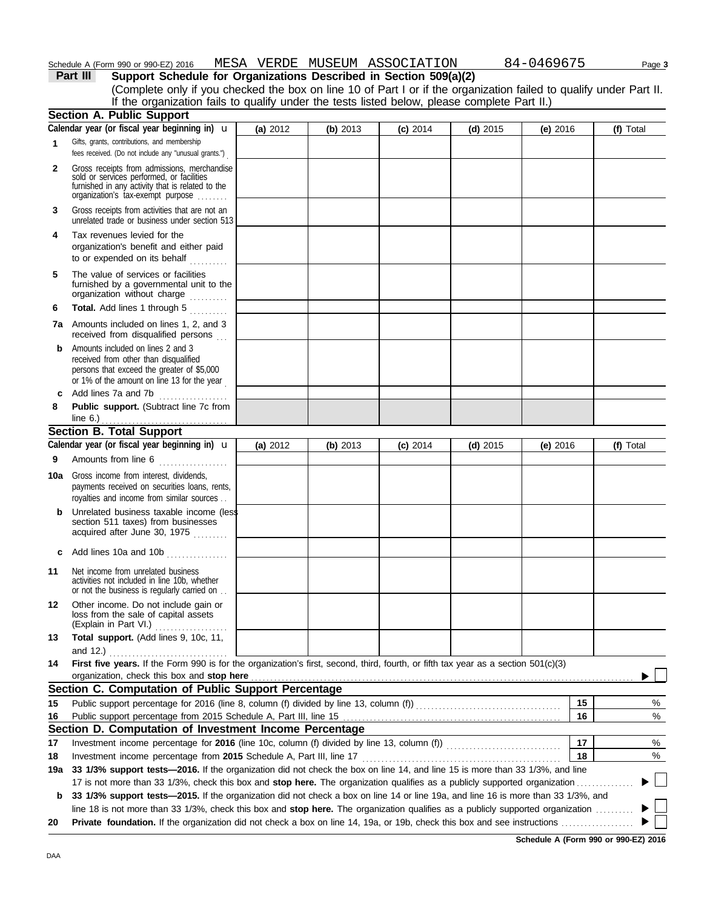Schedule A (Form 990 or 990-EZ) 2016 MESA VERDE MUSEUM ASSOCIATION 84-0469675

## Part III Support Schedule for Organizations Described in Section 509(a)(2)

(Complete only if you checked the box on line 10 of Part I or if the organization failed to qualify under Part II. If the organization fails to qualify under the tests listed below, please complete Part II.)

### Section A. Public Support

| Calendar year (or fiscal year beginning in) u | (a) 2012 | (b) 2013 | (c) 2014 | (d) 2015 | (e) 2016 | (f) Total |
|---|---|---|---|---|---|---|
| **1** Gifts, grants, contributions, and membership fees received. (Do not include any "unusual grants.") | | | | | | |
| **2** Gross receipts from admissions, merchandise sold or services performed, or facilities furnished in any activity that is related to the organization's tax-exempt purpose | | | | | | |
| **3** Gross receipts from activities that are not an unrelated trade or business under section 513 | | | | | | |
| **4** Tax revenues levied for the organization's benefit and either paid to or expended on its behalf | | | | | | |
| **5** The value of services or facilities furnished by a governmental unit to the organization without charge | | | | | | |
| **6** **Total.** Add lines 1 through 5 | | | | | | |
| **7a** Amounts included on lines 1, 2, and 3 received from disqualified persons | | | | | | |
| **b** Amounts included on lines 2 and 3 received from other than disqualified persons that exceed the greater of $5,000 or 1% of the amount on line 13 for the year | | | | | | |
| **c** Add lines 7a and 7b | | | | | | |
| **8** **Public support.** (Subtract line 7c from line 6.) | | | | | | |

### Section B. Total Support

| Calendar year (or fiscal year beginning in) u | (a) 2012 | (b) 2013 | (c) 2014 | (d) 2015 | (e) 2016 | (f) Total |
|---|---|---|---|---|---|---|
| **9** Amounts from line 6 | | | | | | |
| **10a** Gross income from interest, dividends, payments received on securities loans, rents, royalties and income from similar sources | | | | | | |
| **b** Unrelated business taxable income (less section 511 taxes) from businesses acquired after June 30, 1975 | | | | | | |
| **c** Add lines 10a and 10b | | | | | | |
| **11** Net income from unrelated business activities not included in line 10b, whether or not the business is regularly carried on | | | | | | |
| **12** Other income. Do not include gain or loss from the sale of capital assets (Explain in Part VI.) | | | | | | |
| **13** **Total support.** (Add lines 9, 10c, 11, and 12.) | | | | | | |

**14** **First five years.** If the Form 990 is for the organization's first, second, third, fourth, or fifth tax year as a section 501(c)(3) organization, check this box and **stop here** ▶ ☐

### Section C. Computation of Public Support Percentage

| | | | |
|---|---|---|---|
| **15** | Public support percentage for 2016 (line 8, column (f) divided by line 13, column (f)) | 15 | % |
| **16** | Public support percentage from 2015 Schedule A, Part III, line 15 | 16 | % |

### Section D. Computation of Investment Income Percentage

| | | | |
|---|---|---|---|
| **17** | Investment income percentage for **2016** (line 10c, column (f) divided by line 13, column (f)) | 17 | % |
| **18** | Investment income percentage from **2015** Schedule A, Part III, line 17 | 18 | % |

**19a** **33 1/3% support tests—2016.** If the organization did not check the box on line 14, and line 15 is more than 33 1/3%, and line 17 is not more than 33 1/3%, check this box and **stop here.** The organization qualifies as a publicly supported organization ▶ ☐

**b** **33 1/3% support tests—2015.** If the organization did not check a box on line 14 or line 19a, and line 16 is more than 33 1/3%, and line 18 is not more than 33 1/3%, check this box and **stop here.** The organization qualifies as a publicly supported organization ▶ ☐

**20** **Private foundation.** If the organization did not check a box on line 14, 19a, or 19b, check this box and see instructions ▶ ☐

**Schedule A (Form 990 or 990-EZ) 2016**

DAA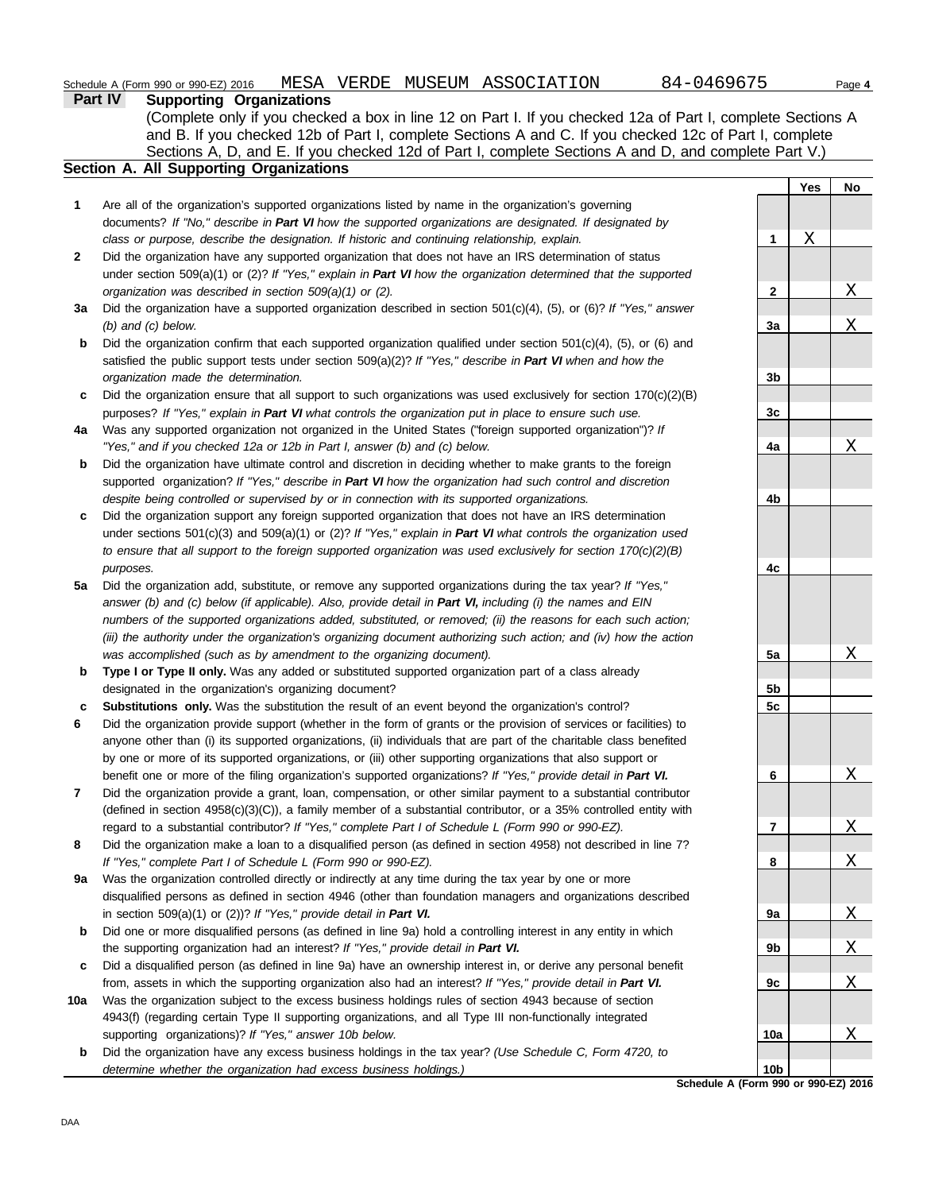Schedule A (Form 990 or 990-EZ) 2016 MESA VERDE MUSEUM ASSOCIATION 84-0469675

## Part IV Supporting Organizations

(Complete only if you checked a box in line 12 on Part I. If you checked 12a of Part I, complete Sections A and B. If you checked 12b of Part I, complete Sections A and C. If you checked 12c of Part I, complete Sections A, D, and E. If you checked 12d of Part I, complete Sections A and D, and complete Part V.)

### Section A. All Supporting Organizations

| | | | Yes | No |
|---|---|---|---|---|
| **1** | Are all of the organization's supported organizations listed by name in the organization's governing documents? *If "No," describe in **Part VI** how the supported organizations are designated. If designated by class or purpose, describe the designation. If historic and continuing relationship, explain.* | **1** | X | |
| **2** | Did the organization have any supported organization that does not have an IRS determination of status under section 509(a)(1) or (2)? *If "Yes," explain in **Part VI** how the organization determined that the supported organization was described in section 509(a)(1) or (2).* | **2** | | X |
| **3a** | Did the organization have a supported organization described in section 501(c)(4), (5), or (6)? *If "Yes," answer (b) and (c) below.* | **3a** | | X |
| **b** | Did the organization confirm that each supported organization qualified under section 501(c)(4), (5), or (6) and satisfied the public support tests under section 509(a)(2)? *If "Yes," describe in **Part VI** when and how the organization made the determination.* | **3b** | | |
| **c** | Did the organization ensure that all support to such organizations was used exclusively for section 170(c)(2)(B) purposes? *If "Yes," explain in **Part VI** what controls the organization put in place to ensure such use.* | **3c** | | |
| **4a** | Was any supported organization not organized in the United States ("foreign supported organization")? *If "Yes," and if you checked 12a or 12b in Part I, answer (b) and (c) below.* | **4a** | | X |
| **b** | Did the organization have ultimate control and discretion in deciding whether to make grants to the foreign supported organization? *If "Yes," describe in **Part VI** how the organization had such control and discretion despite being controlled or supervised by or in connection with its supported organizations.* | **4b** | | |
| **c** | Did the organization support any foreign supported organization that does not have an IRS determination under sections 501(c)(3) and 509(a)(1) or (2)? *If "Yes," explain in **Part VI** what controls the organization used to ensure that all support to the foreign supported organization was used exclusively for section 170(c)(2)(B) purposes.* | **4c** | | |
| **5a** | Did the organization add, substitute, or remove any supported organizations during the tax year? *If "Yes," answer (b) and (c) below (if applicable). Also, provide detail in **Part VI,** including (i) the names and EIN numbers of the supported organizations added, substituted, or removed; (ii) the reasons for each such action; (iii) the authority under the organization's organizing document authorizing such action; and (iv) how the action was accomplished (such as by amendment to the organizing document).* | **5a** | | X |
| **b** | **Type I or Type II only.** Was any added or substituted supported organization part of a class already designated in the organization's organizing document? | **5b** | | |
| **c** | **Substitutions only.** Was the substitution the result of an event beyond the organization's control? | **5c** | | |
| **6** | Did the organization provide support (whether in the form of grants or the provision of services or facilities) to anyone other than (i) its supported organizations, (ii) individuals that are part of the charitable class benefited by one or more of its supported organizations, or (iii) other supporting organizations that also support or benefit one or more of the filing organization's supported organizations? *If "Yes," provide detail in **Part VI.*** | **6** | | X |
| **7** | Did the organization provide a grant, loan, compensation, or other similar payment to a substantial contributor (defined in section 4958(c)(3)(C)), a family member of a substantial contributor, or a 35% controlled entity with regard to a substantial contributor? *If "Yes," complete Part I of Schedule L (Form 990 or 990-EZ).* | **7** | | X |
| **8** | Did the organization make a loan to a disqualified person (as defined in section 4958) not described in line 7? *If "Yes," complete Part I of Schedule L (Form 990 or 990-EZ).* | **8** | | X |
| **9a** | Was the organization controlled directly or indirectly at any time during the tax year by one or more disqualified persons as defined in section 4946 (other than foundation managers and organizations described in section 509(a)(1) or (2))? *If "Yes," provide detail in **Part VI.*** | **9a** | | X |
| **b** | Did one or more disqualified persons (as defined in line 9a) hold a controlling interest in any entity in which the supporting organization had an interest? *If "Yes," provide detail in **Part VI.*** | **9b** | | X |
| **c** | Did a disqualified person (as defined in line 9a) have an ownership interest in, or derive any personal benefit from, assets in which the supporting organization also had an interest? *If "Yes," provide detail in **Part VI.*** | **9c** | | X |
| **10a** | Was the organization subject to the excess business holdings rules of section 4943 because of section 4943(f) (regarding certain Type II supporting organizations, and all Type III non-functionally integrated supporting organizations)? *If "Yes," answer 10b below.* | **10a** | | X |
| **b** | Did the organization have any excess business holdings in the tax year? *(Use Schedule C, Form 4720, to determine whether the organization had excess business holdings.)* | **10b** | | |

Schedule A (Form 990 or 990-EZ) 2016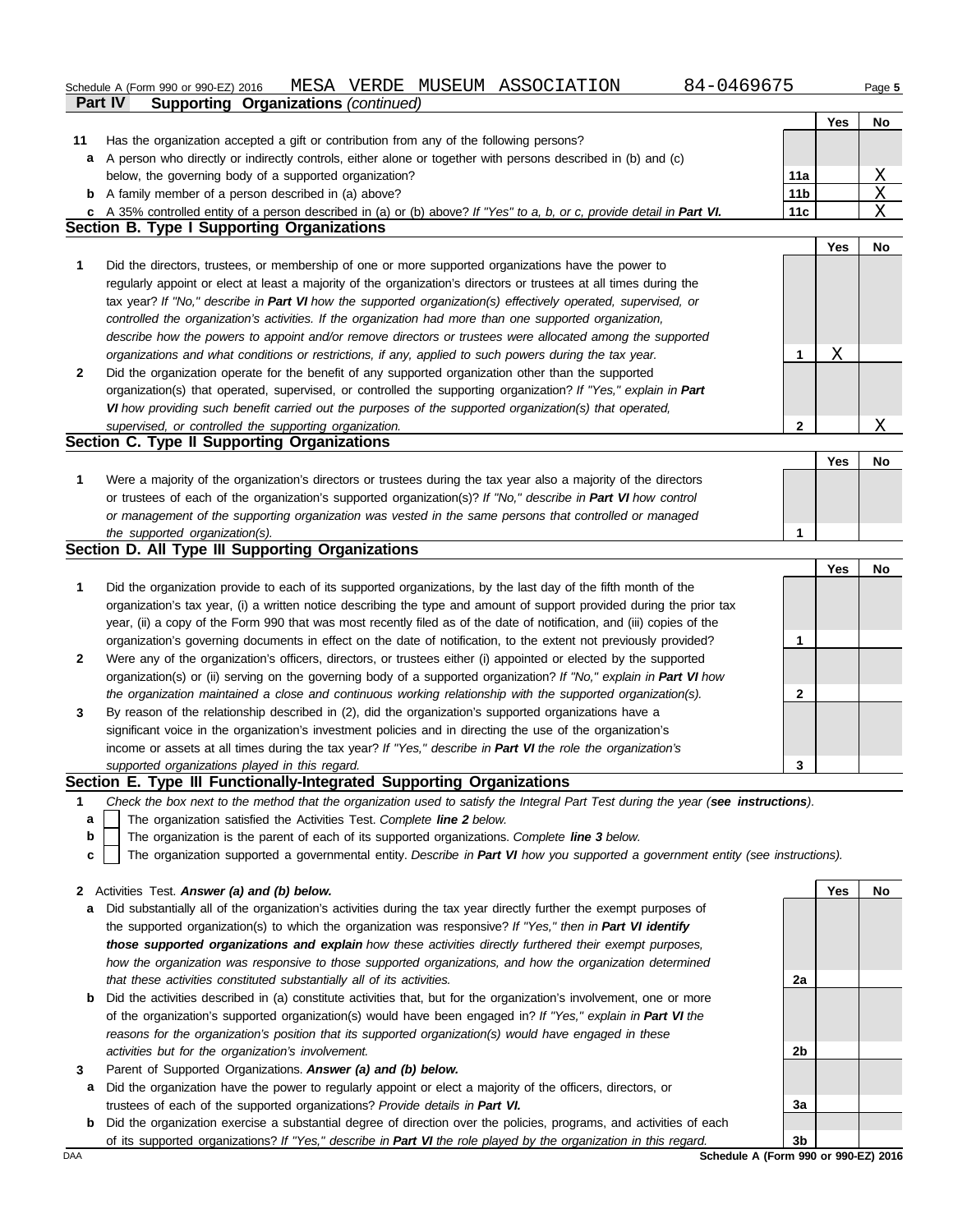Schedule A (Form 990 or 990-EZ) 2016 MESA VERDE MUSEUM ASSOCIATION 84-0469675

**Part IV Supporting Organizations** *(continued)*

| | | | Yes | No |
|---|---|---|---|---|
| **11** | Has the organization accepted a gift or contribution from any of the following persons? | | | |
| **a** | A person who directly or indirectly controls, either alone or together with persons described in (b) and (c) below, the governing body of a supported organization? | **11a** | | X |
| **b** | A family member of a person described in (a) above? | **11b** | | X |
| **c** | A 35% controlled entity of a person described in (a) or (b) above? *If "Yes" to a, b, or c, provide detail in* ***Part VI.*** | **11c** | | X |

## Section B. Type I Supporting Organizations

| | | | Yes | No |
|---|---|---|---|---|
| **1** | Did the directors, trustees, or membership of one or more supported organizations have the power to regularly appoint or elect at least a majority of the organization's directors or trustees at all times during the tax year? *If "No," describe in* ***Part VI*** *how the supported organization(s) effectively operated, supervised, or controlled the organization's activities. If the organization had more than one supported organization, describe how the powers to appoint and/or remove directors or trustees were allocated among the supported organizations and what conditions or restrictions, if any, applied to such powers during the tax year.* | **1** | X | |
| **2** | Did the organization operate for the benefit of any supported organization other than the supported organization(s) that operated, supervised, or controlled the supporting organization? *If "Yes," explain in* ***Part VI*** *how providing such benefit carried out the purposes of the supported organization(s) that operated, supervised, or controlled the supporting organization.* | **2** | | X |

## Section C. Type II Supporting Organizations

| | | | Yes | No |
|---|---|---|---|---|
| **1** | Were a majority of the organization's directors or trustees during the tax year also a majority of the directors or trustees of each of the organization's supported organization(s)? *If "No," describe in* ***Part VI*** *how control or management of the supporting organization was vested in the same persons that controlled or managed the supported organization(s).* | **1** | | |

## Section D. All Type III Supporting Organizations

| | | | Yes | No |
|---|---|---|---|---|
| **1** | Did the organization provide to each of its supported organizations, by the last day of the fifth month of the organization's tax year, (i) a written notice describing the type and amount of support provided during the prior tax year, (ii) a copy of the Form 990 that was most recently filed as of the date of notification, and (iii) copies of the organization's governing documents in effect on the date of notification, to the extent not previously provided? | **1** | | |
| **2** | Were any of the organization's officers, directors, or trustees either (i) appointed or elected by the supported organization(s) or (ii) serving on the governing body of a supported organization? *If "No," explain in* ***Part VI*** *how the organization maintained a close and continuous working relationship with the supported organization(s).* | **2** | | |
| **3** | By reason of the relationship described in (2), did the organization's supported organizations have a significant voice in the organization's investment policies and in directing the use of the organization's income or assets at all times during the tax year? *If "Yes," describe in* ***Part VI*** *the role the organization's supported organizations played in this regard.* | **3** | | |

## Section E. Type III Functionally-Integrated Supporting Organizations

**1** *Check the box next to the method that the organization used to satisfy the Integral Part Test during the year (**see instructions**).*

- **a** ☐ The organization satisfied the Activities Test. *Complete **line 2** below.*
- **b** ☐ The organization is the parent of each of its supported organizations. *Complete **line 3** below.*
- **c** ☐ The organization supported a governmental entity. *Describe in **Part VI** how you supported a government entity (see instructions).*

| | | | Yes | No |
|---|---|---|---|---|
| **2** | Activities Test. ***Answer (a) and (b) below.*** | | | |
| **a** | Did substantially all of the organization's activities during the tax year directly further the exempt purposes of the supported organization(s) to which the organization was responsive? *If "Yes," then in* ***Part VI identify those supported organizations and explain*** *how these activities directly furthered their exempt purposes, how the organization was responsive to those supported organizations, and how the organization determined that these activities constituted substantially all of its activities.* | **2a** | | |
| **b** | Did the activities described in (a) constitute activities that, but for the organization's involvement, one or more of the organization's supported organization(s) would have been engaged in? *If "Yes," explain in* ***Part VI*** *the reasons for the organization's position that its supported organization(s) would have engaged in these activities but for the organization's involvement.* | **2b** | | |
| **3** | Parent of Supported Organizations. ***Answer (a) and (b) below.*** | | | |
| **a** | Did the organization have the power to regularly appoint or elect a majority of the officers, directors, or trustees of each of the supported organizations? *Provide details in* ***Part VI.*** | **3a** | | |
| **b** | Did the organization exercise a substantial degree of direction over the policies, programs, and activities of each of its supported organizations? *If "Yes," describe in* ***Part VI*** *the role played by the organization in this regard.* | **3b** | | |

DAA **Schedule A (Form 990 or 990-EZ) 2016**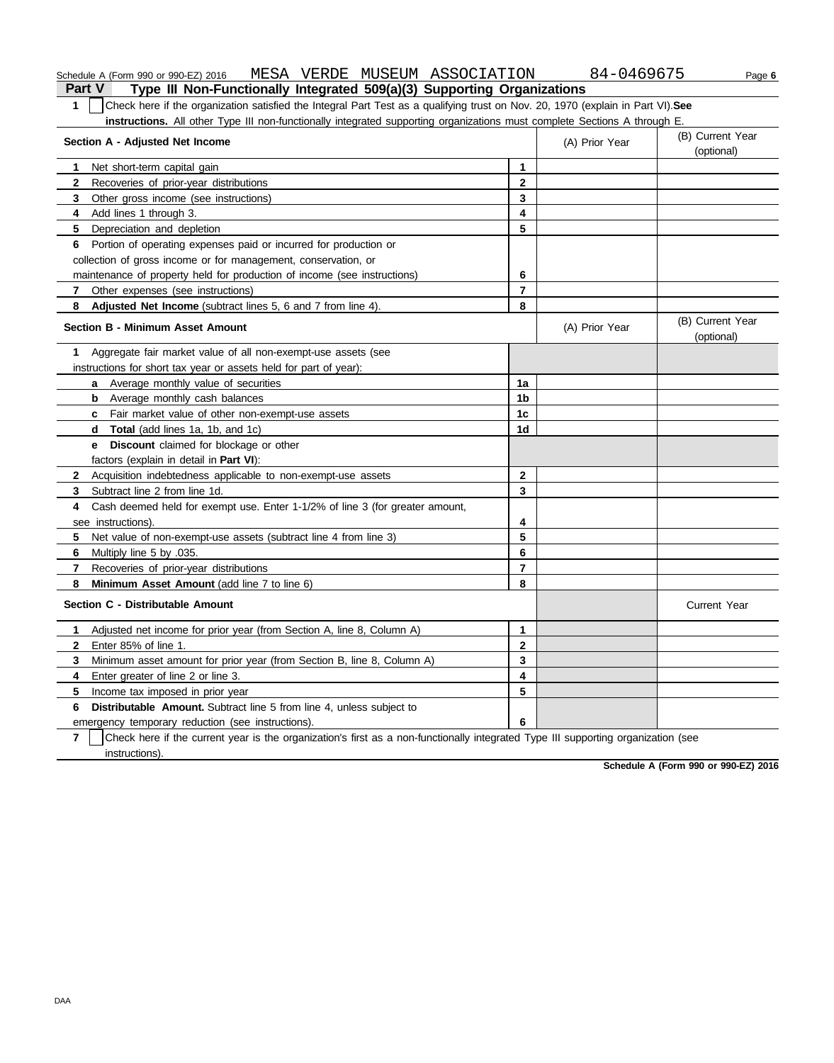Schedule A (Form 990 or 990-EZ) 2016 MESA VERDE MUSEUM ASSOCIATION 84-0469675

## Part V Type III Non-Functionally Integrated 509(a)(3) Supporting Organizations

**1** ☐ Check here if the organization satisfied the Integral Part Test as a qualifying trust on Nov. 20, 1970 (explain in Part VI). **See instructions.** All other Type III non-functionally integrated supporting organizations must complete Sections A through E.

| Section A - Adjusted Net Income | | (A) Prior Year | (B) Current Year (optional) |
|---|---|---|---|
| **1** Net short-term capital gain | 1 | | |
| **2** Recoveries of prior-year distributions | 2 | | |
| **3** Other gross income (see instructions) | 3 | | |
| **4** Add lines 1 through 3. | 4 | | |
| **5** Depreciation and depletion | 5 | | |
| **6** Portion of operating expenses paid or incurred for production or collection of gross income or for management, conservation, or maintenance of property held for production of income (see instructions) | 6 | | |
| **7** Other expenses (see instructions) | 7 | | |
| **8** **Adjusted Net Income** (subtract lines 5, 6 and 7 from line 4). | 8 | | |

| Section B - Minimum Asset Amount | | (A) Prior Year | (B) Current Year (optional) |
|---|---|---|---|
| **1** Aggregate fair market value of all non-exempt-use assets (see instructions for short tax year or assets held for part of year): | | | |
| **a** Average monthly value of securities | 1a | | |
| **b** Average monthly cash balances | 1b | | |
| **c** Fair market value of other non-exempt-use assets | 1c | | |
| **d** **Total** (add lines 1a, 1b, and 1c) | 1d | | |
| **e** **Discount** claimed for blockage or other factors (explain in detail in **Part VI**): | | | |
| **2** Acquisition indebtedness applicable to non-exempt-use assets | 2 | | |
| **3** Subtract line 2 from line 1d. | 3 | | |
| **4** Cash deemed held for exempt use. Enter 1-1/2% of line 3 (for greater amount, see instructions). | 4 | | |
| **5** Net value of non-exempt-use assets (subtract line 4 from line 3) | 5 | | |
| **6** Multiply line 5 by .035. | 6 | | |
| **7** Recoveries of prior-year distributions | 7 | | |
| **8** **Minimum Asset Amount** (add line 7 to line 6) | 8 | | |

| Section C - Distributable Amount | | | Current Year |
|---|---|---|---|
| **1** Adjusted net income for prior year (from Section A, line 8, Column A) | 1 | | |
| **2** Enter 85% of line 1. | 2 | | |
| **3** Minimum asset amount for prior year (from Section B, line 8, Column A) | 3 | | |
| **4** Enter greater of line 2 or line 3. | 4 | | |
| **5** Income tax imposed in prior year | 5 | | |
| **6** **Distributable Amount.** Subtract line 5 from line 4, unless subject to emergency temporary reduction (see instructions). | 6 | | |

**7** ☐ Check here if the current year is the organization's first as a non-functionally integrated Type III supporting organization (see instructions).

**Schedule A (Form 990 or 990-EZ) 2016**

DAA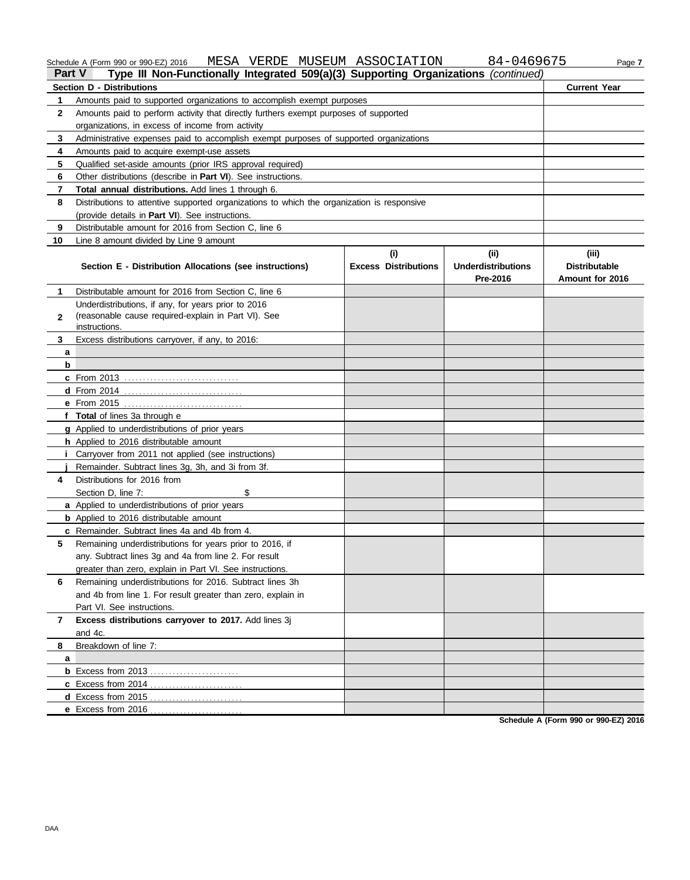Schedule A (Form 990 or 990-EZ) 2016 MESA VERDE MUSEUM ASSOCIATION 84-0469675

## Part V Type III Non-Functionally Integrated 509(a)(3) Supporting Organizations *(continued)*

| Section D - Distributions | | Current Year |
|---|---|---|
| 1 | Amounts paid to supported organizations to accomplish exempt purposes | |
| 2 | Amounts paid to perform activity that directly furthers exempt purposes of supported organizations, in excess of income from activity | |
| 3 | Administrative expenses paid to accomplish exempt purposes of supported organizations | |
| 4 | Amounts paid to acquire exempt-use assets | |
| 5 | Qualified set-aside amounts (prior IRS approval required) | |
| 6 | Other distributions (describe in **Part VI**). See instructions. | |
| 7 | **Total annual distributions.** Add lines 1 through 6. | |
| 8 | Distributions to attentive supported organizations to which the organization is responsive (provide details in **Part VI**). See instructions. | |
| 9 | Distributable amount for 2016 from Section C, line 6 | |
| 10 | Line 8 amount divided by Line 9 amount | |

| Section E - Distribution Allocations (see instructions) | (i) Excess Distributions | (ii) Underdistributions Pre-2016 | (iii) Distributable Amount for 2016 |
|---|---|---|---|
| 1 Distributable amount for 2016 from Section C, line 6 | | | |
| 2 Underdistributions, if any, for years prior to 2016 (reasonable cause required-explain in Part VI). See instructions. | | | |
| 3 Excess distributions carryover, if any, to 2016: | | | |
| a | | | |
| b | | | |
| c From 2013 | | | |
| d From 2014 | | | |
| e From 2015 | | | |
| f **Total** of lines 3a through e | | | |
| g Applied to underdistributions of prior years | | | |
| h Applied to 2016 distributable amount | | | |
| i Carryover from 2011 not applied (see instructions) | | | |
| j Remainder. Subtract lines 3g, 3h, and 3i from 3f. | | | |
| 4 Distributions for 2016 from Section D, line 7: $ | | | |
| a Applied to underdistributions of prior years | | | |
| b Applied to 2016 distributable amount | | | |
| c Remainder. Subtract lines 4a and 4b from 4. | | | |
| 5 Remaining underdistributions for years prior to 2016, if any. Subtract lines 3g and 4a from line 2. For result greater than zero, explain in Part VI. See instructions. | | | |
| 6 Remaining underdistributions for 2016. Subtract lines 3h and 4b from line 1. For result greater than zero, explain in Part VI. See instructions. | | | |
| 7 **Excess distributions carryover to 2017.** Add lines 3j and 4c. | | | |
| 8 Breakdown of line 7: | | | |
| a | | | |
| b Excess from 2013 | | | |
| c Excess from 2014 | | | |
| d Excess from 2015 | | | |
| e Excess from 2016 | | | |

**Schedule A (Form 990 or 990-EZ) 2016**

DAA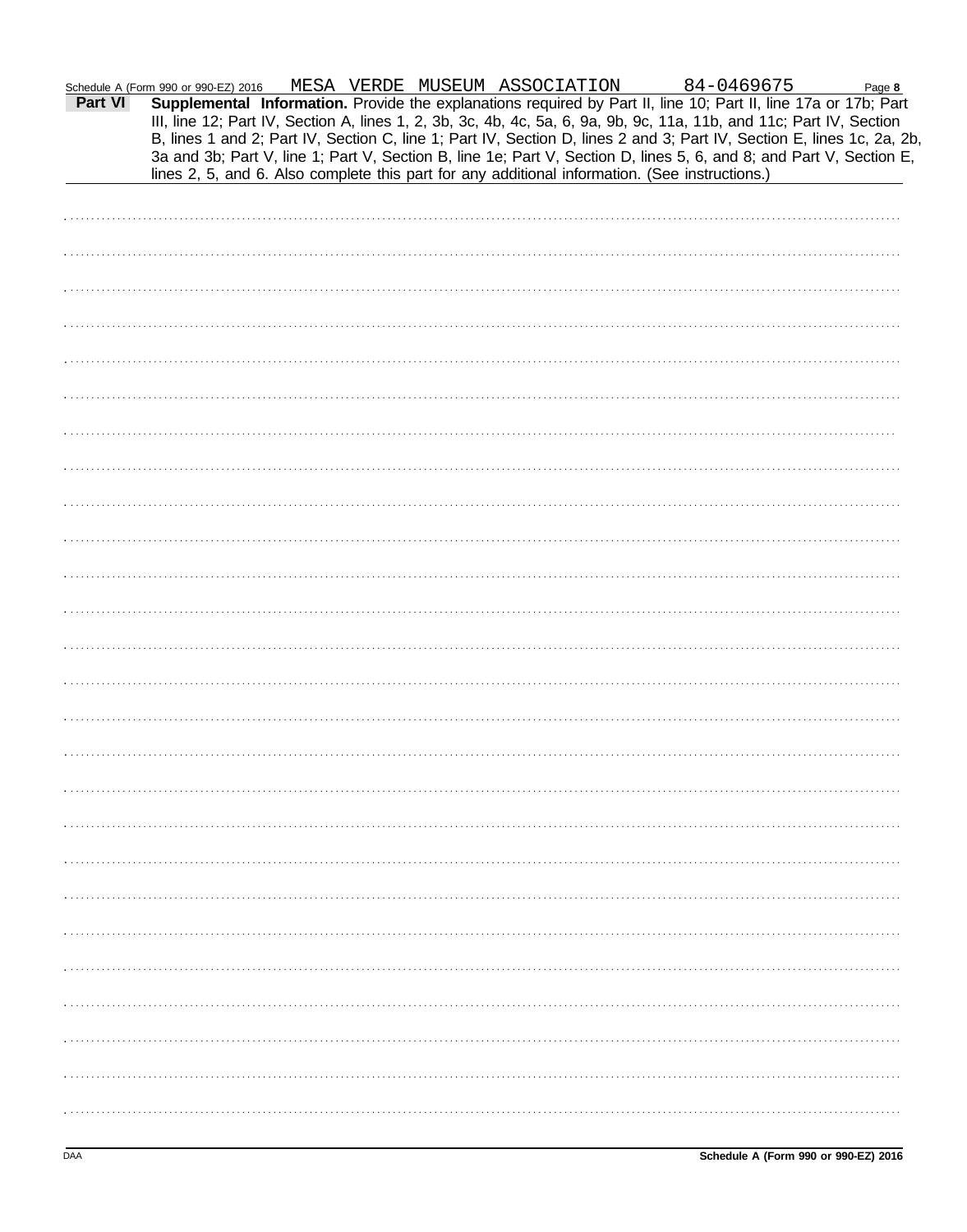Schedule A (Form 990 or 990-EZ) 2016 MESA VERDE MUSEUM ASSOCIATION 84-0469675 Page 8

**Part VI** **Supplemental Information.** Provide the explanations required by Part II, line 10; Part II, line 17a or 17b; Part III, line 12; Part IV, Section A, lines 1, 2, 3b, 3c, 4b, 4c, 5a, 6, 9a, 9b, 9c, 11a, 11b, and 11c; Part IV, Section B, lines 1 and 2; Part IV, Section C, line 1; Part IV, Section D, lines 2 and 3; Part IV, Section E, lines 1c, 2a, 2b, 3a and 3b; Part V, line 1; Part V, Section B, line 1e; Part V, Section D, lines 5, 6, and 8; and Part V, Section E, lines 2, 5, and 6. Also complete this part for any additional information. (See instructions.)

DAA **Schedule A (Form 990 or 990-EZ) 2016**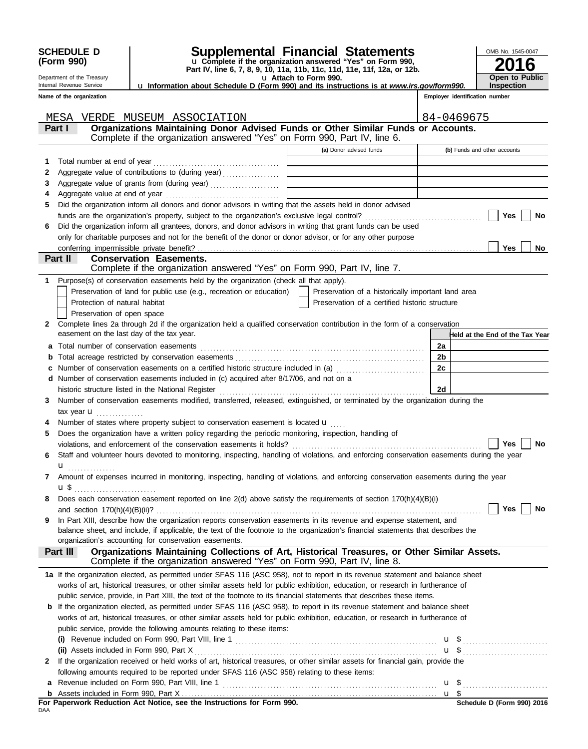**SCHEDULE D (Form 990)**

Department of the Treasury
Internal Revenue Service

# Supplemental Financial Statements

u Complete if the organization answered "Yes" on Form 990, Part IV, line 6, 7, 8, 9, 10, 11a, 11b, 11c, 11d, 11e, 11f, 12a, or 12b.

u Attach to Form 990.

u Information about Schedule D (Form 990) and its instructions is at *www.irs.gov/form990.*

OMB No. 1545-0047

**2016**

**Open to Public Inspection**

**Name of the organization:** MESA VERDE MUSEUM ASSOCIATION

**Employer identification number:** 84-0469675

## Part I — Organizations Maintaining Donor Advised Funds or Other Similar Funds or Accounts.

Complete if the organization answered "Yes" on Form 990, Part IV, line 6.

| | | (a) Donor advised funds | (b) Funds and other accounts |
|---|---|---|---|
| 1 | Total number at end of year | | |
| 2 | Aggregate value of contributions to (during year) | | |
| 3 | Aggregate value of grants from (during year) | | |
| 4 | Aggregate value at end of year | | |

5 Did the organization inform all donors and donor advisors in writing that the assets held in donor advised funds are the organization's property, subject to the organization's exclusive legal control? ☐ Yes ☐ No

6 Did the organization inform all grantees, donors, and donor advisors in writing that grant funds can be used only for charitable purposes and not for the benefit of the donor or donor advisor, or for any other purpose conferring impermissible private benefit? ☐ Yes ☐ No

## Part II — Conservation Easements.

Complete if the organization answered "Yes" on Form 990, Part IV, line 7.

1 Purpose(s) of conservation easements held by the organization (check all that apply).

- ☐ Preservation of land for public use (e.g., recreation or education)
- ☐ Protection of natural habitat
- ☐ Preservation of open space
- ☐ Preservation of a historically important land area
- ☐ Preservation of a certified historic structure

2 Complete lines 2a through 2d if the organization held a qualified conservation contribution in the form of a conservation easement on the last day of the tax year.

| | | | Held at the End of the Tax Year |
|---|---|---|---|
| a | Total number of conservation easements | 2a | |
| b | Total acreage restricted by conservation easements | 2b | |
| c | Number of conservation easements on a certified historic structure included in (a) | 2c | |
| d | Number of conservation easements included in (c) acquired after 8/17/06, and not on a historic structure listed in the National Register | 2d | |

3 Number of conservation easements modified, transferred, released, extinguished, or terminated by the organization during the tax year u

4 Number of states where property subject to conservation easement is located u

5 Does the organization have a written policy regarding the periodic monitoring, inspection, handling of violations, and enforcement of the conservation easements it holds? ☐ Yes ☐ No

6 Staff and volunteer hours devoted to monitoring, inspecting, handling of violations, and enforcing conservation easements during the year u

7 Amount of expenses incurred in monitoring, inspecting, handling of violations, and enforcing conservation easements during the year u $

8 Does each conservation easement reported on line 2(d) above satisfy the requirements of section 170(h)(4)(B)(i) and section 170(h)(4)(B)(ii)? ☐ Yes ☐ No

9 In Part XIII, describe how the organization reports conservation easements in its revenue and expense statement, and balance sheet, and include, if applicable, the text of the footnote to the organization's financial statements that describes the organization's accounting for conservation easements.

## Part III — Organizations Maintaining Collections of Art, Historical Treasures, or Other Similar Assets.

Complete if the organization answered "Yes" on Form 990, Part IV, line 8.

1a If the organization elected, as permitted under SFAS 116 (ASC 958), not to report in its revenue statement and balance sheet works of art, historical treasures, or other similar assets held for public exhibition, education, or research in furtherance of public service, provide, in Part XIII, the text of the footnote to its financial statements that describes these items.

b If the organization elected, as permitted under SFAS 116 (ASC 958), to report in its revenue statement and balance sheet works of art, historical treasures, or other similar assets held for public exhibition, education, or research in furtherance of public service, provide the following amounts relating to these items:

(i) Revenue included on Form 990, Part VIII, line 1 u $

(ii) Assets included in Form 990, Part X u $

2 If the organization received or held works of art, historical treasures, or other similar assets for financial gain, provide the following amounts required to be reported under SFAS 116 (ASC 958) relating to these items:

a Revenue included on Form 990, Part VIII, line 1 u $

b Assets included in Form 990, Part X u $

**For Paperwork Reduction Act Notice, see the Instructions for Form 990.**

DAA

**Schedule D (Form 990) 2016**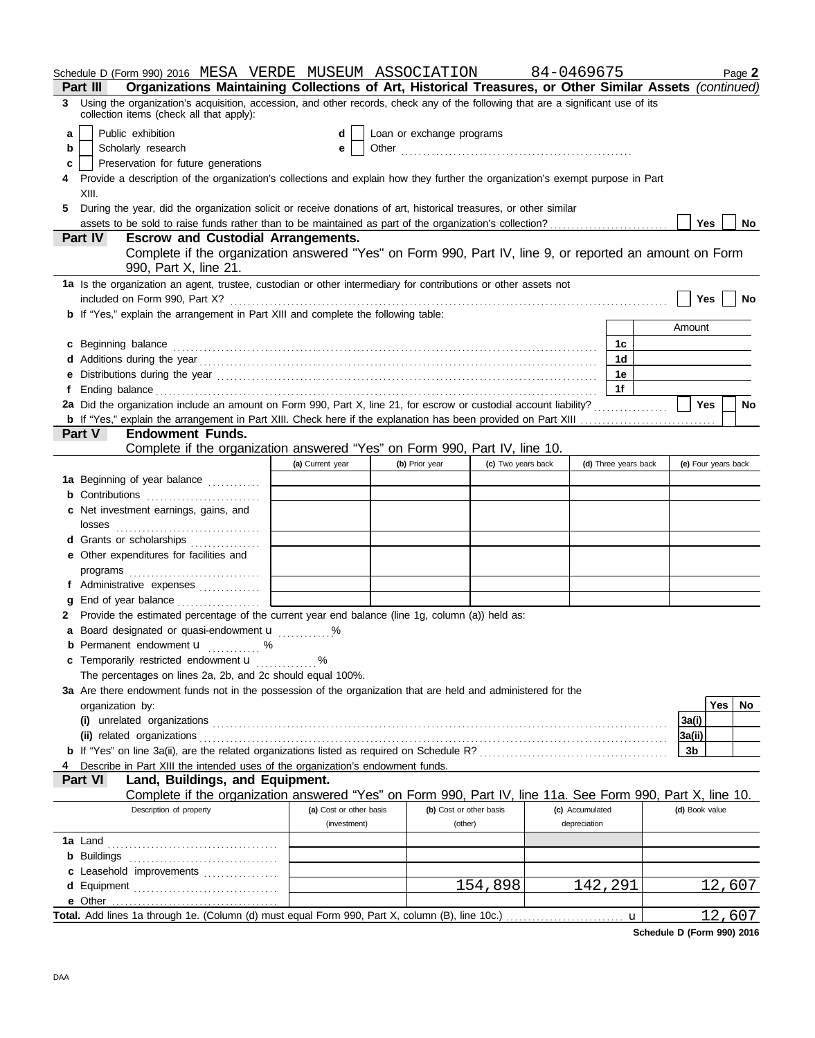Schedule D (Form 990) 2016 MESA VERDE MUSEUM ASSOCIATION 84-0469675 Page **2**

**Part III** **Organizations Maintaining Collections of Art, Historical Treasures, or Other Similar Assets** *(continued)*

**3** Using the organization's acquisition, accession, and other records, check any of the following that are a significant use of its collection items (check all that apply):

- **a** ☐ Public exhibition
- **b** ☐ Scholarly research
- **c** ☐ Preservation for future generations
- **d** ☐ Loan or exchange programs
- **e** ☐ Other ..........

**4** Provide a description of the organization's collections and explain how they further the organization's exempt purpose in Part XIII.

**5** During the year, did the organization solicit or receive donations of art, historical treasures, or other similar assets to be sold to raise funds rather than to be maintained as part of the organization's collection? ☐ Yes ☐ No

**Part IV** **Escrow and Custodial Arrangements.**

Complete if the organization answered "Yes" on Form 990, Part IV, line 9, or reported an amount on Form 990, Part X, line 21.

**1a** Is the organization an agent, trustee, custodian or other intermediary for contributions or other assets not included on Form 990, Part X? ☐ Yes ☐ No

**b** If "Yes," explain the arrangement in Part XIII and complete the following table:

| | | Amount |
|---|---|---|
| **c** Beginning balance | 1c | |
| **d** Additions during the year | 1d | |
| **e** Distributions during the year | 1e | |
| **f** Ending balance | 1f | |

**2a** Did the organization include an amount on Form 990, Part X, line 21, for escrow or custodial account liability? ☐ Yes ☐ No

**b** If "Yes," explain the arrangement in Part XIII. Check here if the explanation has been provided on Part XIII ☐

**Part V** **Endowment Funds.**

Complete if the organization answered "Yes" on Form 990, Part IV, line 10.

| | (a) Current year | (b) Prior year | (c) Two years back | (d) Three years back | (e) Four years back |
|---|---|---|---|---|---|
| **1a** Beginning of year balance | | | | | |
| **b** Contributions | | | | | |
| **c** Net investment earnings, gains, and losses | | | | | |
| **d** Grants or scholarships | | | | | |
| **e** Other expenditures for facilities and programs | | | | | |
| **f** Administrative expenses | | | | | |
| **g** End of year balance | | | | | |

**2** Provide the estimated percentage of the current year end balance (line 1g, column (a)) held as:

**a** Board designated or quasi-endowment ► ..........%

**b** Permanent endowment ► .......... %

**c** Temporarily restricted endowment ► .......... %

The percentages on lines 2a, 2b, and 2c should equal 100%.

**3a** Are there endowment funds not in the possession of the organization that are held and administered for the organization by:

| | | Yes | No |
|---|---|---|---|
| **(i)** unrelated organizations | 3a(i) | | |
| **(ii)** related organizations | 3a(ii) | | |
| **b** If "Yes" on line 3a(ii), are the related organizations listed as required on Schedule R? | 3b | | |

**4** Describe in Part XIII the intended uses of the organization's endowment funds.

**Part VI** **Land, Buildings, and Equipment.**

Complete if the organization answered "Yes" on Form 990, Part IV, line 11a. See Form 990, Part X, line 10.

| Description of property | (a) Cost or other basis (investment) | (b) Cost or other basis (other) | (c) Accumulated depreciation | (d) Book value |
|---|---|---|---|---|
| **1a** Land | | | | |
| **b** Buildings | | | | |
| **c** Leasehold improvements | | | | |
| **d** Equipment | | 154,898 | 142,291 | 12,607 |
| **e** Other | | | | |
| **Total.** Add lines 1a through 1e. (Column (d) must equal Form 990, Part X, column (B), line 10c.) ► | | | | 12,607 |

**Schedule D (Form 990) 2016**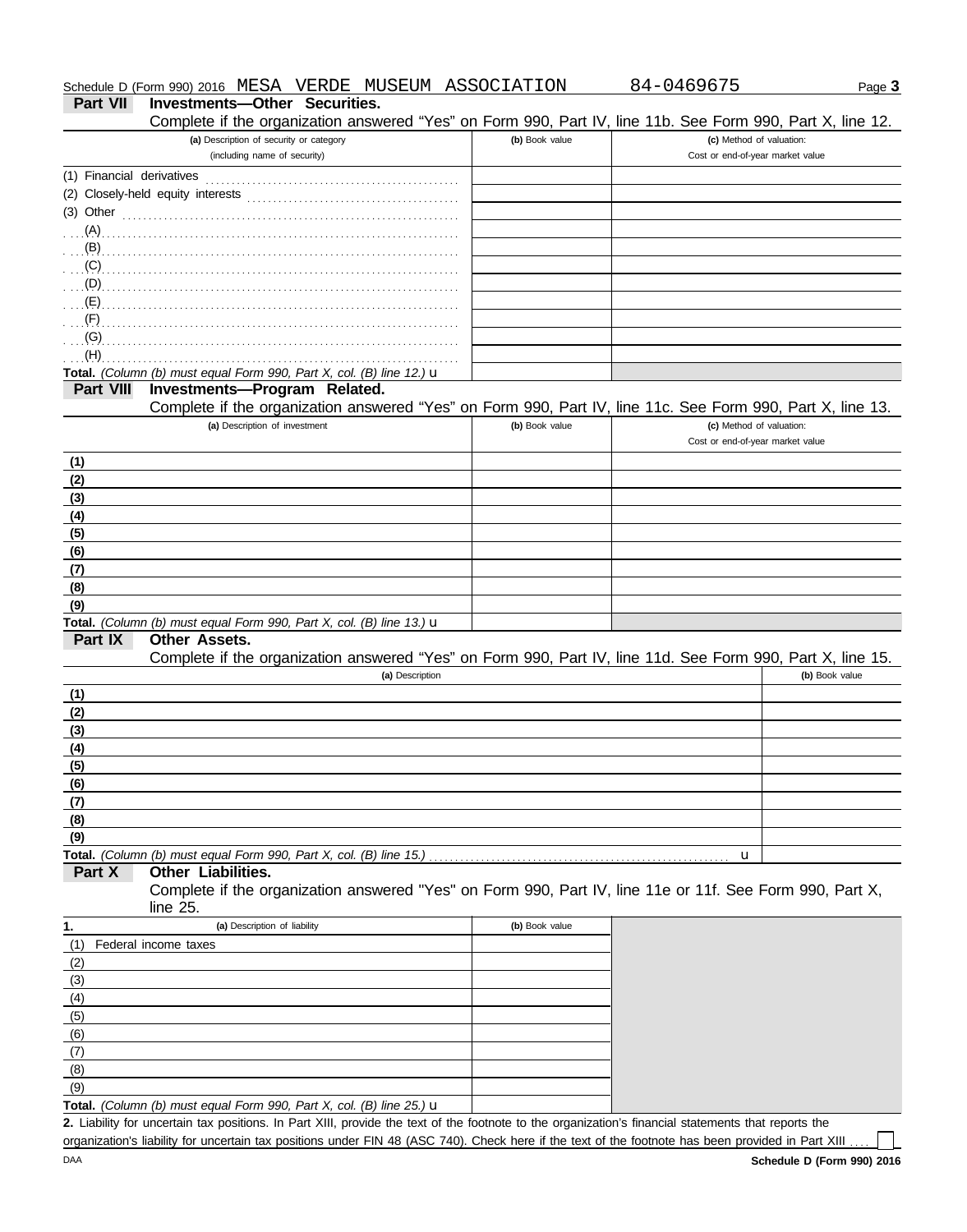Schedule D (Form 990) 2016 MESA VERDE MUSEUM ASSOCIATION 84-0469675

## Part VII Investments—Other Securities.

Complete if the organization answered "Yes" on Form 990, Part IV, line 11b. See Form 990, Part X, line 12.

| (a) Description of security or category (including name of security) | (b) Book value | (c) Method of valuation: Cost or end-of-year market value |
|---|---|---|
| (1) Financial derivatives | | |
| (2) Closely-held equity interests | | |
| (3) Other | | |
| (A) | | |
| (B) | | |
| (C) | | |
| (D) | | |
| (E) | | |
| (F) | | |
| (G) | | |
| (H) | | |
| **Total.** *(Column (b) must equal Form 990, Part X, col. (B) line 12.)* u | | |

## Part VIII Investments—Program Related.

Complete if the organization answered "Yes" on Form 990, Part IV, line 11c. See Form 990, Part X, line 13.

| (a) Description of investment | (b) Book value | (c) Method of valuation: Cost or end-of-year market value |
|---|---|---|
| (1) | | |
| (2) | | |
| (3) | | |
| (4) | | |
| (5) | | |
| (6) | | |
| (7) | | |
| (8) | | |
| (9) | | |
| **Total.** *(Column (b) must equal Form 990, Part X, col. (B) line 13.)* u | | |

## Part IX Other Assets.

Complete if the organization answered "Yes" on Form 990, Part IV, line 11d. See Form 990, Part X, line 15.

| (a) Description | (b) Book value |
|---|---|
| (1) | |
| (2) | |
| (3) | |
| (4) | |
| (5) | |
| (6) | |
| (7) | |
| (8) | |
| (9) | |
| **Total.** *(Column (b) must equal Form 990, Part X, col. (B) line 15.)* u | |

## Part X Other Liabilities.

Complete if the organization answered "Yes" on Form 990, Part IV, line 11e or 11f. See Form 990, Part X, line 25.

| 1. (a) Description of liability | (b) Book value |
|---|---|
| (1) Federal income taxes | |
| (2) | |
| (3) | |
| (4) | |
| (5) | |
| (6) | |
| (7) | |
| (8) | |
| (9) | |
| **Total.** *(Column (b) must equal Form 990, Part X, col. (B) line 25.)* u | |

**2.** Liability for uncertain tax positions. In Part XIII, provide the text of the footnote to the organization's financial statements that reports the organization's liability for uncertain tax positions under FIN 48 (ASC 740). Check here if the text of the footnote has been provided in Part XIII ☐

DAA **Schedule D (Form 990) 2016**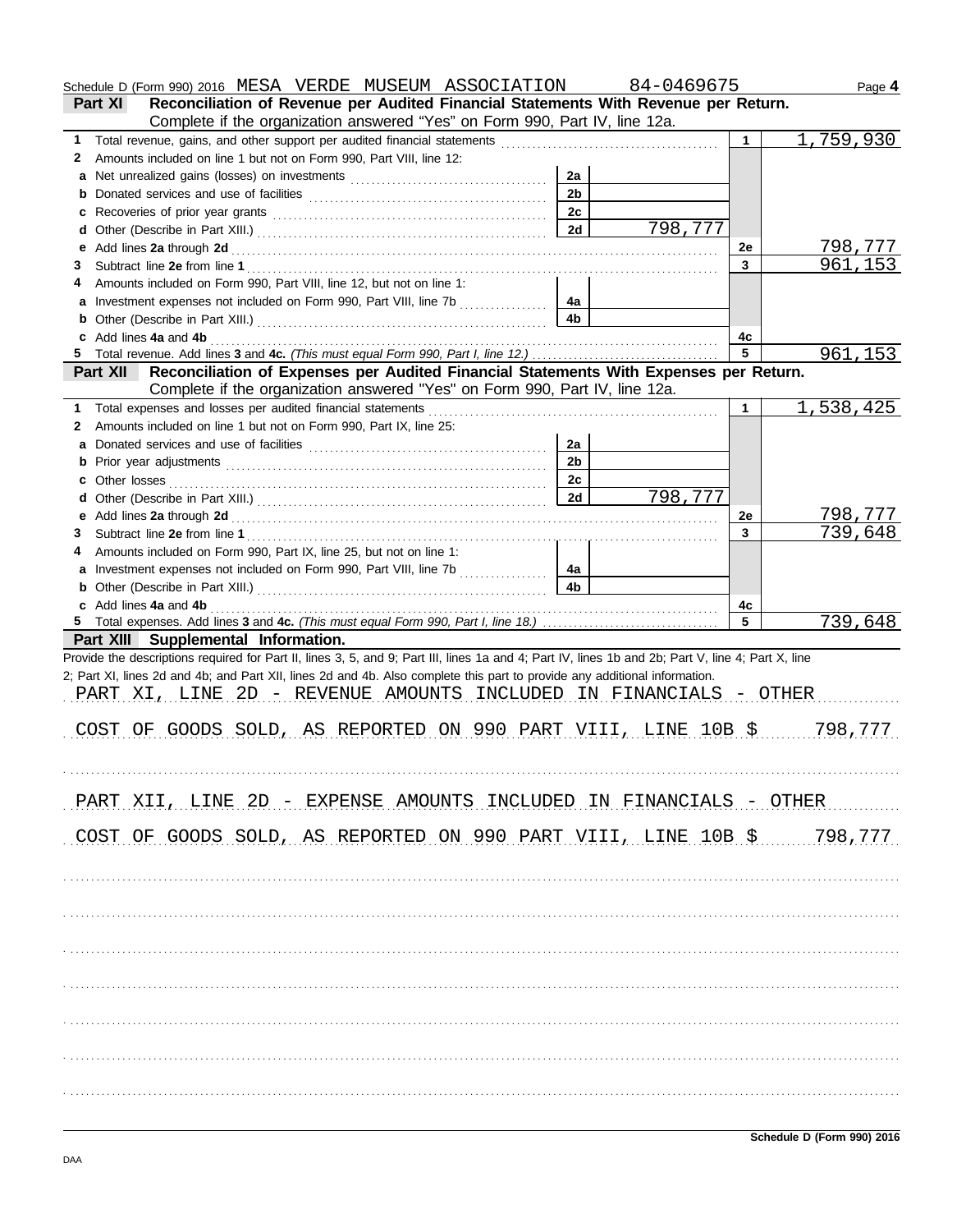Schedule D (Form 990) 2016 MESA VERDE MUSEUM ASSOCIATION 84-0469675 Page **4**

**Part XI Reconciliation of Revenue per Audited Financial Statements With Revenue per Return.**
Complete if the organization answered "Yes" on Form 990, Part IV, line 12a.

| | | | | | |
|---|---|---|---|---|---|
| **1** | Total revenue, gains, and other support per audited financial statements | | | 1 | 1,759,930 |
| **2** | Amounts included on line 1 but not on Form 990, Part VIII, line 12: | | | | |
| **a** | Net unrealized gains (losses) on investments | 2a | | | |
| **b** | Donated services and use of facilities | 2b | | | |
| **c** | Recoveries of prior year grants | 2c | | | |
| **d** | Other (Describe in Part XIII.) | 2d | 798,777 | | |
| **e** | Add lines **2a** through **2d** | | | 2e | 798,777 |
| **3** | Subtract line **2e** from line **1** | | | 3 | 961,153 |
| **4** | Amounts included on Form 990, Part VIII, line 12, but not on line 1: | | | | |
| **a** | Investment expenses not included on Form 990, Part VIII, line 7b | 4a | | | |
| **b** | Other (Describe in Part XIII.) | 4b | | | |
| **c** | Add lines **4a** and **4b** | | | 4c | |
| **5** | Total revenue. Add lines **3** and **4c.** *(This must equal Form 990, Part I, line 12.)* | | | 5 | 961,153 |

**Part XII Reconciliation of Expenses per Audited Financial Statements With Expenses per Return.**
Complete if the organization answered "Yes" on Form 990, Part IV, line 12a.

| | | | | | |
|---|---|---|---|---|---|
| **1** | Total expenses and losses per audited financial statements | | | 1 | 1,538,425 |
| **2** | Amounts included on line 1 but not on Form 990, Part IX, line 25: | | | | |
| **a** | Donated services and use of facilities | 2a | | | |
| **b** | Prior year adjustments | 2b | | | |
| **c** | Other losses | 2c | | | |
| **d** | Other (Describe in Part XIII.) | 2d | 798,777 | | |
| **e** | Add lines **2a** through **2d** | | | 2e | 798,777 |
| **3** | Subtract line **2e** from line **1** | | | 3 | 739,648 |
| **4** | Amounts included on Form 990, Part IX, line 25, but not on line 1: | | | | |
| **a** | Investment expenses not included on Form 990, Part VIII, line 7b | 4a | | | |
| **b** | Other (Describe in Part XIII.) | 4b | | | |
| **c** | Add lines **4a** and **4b** | | | 4c | |
| **5** | Total expenses. Add lines **3** and **4c.** *(This must equal Form 990, Part I, line 18.)* | | | 5 | 739,648 |

**Part XIII Supplemental Information.**

Provide the descriptions required for Part II, lines 3, 5, and 9; Part III, lines 1a and 4; Part IV, lines 1b and 2b; Part V, line 4; Part X, line 2; Part XI, lines 2d and 4b; and Part XII, lines 2d and 4b. Also complete this part to provide any additional information.

PART XI, LINE 2D - REVENUE AMOUNTS INCLUDED IN FINANCIALS - OTHER

COST OF GOODS SOLD, AS REPORTED ON 990 PART VIII, LINE 10B $ 798,777

PART XII, LINE 2D - EXPENSE AMOUNTS INCLUDED IN FINANCIALS - OTHER

COST OF GOODS SOLD, AS REPORTED ON 990 PART VIII, LINE 10B $ 798,777

**Schedule D (Form 990) 2016**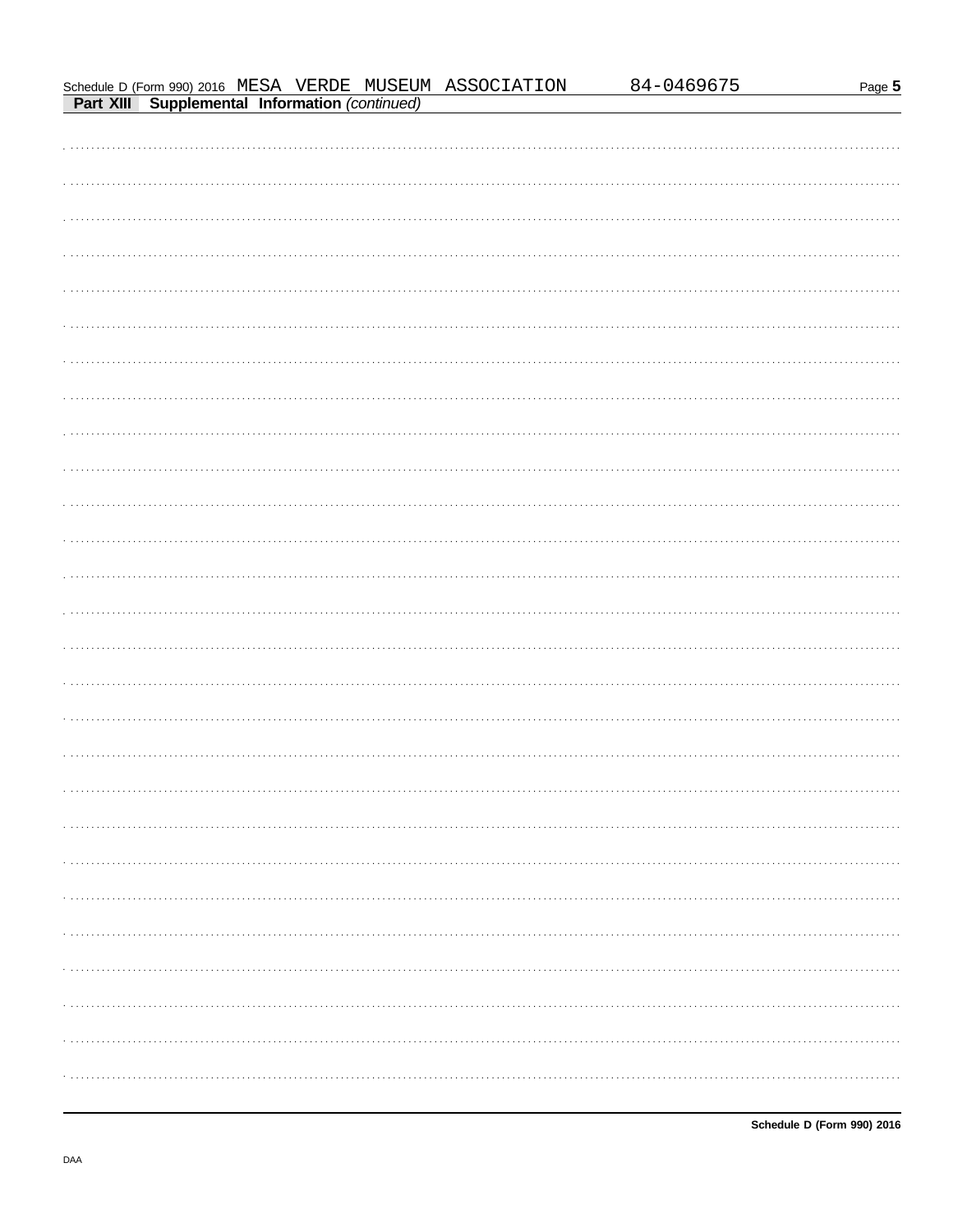Schedule D (Form 990) 2016 MESA VERDE MUSEUM ASSOCIATION 84-0469675

**Part XIII Supplemental Information** *(continued)*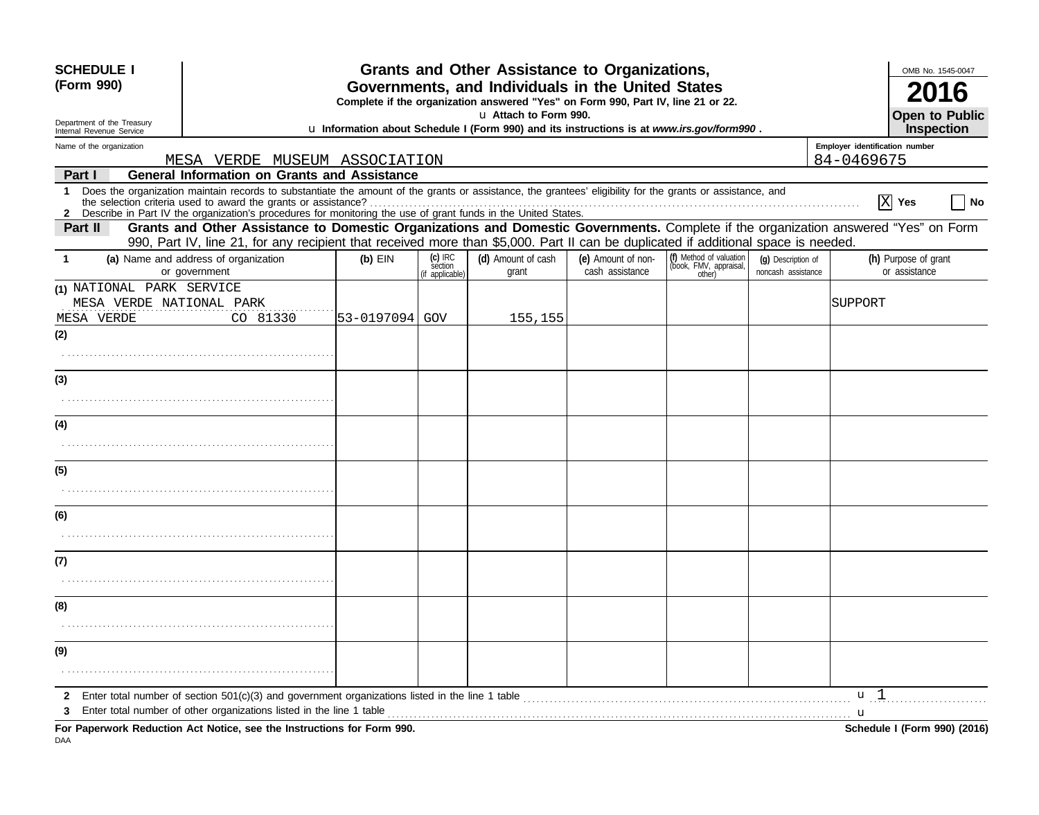**SCHEDULE I (Form 990)**

Department of the Treasury
Internal Revenue Service

# Grants and Other Assistance to Organizations, Governments, and Individuals in the United States

**Complete if the organization answered "Yes" on Form 990, Part IV, line 21 or 22.**

u **Attach to Form 990.**

u **Information about Schedule I (Form 990) and its instructions is at *www.irs.gov/form990* .**

OMB No. 1545-0047

**2016**

**Open to Public Inspection**

Name of the organization: MESA VERDE MUSEUM ASSOCIATION

Employer identification number: 84-0469675

## Part I General Information on Grants and Assistance

**1** Does the organization maintain records to substantiate the amount of the grants or assistance, the grantees' eligibility for the grants or assistance, and the selection criteria used to award the grants or assistance? [X] **Yes** [ ] **No**

**2** Describe in Part IV the organization's procedures for monitoring the use of grant funds in the United States.

## Part II Grants and Other Assistance to Domestic Organizations and Domestic Governments.

Complete if the organization answered "Yes" on Form 990, Part IV, line 21, for any recipient that received more than $5,000. Part II can be duplicated if additional space is needed.

| 1 (a) Name and address of organization or government | (b) EIN | (c) IRC section (if applicable) | (d) Amount of cash grant | (e) Amount of non-cash assistance | (f) Method of valuation (book, FMV, appraisal, other) | (g) Description of noncash assistance | (h) Purpose of grant or assistance |
|---|---|---|---|---|---|---|---|
| (1) NATIONAL PARK SERVICE MESA VERDE NATIONAL PARK MESA VERDE CO 81330 | 53-0197094 | GOV | 155,155 | | | | SUPPORT |
| (2) | | | | | | | |
| (3) | | | | | | | |
| (4) | | | | | | | |
| (5) | | | | | | | |
| (6) | | | | | | | |
| (7) | | | | | | | |
| (8) | | | | | | | |
| (9) | | | | | | | |

**2** Enter total number of section 501(c)(3) and government organizations listed in the line 1 table u 1

**3** Enter total number of other organizations listed in the line 1 table u

**For Paperwork Reduction Act Notice, see the Instructions for Form 990.** **Schedule I (Form 990) (2016)**

DAA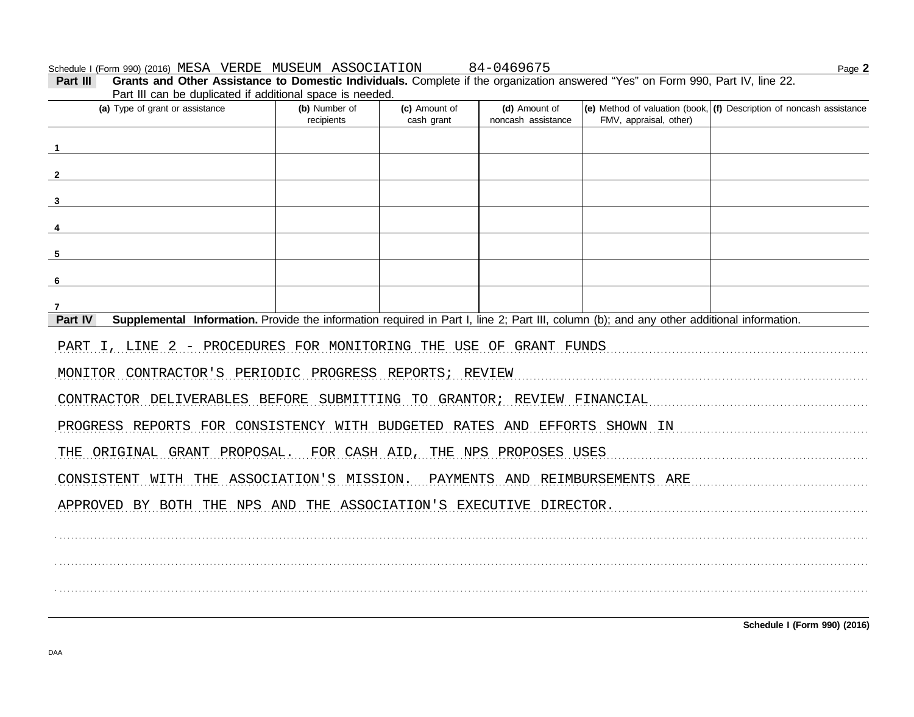Schedule I (Form 990) (2016) MESA VERDE MUSEUM ASSOCIATION 84-0469675

**Part III** **Grants and Other Assistance to Domestic Individuals.** Complete if the organization answered "Yes" on Form 990, Part IV, line 22. Part III can be duplicated if additional space is needed.

| (a) Type of grant or assistance | (b) Number of recipients | (c) Amount of cash grant | (d) Amount of noncash assistance | (e) Method of valuation (book, FMV, appraisal, other) | (f) Description of noncash assistance |
|---|---|---|---|---|---|
| 1 | | | | | |
| 2 | | | | | |
| 3 | | | | | |
| 4 | | | | | |
| 5 | | | | | |
| 6 | | | | | |
| 7 | | | | | |

**Part IV** **Supplemental Information.** Provide the information required in Part I, line 2; Part III, column (b); and any other additional information.

PART I, LINE 2 - PROCEDURES FOR MONITORING THE USE OF GRANT FUNDS

MONITOR CONTRACTOR'S PERIODIC PROGRESS REPORTS; REVIEW CONTRACTOR DELIVERABLES BEFORE SUBMITTING TO GRANTOR; REVIEW FINANCIAL PROGRESS REPORTS FOR CONSISTENCY WITH BUDGETED RATES AND EFFORTS SHOWN IN THE ORIGINAL GRANT PROPOSAL. FOR CASH AID, THE NPS PROPOSES USES CONSISTENT WITH THE ASSOCIATION'S MISSION. PAYMENTS AND REIMBURSEMENTS ARE APPROVED BY BOTH THE NPS AND THE ASSOCIATION'S EXECUTIVE DIRECTOR.

Schedule I (Form 990) (2016)

DAA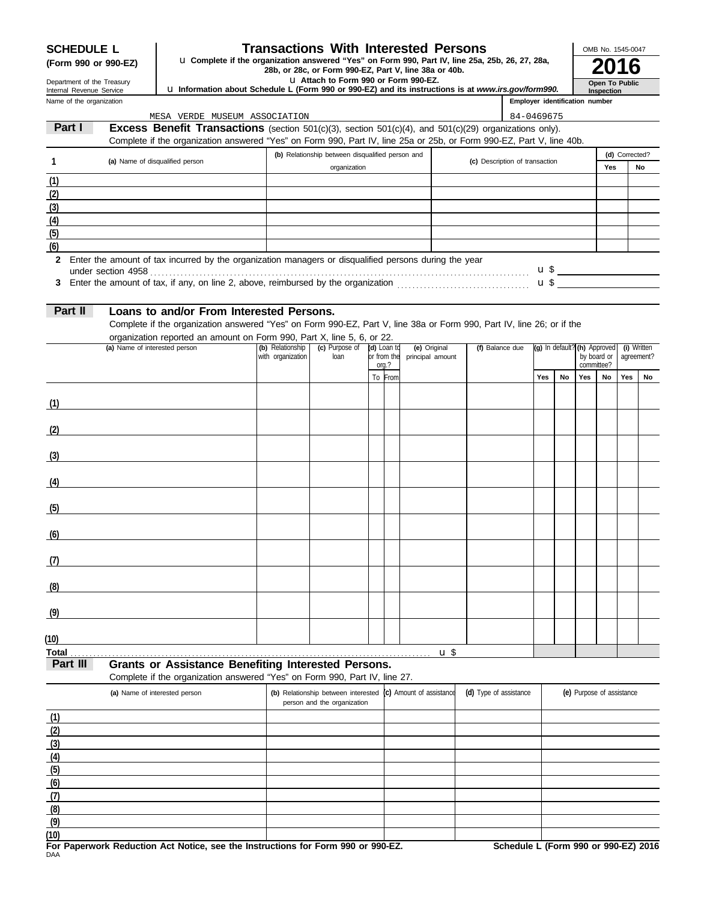**SCHEDULE L (Form 990 or 990-EZ)**

Department of the Treasury
Internal Revenue Service

# Transactions With Interested Persons

u Complete if the organization answered "Yes" on Form 990, Part IV, line 25a, 25b, 26, 27, 28a, 28b, or 28c, or Form 990-EZ, Part V, line 38a or 40b.

u Attach to Form 990 or Form 990-EZ.

u Information about Schedule L (Form 990 or 990-EZ) and its instructions is at *www.irs.gov/form990.*

OMB No. 1545-0047

**2016**

**Open To Public Inspection**

Name of the organization: MESA VERDE MUSEUM ASSOCIATION

Employer identification number: 84-0469675

## Part I Excess Benefit Transactions (section 501(c)(3), section 501(c)(4), and 501(c)(29) organizations only).

Complete if the organization answered "Yes" on Form 990, Part IV, line 25a or 25b, or Form 990-EZ, Part V, line 40b.

| 1 | (a) Name of disqualified person | (b) Relationship between disqualified person and organization | (c) Description of transaction | (d) Corrected? Yes | No |
|---|---|---|---|---|---|
| (1) | | | | | |
| (2) | | | | | |
| (3) | | | | | |
| (4) | | | | | |
| (5) | | | | | |
| (6) | | | | | |

**2** Enter the amount of tax incurred by the organization managers or disqualified persons during the year under section 4958 . . . u $

**3** Enter the amount of tax, if any, on line 2, above, reimbursed by the organization . . . u $

## Part II Loans to and/or From Interested Persons.

Complete if the organization answered "Yes" on Form 990-EZ, Part V, line 38a or Form 990, Part IV, line 26; or if the organization reported an amount on Form 990, Part X, line 5, 6, or 22.

| | (a) Name of interested person | (b) Relationship with organization | (c) Purpose of loan | (d) Loan to or from the org.? | | (e) Original principal amount | (f) Balance due | (g) In default? | | (h) Approved by board or committee? | | (i) Written agreement? | |
|---|---|---|---|---|---|---|---|---|---|---|---|---|---|
| | | | | To | From | | | Yes | No | Yes | No | Yes | No |
| (1) | | | | | | | | | | | | | |
| (2) | | | | | | | | | | | | | |
| (3) | | | | | | | | | | | | | |
| (4) | | | | | | | | | | | | | |
| (5) | | | | | | | | | | | | | |
| (6) | | | | | | | | | | | | | |
| (7) | | | | | | | | | | | | | |
| (8) | | | | | | | | | | | | | |
| (9) | | | | | | | | | | | | | |
| (10) | | | | | | | | | | | | | |
| Total | | | | | | u $ | | | | | | | |

## Part III Grants or Assistance Benefiting Interested Persons.

Complete if the organization answered "Yes" on Form 990, Part IV, line 27.

| | (a) Name of interested person | (b) Relationship between interested person and the organization | (c) Amount of assistance | (d) Type of assistance | (e) Purpose of assistance |
|---|---|---|---|---|---|
| (1) | | | | | |
| (2) | | | | | |
| (3) | | | | | |
| (4) | | | | | |
| (5) | | | | | |
| (6) | | | | | |
| (7) | | | | | |
| (8) | | | | | |
| (9) | | | | | |
| (10) | | | | | |

**For Paperwork Reduction Act Notice, see the Instructions for Form 990 or 990-EZ.**

DAA

**Schedule L (Form 990 or 990-EZ) 2016**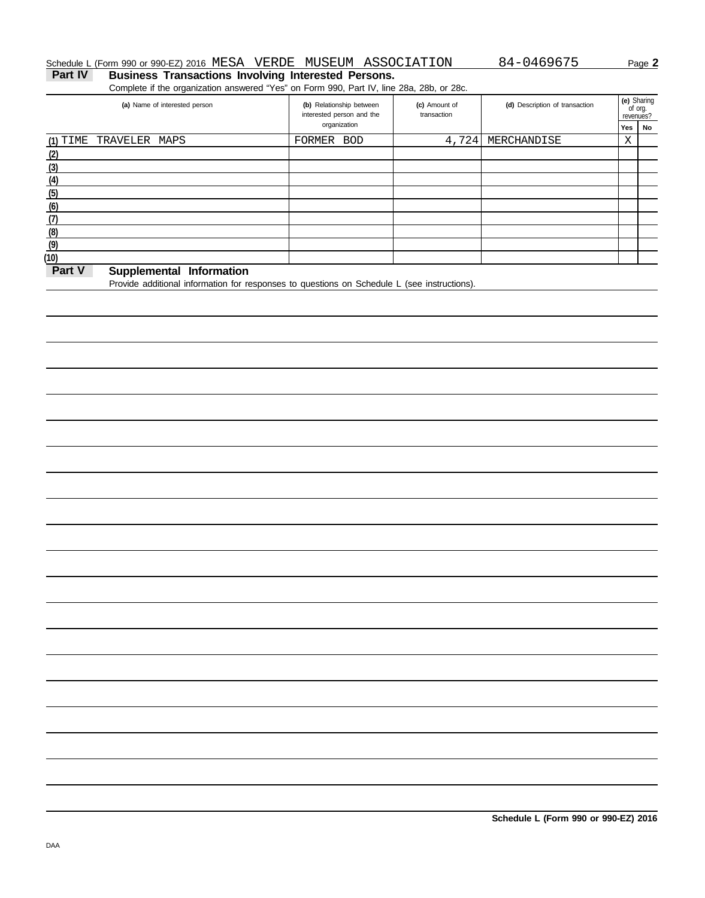Schedule L (Form 990 or 990-EZ) 2016 MESA VERDE MUSEUM ASSOCIATION 84-0469675 Page **2**

## Part IV Business Transactions Involving Interested Persons.

Complete if the organization answered "Yes" on Form 990, Part IV, line 28a, 28b, or 28c.

| | (a) Name of interested person | (b) Relationship between interested person and the organization | (c) Amount of transaction | (d) Description of transaction | (e) Sharing of org. revenues? Yes | No |
|---|---|---|---|---|---|---|
| (1) | TIME TRAVELER MAPS | FORMER BOD | 4,724 | MERCHANDISE | X | |
| (2) | | | | | | |
| (3) | | | | | | |
| (4) | | | | | | |
| (5) | | | | | | |
| (6) | | | | | | |
| (7) | | | | | | |
| (8) | | | | | | |
| (9) | | | | | | |
| (10) | | | | | | |

## Part V Supplemental Information

Provide additional information for responses to questions on Schedule L (see instructions).

**Schedule L (Form 990 or 990-EZ) 2016**

DAA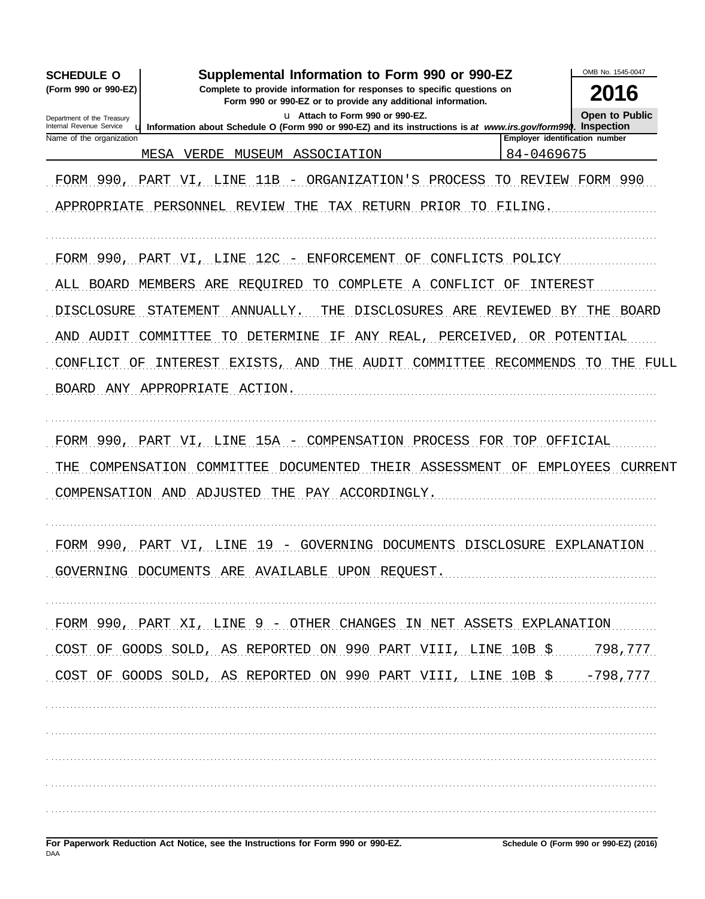**SCHEDULE O** (Form 990 or 990-EZ)

Department of the Treasury
Internal Revenue Service

# Supplemental Information to Form 990 or 990-EZ

**Complete to provide information for responses to specific questions on Form 990 or 990-EZ or to provide any additional information.**

u Attach to Form 990 or 990-EZ.

u Information about Schedule O (Form 990 or 990-EZ) and its instructions is at *www.irs.gov/form990*.

OMB No. 1545-0047

**2016**

**Open to Public Inspection**

| Name of the organization | Employer identification number |
|---|---|
| MESA VERDE MUSEUM ASSOCIATION | 84-0469675 |

FORM 990, PART VI, LINE 11B - ORGANIZATION'S PROCESS TO REVIEW FORM 990

APPROPRIATE PERSONNEL REVIEW THE TAX RETURN PRIOR TO FILING.

FORM 990, PART VI, LINE 12C - ENFORCEMENT OF CONFLICTS POLICY

ALL BOARD MEMBERS ARE REQUIRED TO COMPLETE A CONFLICT OF INTEREST DISCLOSURE STATEMENT ANNUALLY. THE DISCLOSURES ARE REVIEWED BY THE BOARD AND AUDIT COMMITTEE TO DETERMINE IF ANY REAL, PERCEIVED, OR POTENTIAL CONFLICT OF INTEREST EXISTS, AND THE AUDIT COMMITTEE RECOMMENDS TO THE FULL BOARD ANY APPROPRIATE ACTION.

FORM 990, PART VI, LINE 15A - COMPENSATION PROCESS FOR TOP OFFICIAL

THE COMPENSATION COMMITTEE DOCUMENTED THEIR ASSESSMENT OF EMPLOYEES CURRENT COMPENSATION AND ADJUSTED THE PAY ACCORDINGLY.

FORM 990, PART VI, LINE 19 - GOVERNING DOCUMENTS DISCLOSURE EXPLANATION

GOVERNING DOCUMENTS ARE AVAILABLE UPON REQUEST.

FORM 990, PART XI, LINE 9 - OTHER CHANGES IN NET ASSETS EXPLANATION

| | |
|---|---|
| COST OF GOODS SOLD, AS REPORTED ON 990 PART VIII, LINE 10B $ | 798,777 |
| COST OF GOODS SOLD, AS REPORTED ON 990 PART VIII, LINE 10B $ | -798,777 |

**For Paperwork Reduction Act Notice, see the Instructions for Form 990 or 990-EZ.**

DAA

**Schedule O (Form 990 or 990-EZ) (2016)**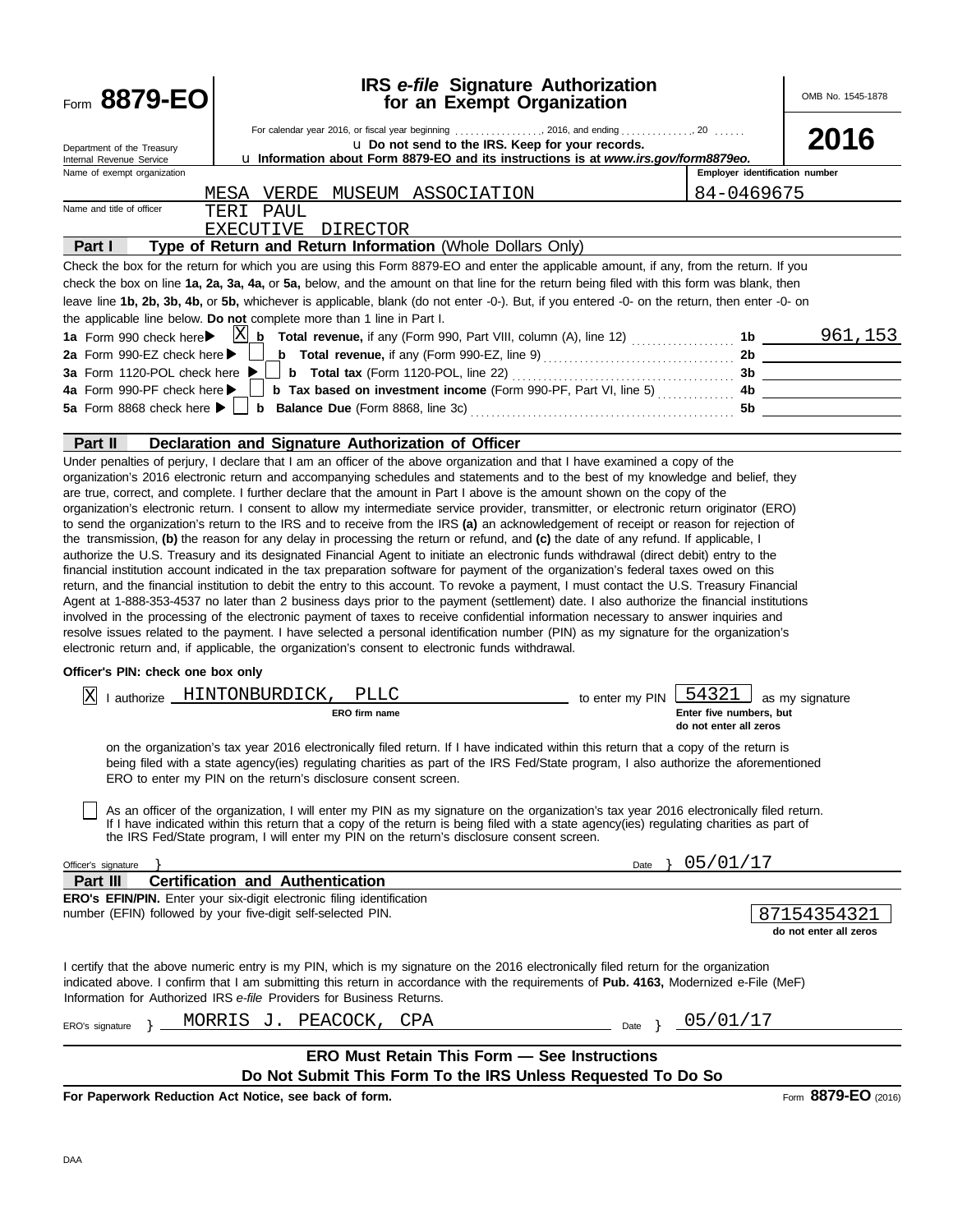# Form 8879-EO

## IRS *e-file* Signature Authorization for an Exempt Organization

OMB No. 1545-1878

**2016**

Department of the Treasury
Internal Revenue Service

For calendar year 2016, or fiscal year beginning ................, 2016, and ending .............., 20 ......

u **Do not send to the IRS. Keep for your records.**

u **Information about Form 8879-EO and its instructions is at *www.irs.gov/form8879eo.***

Name of exempt organization: MESA VERDE MUSEUM ASSOCIATION

Employer identification number: 84-0469675

Name and title of officer: TERI PAUL
EXECUTIVE DIRECTOR

### Part I — Type of Return and Return Information (Whole Dollars Only)

Check the box for the return for which you are using this Form 8879-EO and enter the applicable amount, if any, from the return. If you check the box on line **1a, 2a, 3a, 4a,** or **5a,** below, and the amount on that line for the return being filed with this form was blank, then leave line **1b, 2b, 3b, 4b,** or **5b,** whichever is applicable, blank (do not enter -0-). But, if you entered -0- on the return, then enter -0- on the applicable line below. **Do not** complete more than 1 line in Part I.

| | | Line | Amount |
|---|---|---|---|
| **1a** Form 990 check here ▶ [X] | **b Total revenue,** if any (Form 990, Part VIII, column (A), line 12) | **1b** | 961,153 |
| **2a** Form 990-EZ check here ▶ [ ] | **b Total revenue,** if any (Form 990-EZ, line 9) | **2b** | |
| **3a** Form 1120-POL check here ▶ [ ] | **b Total tax** (Form 1120-POL, line 22) | **3b** | |
| **4a** Form 990-PF check here ▶ [ ] | **b Tax based on investment income** (Form 990-PF, Part VI, line 5) | **4b** | |
| **5a** Form 8868 check here ▶ [ ] | **b Balance Due** (Form 8868, line 3c) | **5b** | |

### Part II — Declaration and Signature Authorization of Officer

Under penalties of perjury, I declare that I am an officer of the above organization and that I have examined a copy of the organization's 2016 electronic return and accompanying schedules and statements and to the best of my knowledge and belief, they are true, correct, and complete. I further declare that the amount in Part I above is the amount shown on the copy of the organization's electronic return. I consent to allow my intermediate service provider, transmitter, or electronic return originator (ERO) to send the organization's return to the IRS and to receive from the IRS **(a)** an acknowledgement of receipt or reason for rejection of the transmission, **(b)** the reason for any delay in processing the return or refund, and **(c)** the date of any refund. If applicable, I authorize the U.S. Treasury and its designated Financial Agent to initiate an electronic funds withdrawal (direct debit) entry to the financial institution account indicated in the tax preparation software for payment of the organization's federal taxes owed on this return, and the financial institution to debit the entry to this account. To revoke a payment, I must contact the U.S. Treasury Financial Agent at 1-888-353-4537 no later than 2 business days prior to the payment (settlement) date. I also authorize the financial institutions involved in the processing of the electronic payment of taxes to receive confidential information necessary to answer inquiries and resolve issues related to the payment. I have selected a personal identification number (PIN) as my signature for the organization's electronic return and, if applicable, the organization's consent to electronic funds withdrawal.

**Officer's PIN: check one box only**

[X] I authorize HINTONBURDICK, PLLC (ERO firm name) to enter my PIN 54321 (Enter five numbers, but do not enter all zeros) as my signature on the organization's tax year 2016 electronically filed return. If I have indicated within this return that a copy of the return is being filed with a state agency(ies) regulating charities as part of the IRS Fed/State program, I also authorize the aforementioned ERO to enter my PIN on the return's disclosure consent screen.

[ ] As an officer of the organization, I will enter my PIN as my signature on the organization's tax year 2016 electronically filed return. If I have indicated within this return that a copy of the return is being filed with a state agency(ies) regulating charities as part of the IRS Fed/State program, I will enter my PIN on the return's disclosure consent screen.

Officer's signature } ____________ Date } 05/01/17

### Part III — Certification and Authentication

**ERO's EFIN/PIN.** Enter your six-digit electronic filing identification number (EFIN) followed by your five-digit self-selected PIN.

87154354321 (do not enter all zeros)

I certify that the above numeric entry is my PIN, which is my signature on the 2016 electronically filed return for the organization indicated above. I confirm that I am submitting this return in accordance with the requirements of **Pub. 4163,** Modernized e-File (MeF) Information for Authorized IRS *e-file* Providers for Business Returns.

ERO's signature } MORRIS J. PEACOCK, CPA Date } 05/01/17

**ERO Must Retain This Form — See Instructions**

**Do Not Submit This Form To the IRS Unless Requested To Do So**

**For Paperwork Reduction Act Notice, see back of form.**

Form **8879-EO** (2016)

DAA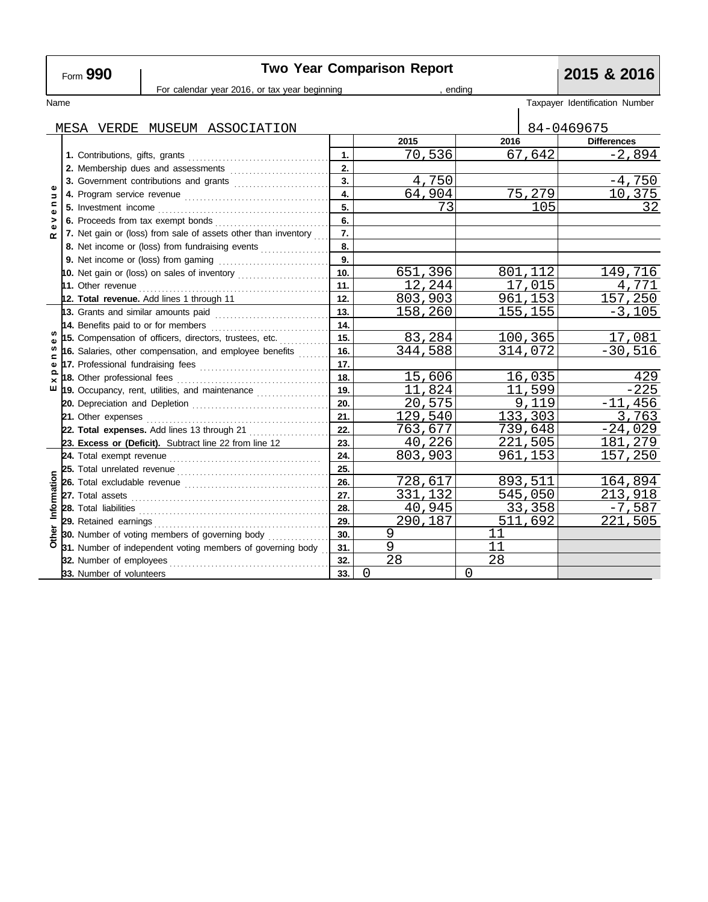Form **990**

# Two Year Comparison Report

**2015 & 2016**

For calendar year 2016, or tax year beginning , ending

Name: MESA VERDE MUSEUM ASSOCIATION

Taxpayer Identification Number: 84-0469675

| Section | Line Item | Line | 2015 | 2016 | Differences |
|---|---|---|---|---|---|
| Revenue | **1.** Contributions, gifts, grants | 1. | 70,536 | 67,642 | -2,894 |
| | **2.** Membership dues and assessments | 2. | | | |
| | **3.** Government contributions and grants | 3. | 4,750 | | -4,750 |
| | **4.** Program service revenue | 4. | 64,904 | 75,279 | 10,375 |
| | **5.** Investment income | 5. | 73 | 105 | 32 |
| | **6.** Proceeds from tax exempt bonds | 6. | | | |
| | **7.** Net gain or (loss) from sale of assets other than inventory | 7. | | | |
| | **8.** Net income or (loss) from fundraising events | 8. | | | |
| | **9.** Net income or (loss) from gaming | 9. | | | |
| | **10.** Net gain or (loss) on sales of inventory | 10. | 651,396 | 801,112 | 149,716 |
| | **11.** Other revenue | 11. | 12,244 | 17,015 | 4,771 |
| | **12. Total revenue.** Add lines 1 through 11 | 12. | 803,903 | 961,153 | 157,250 |
| Expenses | **13.** Grants and similar amounts paid | 13. | 158,260 | 155,155 | -3,105 |
| | **14.** Benefits paid to or for members | 14. | | | |
| | **15.** Compensation of officers, directors, trustees, etc. | 15. | 83,284 | 100,365 | 17,081 |
| | **16.** Salaries, other compensation, and employee benefits | 16. | 344,588 | 314,072 | -30,516 |
| | **17.** Professional fundraising fees | 17. | | | |
| | **18.** Other professional fees | 18. | 15,606 | 16,035 | 429 |
| | **19.** Occupancy, rent, utilities, and maintenance | 19. | 11,824 | 11,599 | -225 |
| | **20.** Depreciation and Depletion | 20. | 20,575 | 9,119 | -11,456 |
| | **21.** Other expenses | 21. | 129,540 | 133,303 | 3,763 |
| | **22. Total expenses.** Add lines 13 through 21 | 22. | 763,677 | 739,648 | -24,029 |
| | **23. Excess or (Deficit).** Subtract line 22 from line 12 | 23. | 40,226 | 221,505 | 181,279 |
| Other Information | **24.** Total exempt revenue | 24. | 803,903 | 961,153 | 157,250 |
| | **25.** Total unrelated revenue | 25. | | | |
| | **26.** Total excludable revenue | 26. | 728,617 | 893,511 | 164,894 |
| | **27.** Total assets | 27. | 331,132 | 545,050 | 213,918 |
| | **28.** Total liabilities | 28. | 40,945 | 33,358 | -7,587 |
| | **29.** Retained earnings | 29. | 290,187 | 511,692 | 221,505 |
| | **30.** Number of voting members of governing body | 30. | 9 | 11 | |
| | **31.** Number of independent voting members of governing body | 31. | 9 | 11 | |
| | **32.** Number of employees | 32. | 28 | 28 | |
| | **33.** Number of volunteers | 33. | 0 | 0 | |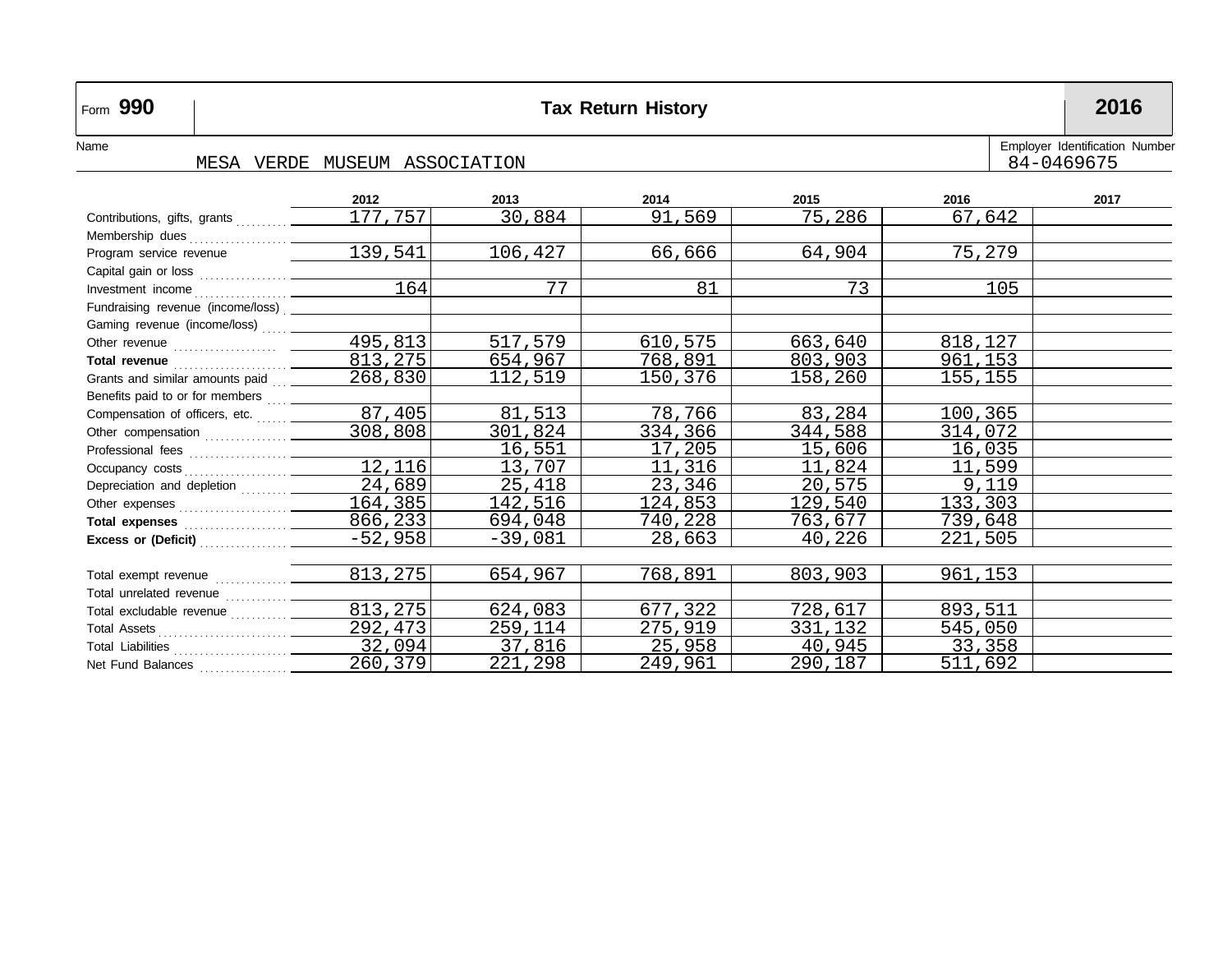Form **990** | **Tax Return History** | **2016**

Name: MESA VERDE MUSEUM ASSOCIATION

Employer Identification Number: 84-0469675

| | 2012 | 2013 | 2014 | 2015 | 2016 | 2017 |
|---|---|---|---|---|---|---|
| Contributions, gifts, grants | 177,757 | 30,884 | 91,569 | 75,286 | 67,642 | |
| Membership dues | | | | | | |
| Program service revenue | 139,541 | 106,427 | 66,666 | 64,904 | 75,279 | |
| Capital gain or loss | | | | | | |
| Investment income | 164 | 77 | 81 | 73 | 105 | |
| Fundraising revenue (income/loss) | | | | | | |
| Gaming revenue (income/loss) | | | | | | |
| Other revenue | 495,813 | 517,579 | 610,575 | 663,640 | 818,127 | |
| **Total revenue** | 813,275 | 654,967 | 768,891 | 803,903 | 961,153 | |
| Grants and similar amounts paid | 268,830 | 112,519 | 150,376 | 158,260 | 155,155 | |
| Benefits paid to or for members | | | | | | |
| Compensation of officers, etc. | 87,405 | 81,513 | 78,766 | 83,284 | 100,365 | |
| Other compensation | 308,808 | 301,824 | 334,366 | 344,588 | 314,072 | |
| Professional fees | | 16,551 | 17,205 | 15,606 | 16,035 | |
| Occupancy costs | 12,116 | 13,707 | 11,316 | 11,824 | 11,599 | |
| Depreciation and depletion | 24,689 | 25,418 | 23,346 | 20,575 | 9,119 | |
| Other expenses | 164,385 | 142,516 | 124,853 | 129,540 | 133,303 | |
| **Total expenses** | 866,233 | 694,048 | 740,228 | 763,677 | 739,648 | |
| **Excess or (Deficit)** | -52,958 | -39,081 | 28,663 | 40,226 | 221,505 | |
| | | | | | | |
| Total exempt revenue | 813,275 | 654,967 | 768,891 | 803,903 | 961,153 | |
| Total unrelated revenue | | | | | | |
| Total excludable revenue | 813,275 | 624,083 | 677,322 | 728,617 | 893,511 | |
| Total Assets | 292,473 | 259,114 | 275,919 | 331,132 | 545,050 | |
| Total Liabilities | 32,094 | 37,816 | 25,958 | 40,945 | 33,358 | |
| Net Fund Balances | 260,379 | 221,298 | 249,961 | 290,187 | 511,692 | |